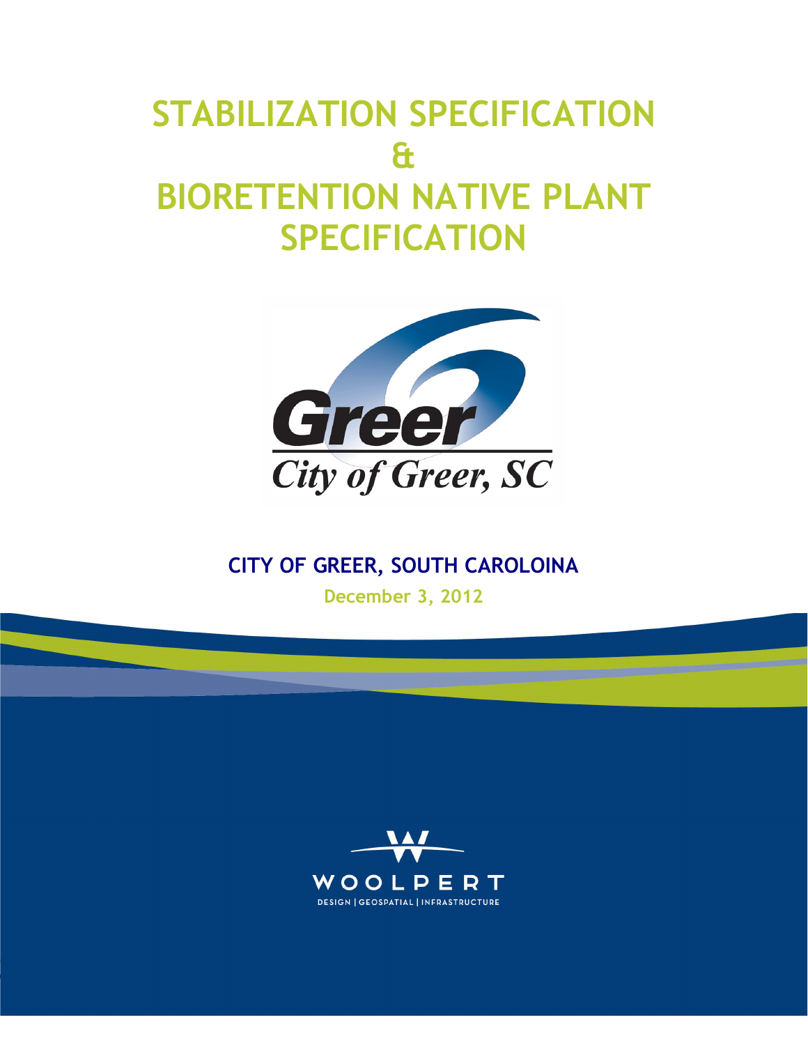# STABILIZATION SPECIFICATION & BIORETENTION NATIVE PLANT SPECIFICATION

Greer
City of Greer, SC

**CITY OF GREER, SOUTH CAROLOINA**

**December 3, 2012**

WOOLPERT
DESIGN | GEOSPATIAL | INFRASTRUCTURE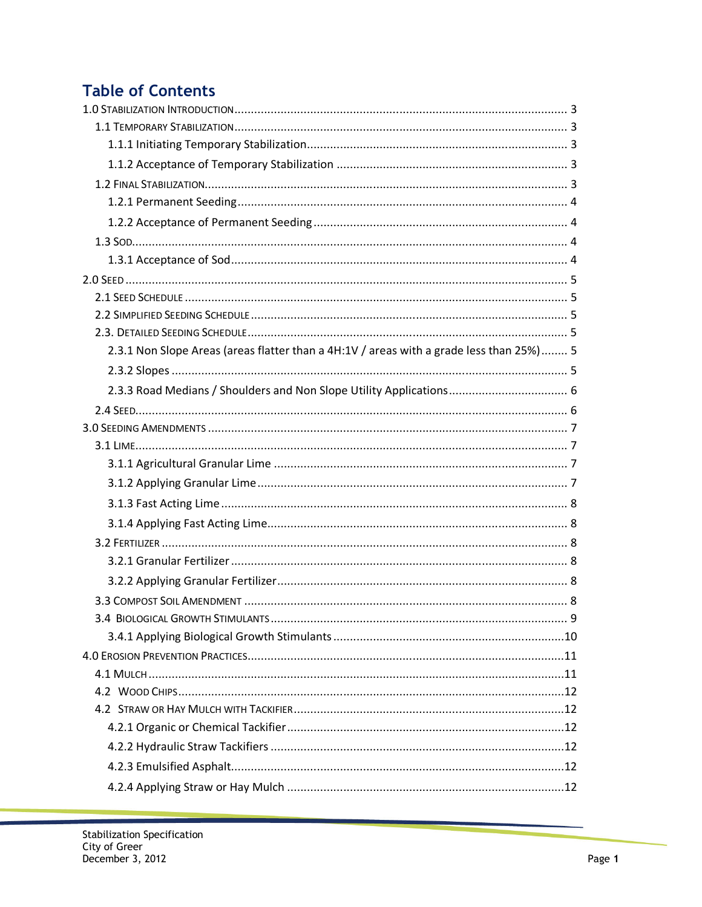# Table of Contents

1.0 Stabilization Introduction ........................................ 3

- 1.1 Temporary Stabilization ........................................ 3
  - 1.1.1 Initiating Temporary Stabilization ........................................ 3
  - 1.1.2 Acceptance of Temporary Stabilization ........................................ 3
- 1.2 Final Stabilization ........................................ 3
  - 1.2.1 Permanent Seeding ........................................ 4
  - 1.2.2 Acceptance of Permanent Seeding ........................................ 4
- 1.3 Sod ........................................ 4
  - 1.3.1 Acceptance of Sod ........................................ 4

2.0 Seed ........................................ 5

- 2.1 Seed Schedule ........................................ 5
- 2.2 Simplified Seeding Schedule ........................................ 5
- 2.3. Detailed Seeding Schedule ........................................ 5
  - 2.3.1 Non Slope Areas (areas flatter than a 4H:1V / areas with a grade less than 25%) ........ 5
  - 2.3.2 Slopes ........................................ 5
  - 2.3.3 Road Medians / Shoulders and Non Slope Utility Applications ........................................ 6
- 2.4 Seed ........................................ 6

3.0 Seeding Amendments ........................................ 7

- 3.1 Lime ........................................ 7
  - 3.1.1 Agricultural Granular Lime ........................................ 7
  - 3.1.2 Applying Granular Lime ........................................ 7
  - 3.1.3 Fast Acting Lime ........................................ 8
  - 3.1.4 Applying Fast Acting Lime ........................................ 8
- 3.2 Fertilizer ........................................ 8
  - 3.2.1 Granular Fertilizer ........................................ 8
  - 3.2.2 Applying Granular Fertilizer ........................................ 8
- 3.3 Compost Soil Amendment ........................................ 8
- 3.4 Biological Growth Stimulants ........................................ 9
  - 3.4.1 Applying Biological Growth Stimulants ........................................ 10

4.0 Erosion Prevention Practices ........................................ 11

- 4.1 Mulch ........................................ 11
- 4.2 Wood Chips ........................................ 12
- 4.2 Straw or Hay Mulch with Tackifier ........................................ 12
  - 4.2.1 Organic or Chemical Tackifier ........................................ 12
  - 4.2.2 Hydraulic Straw Tackifiers ........................................ 12
  - 4.2.3 Emulsified Asphalt ........................................ 12
  - 4.2.4 Applying Straw or Hay Mulch ........................................ 12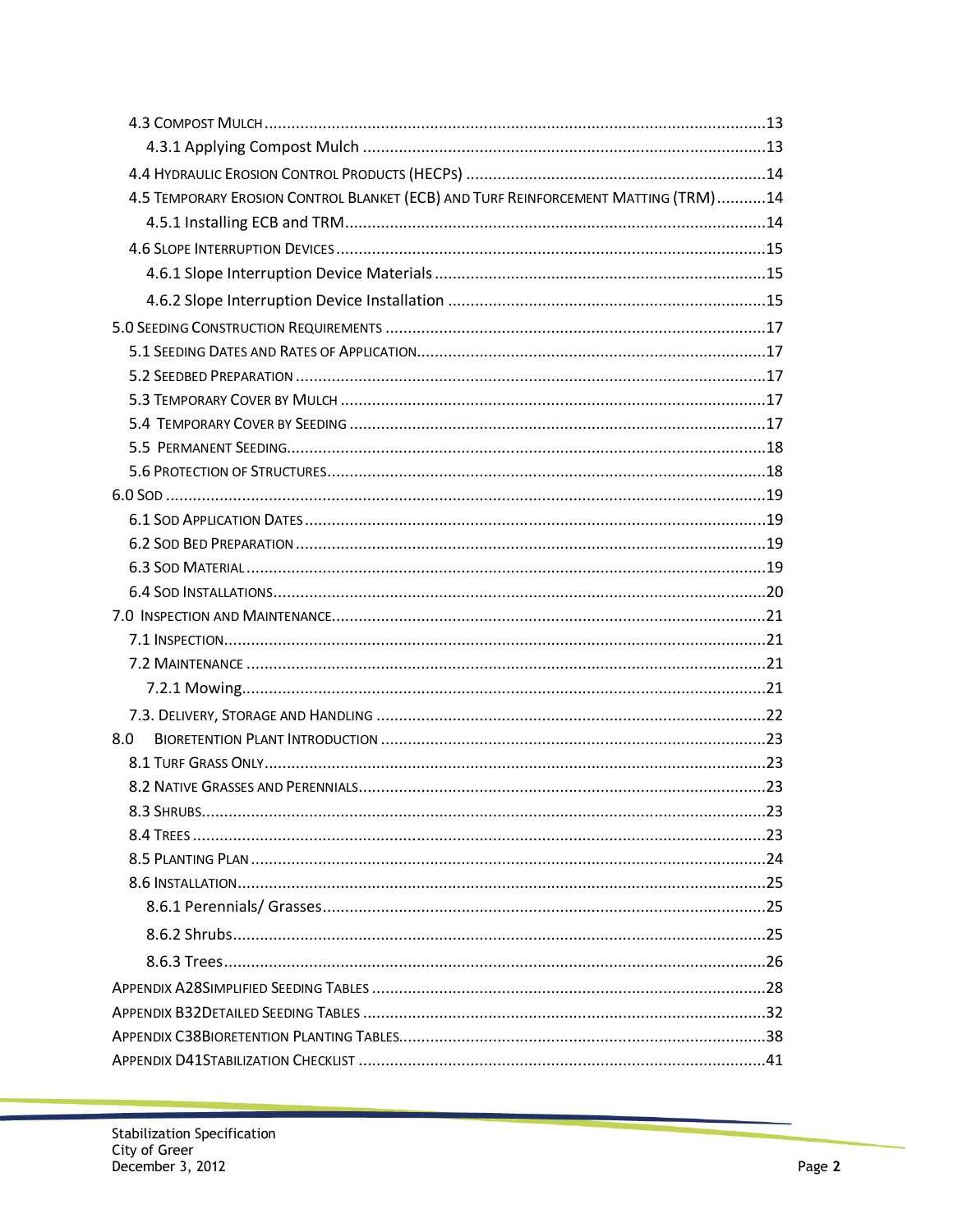4.3 Compost Mulch ....................................................................................................................13

4.3.1 Applying Compost Mulch ..........................................................................................13

4.4 Hydraulic Erosion Control Products (HECPs) ..................................................................14

4.5 Temporary Erosion Control Blanket (ECB) and Turf Reinforcement Matting (TRM)...........14

4.5.1 Installing ECB and TRM..............................................................................................14

4.6 Slope Interruption Devices ..............................................................................................15

4.6.1 Slope Interruption Device Materials ..........................................................................15

4.6.2 Slope Interruption Device Installation .......................................................................15

5.0 Seeding Construction Requirements ....................................................................................17

5.1 Seeding Dates and Rates of Application.............................................................................17

5.2 Seedbed Preparation .........................................................................................................17

5.3 Temporary Cover by Mulch ................................................................................................17

5.4 Temporary Cover by Seeding ..............................................................................................17

5.5 Permanent Seeding.............................................................................................................18

5.6 Protection of Structures......................................................................................................18

6.0 Sod ...........................................................................................................................................19

6.1 Sod Application Dates .........................................................................................................19

6.2 Sod Bed Preparation ...........................................................................................................19

6.3 Sod Material .......................................................................................................................19

6.4 Sod Installations..................................................................................................................20

7.0 Inspection and Maintenance...................................................................................................21

7.1 Inspection...........................................................................................................................21

7.2 Maintenance ......................................................................................................................21

7.2.1 Mowing.....................................................................................................................21

7.3. Delivery, Storage and Handling .........................................................................................22

8.0 Bioretention Plant Introduction ..........................................................................................23

8.1 Turf Grass Only...................................................................................................................23

8.2 Native Grasses and Perennials...........................................................................................23

8.3 Shrubs.................................................................................................................................23

8.4 Trees ..................................................................................................................................23

8.5 Planting Plan .......................................................................................................................24

8.6 Installation..........................................................................................................................25

8.6.1 Perennials/ Grasses...................................................................................................25

8.6.2 Shrubs.......................................................................................................................25

8.6.3 Trees.........................................................................................................................26

Appendix A28Simplified Seeding Tables ........................................................................................28

Appendix B32Detailed Seeding Tables ..........................................................................................32

Appendix C38Bioretention Planting Tables.....................................................................................38

Appendix D41Stabilization Checklist ............................................................................................41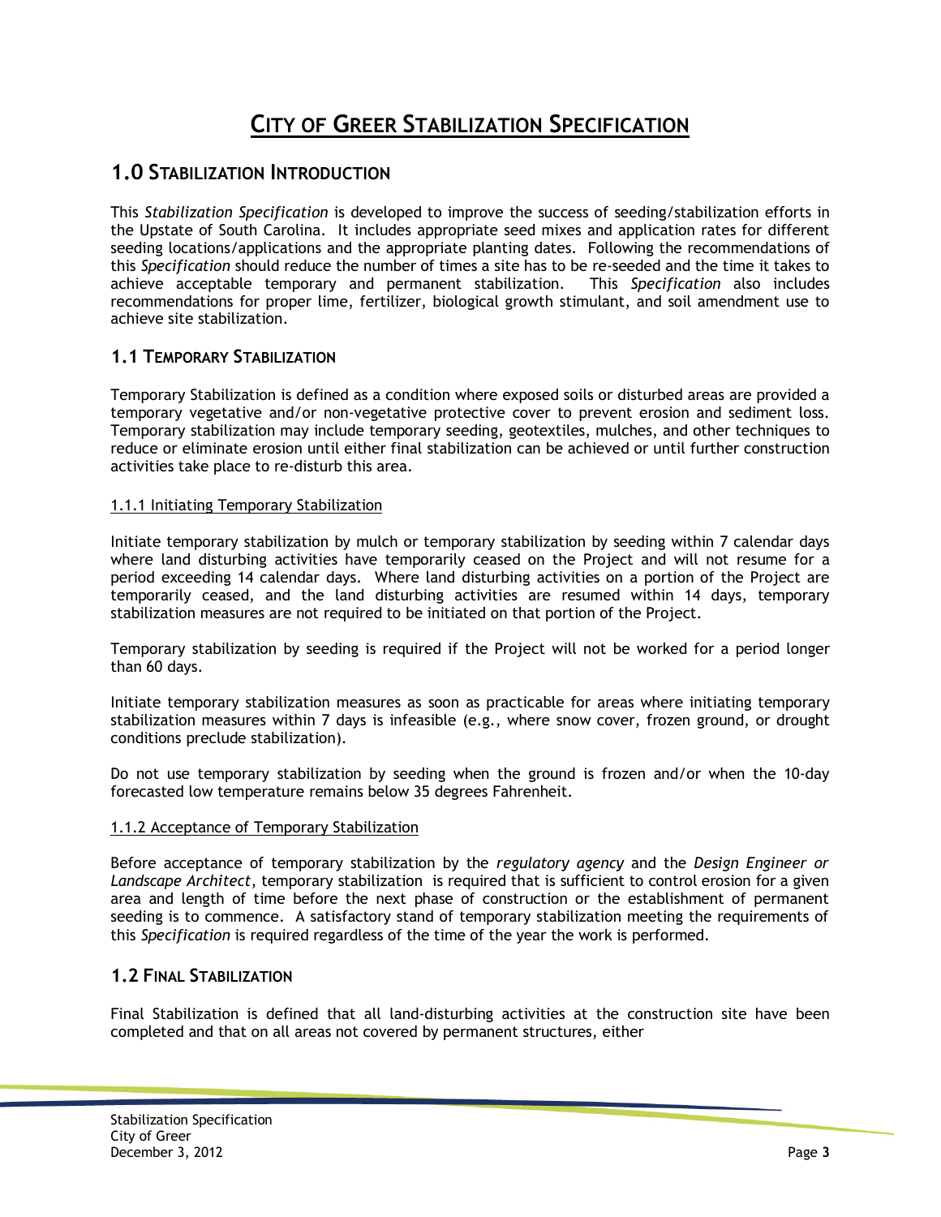# CITY OF GREER STABILIZATION SPECIFICATION

## 1.0 STABILIZATION INTRODUCTION

This *Stabilization Specification* is developed to improve the success of seeding/stabilization efforts in the Upstate of South Carolina. It includes appropriate seed mixes and application rates for different seeding locations/applications and the appropriate planting dates. Following the recommendations of this *Specification* should reduce the number of times a site has to be re-seeded and the time it takes to achieve acceptable temporary and permanent stabilization. This *Specification* also includes recommendations for proper lime, fertilizer, biological growth stimulant, and soil amendment use to achieve site stabilization.

### 1.1 TEMPORARY STABILIZATION

Temporary Stabilization is defined as a condition where exposed soils or disturbed areas are provided a temporary vegetative and/or non-vegetative protective cover to prevent erosion and sediment loss. Temporary stabilization may include temporary seeding, geotextiles, mulches, and other techniques to reduce or eliminate erosion until either final stabilization can be achieved or until further construction activities take place to re-disturb this area.

#### 1.1.1 Initiating Temporary Stabilization

Initiate temporary stabilization by mulch or temporary stabilization by seeding within 7 calendar days where land disturbing activities have temporarily ceased on the Project and will not resume for a period exceeding 14 calendar days. Where land disturbing activities on a portion of the Project are temporarily ceased, and the land disturbing activities are resumed within 14 days, temporary stabilization measures are not required to be initiated on that portion of the Project.

Temporary stabilization by seeding is required if the Project will not be worked for a period longer than 60 days.

Initiate temporary stabilization measures as soon as practicable for areas where initiating temporary stabilization measures within 7 days is infeasible (e.g., where snow cover, frozen ground, or drought conditions preclude stabilization).

Do not use temporary stabilization by seeding when the ground is frozen and/or when the 10-day forecasted low temperature remains below 35 degrees Fahrenheit.

#### 1.1.2 Acceptance of Temporary Stabilization

Before acceptance of temporary stabilization by the *regulatory agency* and the *Design Engineer or Landscape Architect*, temporary stabilization is required that is sufficient to control erosion for a given area and length of time before the next phase of construction or the establishment of permanent seeding is to commence. A satisfactory stand of temporary stabilization meeting the requirements of this *Specification* is required regardless of the time of the year the work is performed.

### 1.2 FINAL STABILIZATION

Final Stabilization is defined that all land-disturbing activities at the construction site have been completed and that on all areas not covered by permanent structures, either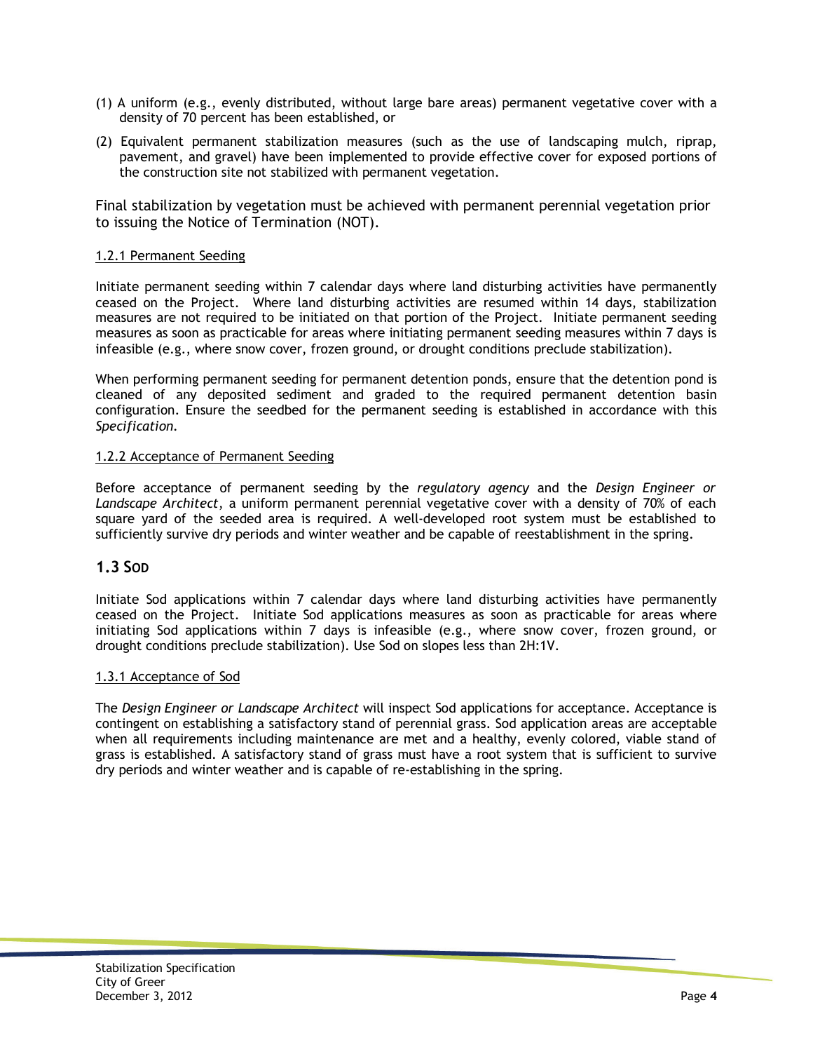(1) A uniform (e.g., evenly distributed, without large bare areas) permanent vegetative cover with a density of 70 percent has been established, or

(2) Equivalent permanent stabilization measures (such as the use of landscaping mulch, riprap, pavement, and gravel) have been implemented to provide effective cover for exposed portions of the construction site not stabilized with permanent vegetation.

Final stabilization by vegetation must be achieved with permanent perennial vegetation prior to issuing the Notice of Termination (NOT).

### 1.2.1 Permanent Seeding

Initiate permanent seeding within 7 calendar days where land disturbing activities have permanently ceased on the Project. Where land disturbing activities are resumed within 14 days, stabilization measures are not required to be initiated on that portion of the Project. Initiate permanent seeding measures as soon as practicable for areas where initiating permanent seeding measures within 7 days is infeasible (e.g., where snow cover, frozen ground, or drought conditions preclude stabilization).

When performing permanent seeding for permanent detention ponds, ensure that the detention pond is cleaned of any deposited sediment and graded to the required permanent detention basin configuration. Ensure the seedbed for the permanent seeding is established in accordance with this *Specification*.

### 1.2.2 Acceptance of Permanent Seeding

Before acceptance of permanent seeding by the *regulatory agency* and the *Design Engineer or Landscape Architect*, a uniform permanent perennial vegetative cover with a density of 70% of each square yard of the seeded area is required. A well-developed root system must be established to sufficiently survive dry periods and winter weather and be capable of reestablishment in the spring.

## 1.3 Sod

Initiate Sod applications within 7 calendar days where land disturbing activities have permanently ceased on the Project. Initiate Sod applications measures as soon as practicable for areas where initiating Sod applications within 7 days is infeasible (e.g., where snow cover, frozen ground, or drought conditions preclude stabilization). Use Sod on slopes less than 2H:1V.

### 1.3.1 Acceptance of Sod

The *Design Engineer or Landscape Architect* will inspect Sod applications for acceptance. Acceptance is contingent on establishing a satisfactory stand of perennial grass. Sod application areas are acceptable when all requirements including maintenance are met and a healthy, evenly colored, viable stand of grass is established. A satisfactory stand of grass must have a root system that is sufficient to survive dry periods and winter weather and is capable of re-establishing in the spring.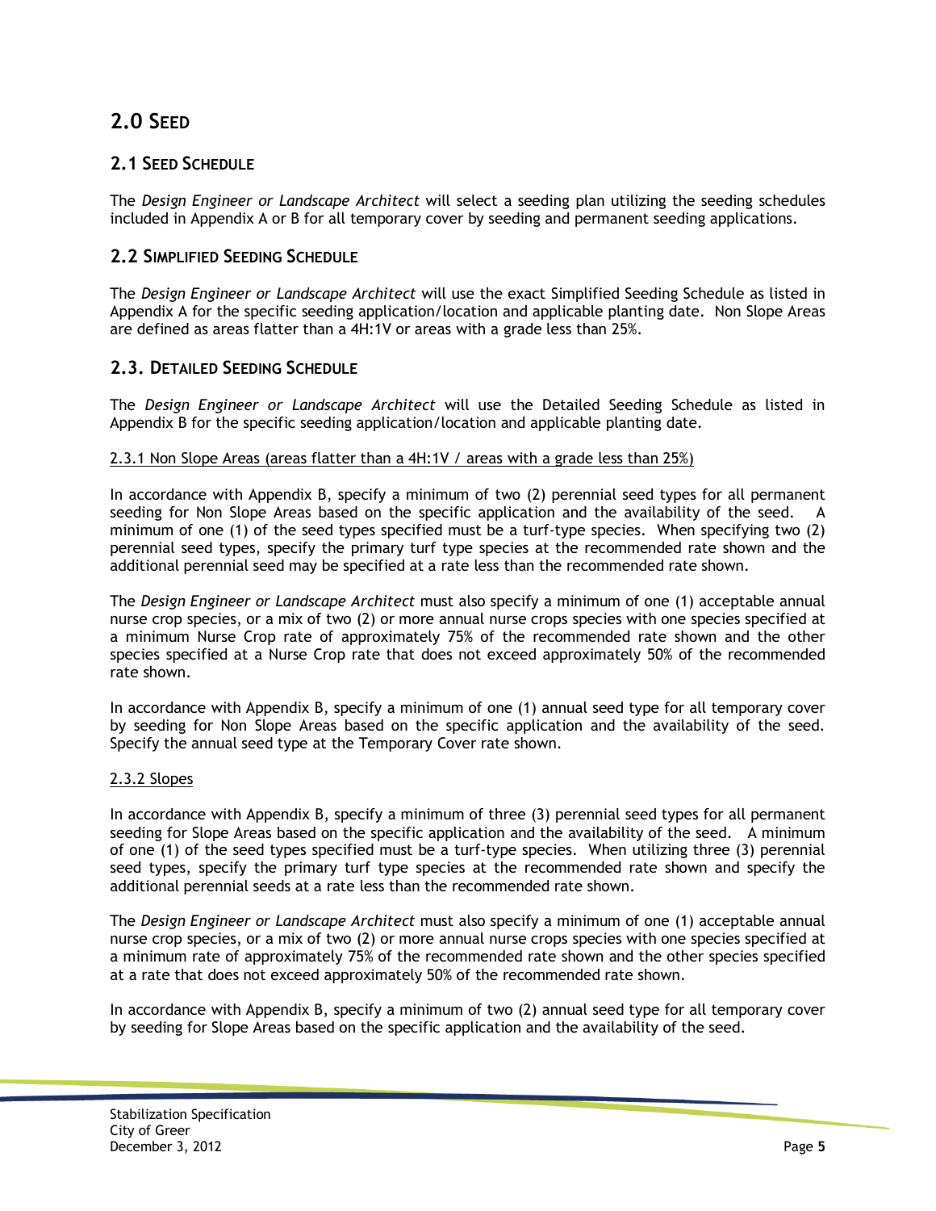# 2.0 SEED

## 2.1 SEED SCHEDULE

The *Design Engineer or Landscape Architect* will select a seeding plan utilizing the seeding schedules included in Appendix A or B for all temporary cover by seeding and permanent seeding applications.

## 2.2 SIMPLIFIED SEEDING SCHEDULE

The *Design Engineer or Landscape Architect* will use the exact Simplified Seeding Schedule as listed in Appendix A for the specific seeding application/location and applicable planting date. Non Slope Areas are defined as areas flatter than a 4H:1V or areas with a grade less than 25%.

## 2.3. DETAILED SEEDING SCHEDULE

The *Design Engineer or Landscape Architect* will use the Detailed Seeding Schedule as listed in Appendix B for the specific seeding application/location and applicable planting date.

<u>2.3.1 Non Slope Areas (areas flatter than a 4H:1V / areas with a grade less than 25%)</u>

In accordance with Appendix B, specify a minimum of two (2) perennial seed types for all permanent seeding for Non Slope Areas based on the specific application and the availability of the seed. A minimum of one (1) of the seed types specified must be a turf-type species. When specifying two (2) perennial seed types, specify the primary turf type species at the recommended rate shown and the additional perennial seed may be specified at a rate less than the recommended rate shown.

The *Design Engineer or Landscape Architect* must also specify a minimum of one (1) acceptable annual nurse crop species, or a mix of two (2) or more annual nurse crops species with one species specified at a minimum Nurse Crop rate of approximately 75% of the recommended rate shown and the other species specified at a Nurse Crop rate that does not exceed approximately 50% of the recommended rate shown.

In accordance with Appendix B, specify a minimum of one (1) annual seed type for all temporary cover by seeding for Non Slope Areas based on the specific application and the availability of the seed. Specify the annual seed type at the Temporary Cover rate shown.

<u>2.3.2 Slopes</u>

In accordance with Appendix B, specify a minimum of three (3) perennial seed types for all permanent seeding for Slope Areas based on the specific application and the availability of the seed. A minimum of one (1) of the seed types specified must be a turf-type species. When utilizing three (3) perennial seed types, specify the primary turf type species at the recommended rate shown and specify the additional perennial seeds at a rate less than the recommended rate shown.

The *Design Engineer or Landscape Architect* must also specify a minimum of one (1) acceptable annual nurse crop species, or a mix of two (2) or more annual nurse crops species with one species specified at a minimum rate of approximately 75% of the recommended rate shown and the other species specified at a rate that does not exceed approximately 50% of the recommended rate shown.

In accordance with Appendix B, specify a minimum of two (2) annual seed type for all temporary cover by seeding for Slope Areas based on the specific application and the availability of the seed.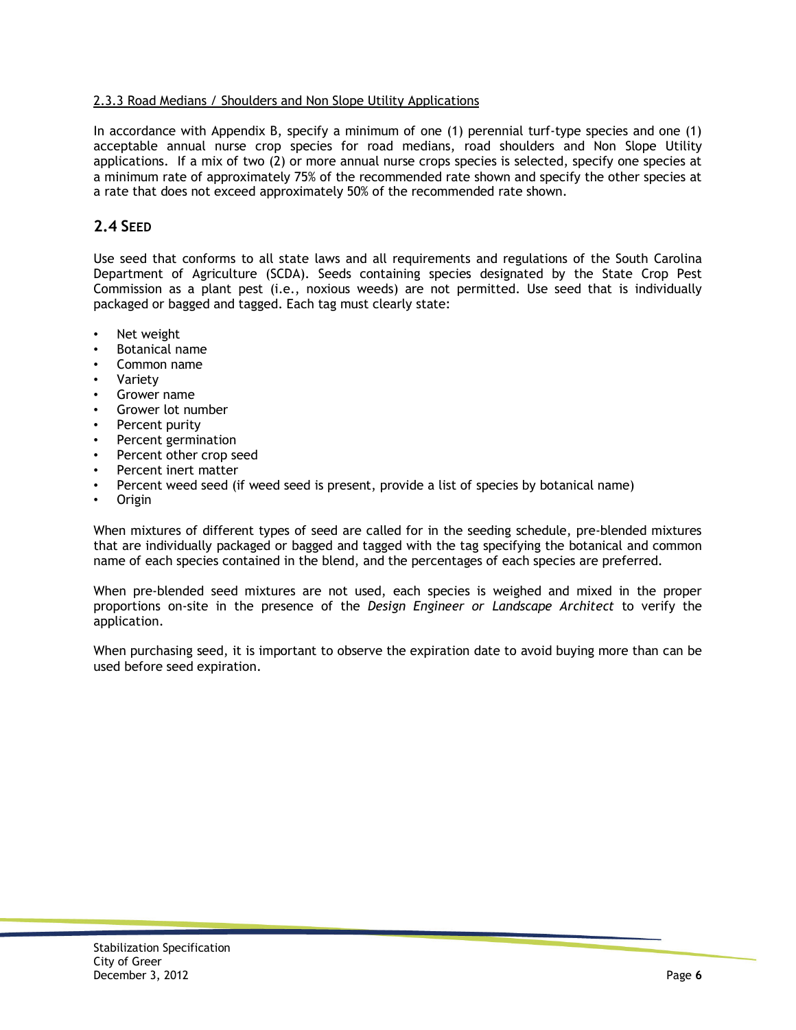### 2.3.3 Road Medians / Shoulders and Non Slope Utility Applications

In accordance with Appendix B, specify a minimum of one (1) perennial turf-type species and one (1) acceptable annual nurse crop species for road medians, road shoulders and Non Slope Utility applications. If a mix of two (2) or more annual nurse crops species is selected, specify one species at a minimum rate of approximately 75% of the recommended rate shown and specify the other species at a rate that does not exceed approximately 50% of the recommended rate shown.

## 2.4 SEED

Use seed that conforms to all state laws and all requirements and regulations of the South Carolina Department of Agriculture (SCDA). Seeds containing species designated by the State Crop Pest Commission as a plant pest (i.e., noxious weeds) are not permitted. Use seed that is individually packaged or bagged and tagged. Each tag must clearly state:

- Net weight
- Botanical name
- Common name
- Variety
- Grower name
- Grower lot number
- Percent purity
- Percent germination
- Percent other crop seed
- Percent inert matter
- Percent weed seed (if weed seed is present, provide a list of species by botanical name)
- Origin

When mixtures of different types of seed are called for in the seeding schedule, pre-blended mixtures that are individually packaged or bagged and tagged with the tag specifying the botanical and common name of each species contained in the blend, and the percentages of each species are preferred.

When pre-blended seed mixtures are not used, each species is weighed and mixed in the proper proportions on-site in the presence of the *Design Engineer or Landscape Architect* to verify the application.

When purchasing seed, it is important to observe the expiration date to avoid buying more than can be used before seed expiration.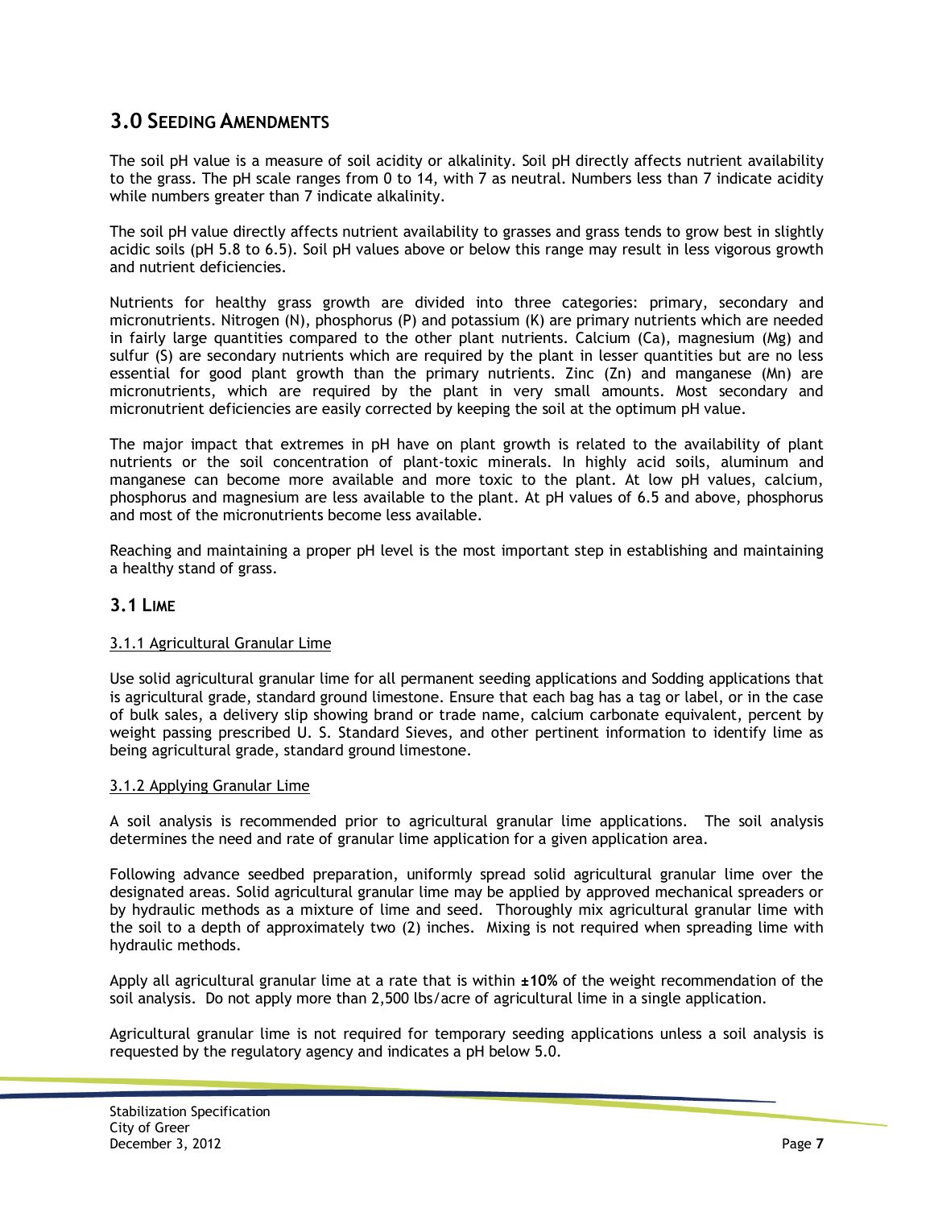## 3.0 SEEDING AMENDMENTS

The soil pH value is a measure of soil acidity or alkalinity. Soil pH directly affects nutrient availability to the grass. The pH scale ranges from 0 to 14, with 7 as neutral. Numbers less than 7 indicate acidity while numbers greater than 7 indicate alkalinity.

The soil pH value directly affects nutrient availability to grasses and grass tends to grow best in slightly acidic soils (pH 5.8 to 6.5). Soil pH values above or below this range may result in less vigorous growth and nutrient deficiencies.

Nutrients for healthy grass growth are divided into three categories: primary, secondary and micronutrients. Nitrogen (N), phosphorus (P) and potassium (K) are primary nutrients which are needed in fairly large quantities compared to the other plant nutrients. Calcium (Ca), magnesium (Mg) and sulfur (S) are secondary nutrients which are required by the plant in lesser quantities but are no less essential for good plant growth than the primary nutrients. Zinc (Zn) and manganese (Mn) are micronutrients, which are required by the plant in very small amounts. Most secondary and micronutrient deficiencies are easily corrected by keeping the soil at the optimum pH value.

The major impact that extremes in pH have on plant growth is related to the availability of plant nutrients or the soil concentration of plant-toxic minerals. In highly acid soils, aluminum and manganese can become more available and more toxic to the plant. At low pH values, calcium, phosphorus and magnesium are less available to the plant. At pH values of 6.5 and above, phosphorus and most of the micronutrients become less available.

Reaching and maintaining a proper pH level is the most important step in establishing and maintaining a healthy stand of grass.

### 3.1 LIME

3.1.1 Agricultural Granular Lime

Use solid agricultural granular lime for all permanent seeding applications and Sodding applications that is agricultural grade, standard ground limestone. Ensure that each bag has a tag or label, or in the case of bulk sales, a delivery slip showing brand or trade name, calcium carbonate equivalent, percent by weight passing prescribed U. S. Standard Sieves, and other pertinent information to identify lime as being agricultural grade, standard ground limestone.

3.1.2 Applying Granular Lime

A soil analysis is recommended prior to agricultural granular lime applications. The soil analysis determines the need and rate of granular lime application for a given application area.

Following advance seedbed preparation, uniformly spread solid agricultural granular lime over the designated areas. Solid agricultural granular lime may be applied by approved mechanical spreaders or by hydraulic methods as a mixture of lime and seed. Thoroughly mix agricultural granular lime with the soil to a depth of approximately two (2) inches. Mixing is not required when spreading lime with hydraulic methods.

Apply all agricultural granular lime at a rate that is within **±10%** of the weight recommendation of the soil analysis. Do not apply more than 2,500 lbs/acre of agricultural lime in a single application.

Agricultural granular lime is not required for temporary seeding applications unless a soil analysis is requested by the regulatory agency and indicates a pH below 5.0.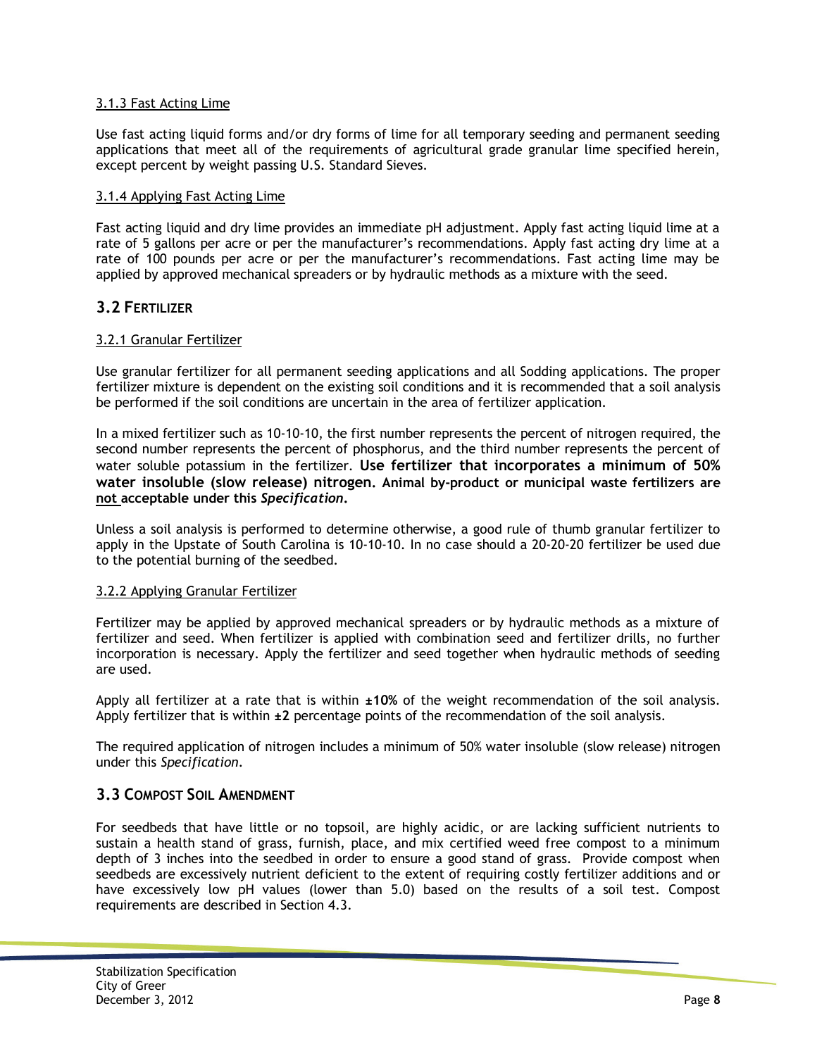3.1.3 Fast Acting Lime

Use fast acting liquid forms and/or dry forms of lime for all temporary seeding and permanent seeding applications that meet all of the requirements of agricultural grade granular lime specified herein, except percent by weight passing U.S. Standard Sieves.

3.1.4 Applying Fast Acting Lime

Fast acting liquid and dry lime provides an immediate pH adjustment. Apply fast acting liquid lime at a rate of 5 gallons per acre or per the manufacturer's recommendations. Apply fast acting dry lime at a rate of 100 pounds per acre or per the manufacturer's recommendations. Fast acting lime may be applied by approved mechanical spreaders or by hydraulic methods as a mixture with the seed.

## 3.2 FERTILIZER

3.2.1 Granular Fertilizer

Use granular fertilizer for all permanent seeding applications and all Sodding applications. The proper fertilizer mixture is dependent on the existing soil conditions and it is recommended that a soil analysis be performed if the soil conditions are uncertain in the area of fertilizer application.

In a mixed fertilizer such as 10-10-10, the first number represents the percent of nitrogen required, the second number represents the percent of phosphorus, and the third number represents the percent of water soluble potassium in the fertilizer. **Use fertilizer that incorporates a minimum of 50% water insoluble (slow release) nitrogen. Animal by-product or municipal waste fertilizers are not acceptable under this *Specification*.**

Unless a soil analysis is performed to determine otherwise, a good rule of thumb granular fertilizer to apply in the Upstate of South Carolina is 10-10-10. In no case should a 20-20-20 fertilizer be used due to the potential burning of the seedbed.

3.2.2 Applying Granular Fertilizer

Fertilizer may be applied by approved mechanical spreaders or by hydraulic methods as a mixture of fertilizer and seed. When fertilizer is applied with combination seed and fertilizer drills, no further incorporation is necessary. Apply the fertilizer and seed together when hydraulic methods of seeding are used.

Apply all fertilizer at a rate that is within **±10%** of the weight recommendation of the soil analysis. Apply fertilizer that is within **±2** percentage points of the recommendation of the soil analysis.

The required application of nitrogen includes a minimum of 50% water insoluble (slow release) nitrogen under this *Specification*.

## 3.3 COMPOST SOIL AMENDMENT

For seedbeds that have little or no topsoil, are highly acidic, or are lacking sufficient nutrients to sustain a health stand of grass, furnish, place, and mix certified weed free compost to a minimum depth of 3 inches into the seedbed in order to ensure a good stand of grass. Provide compost when seedbeds are excessively nutrient deficient to the extent of requiring costly fertilizer additions and or have excessively low pH values (lower than 5.0) based on the results of a soil test. Compost requirements are described in Section 4.3.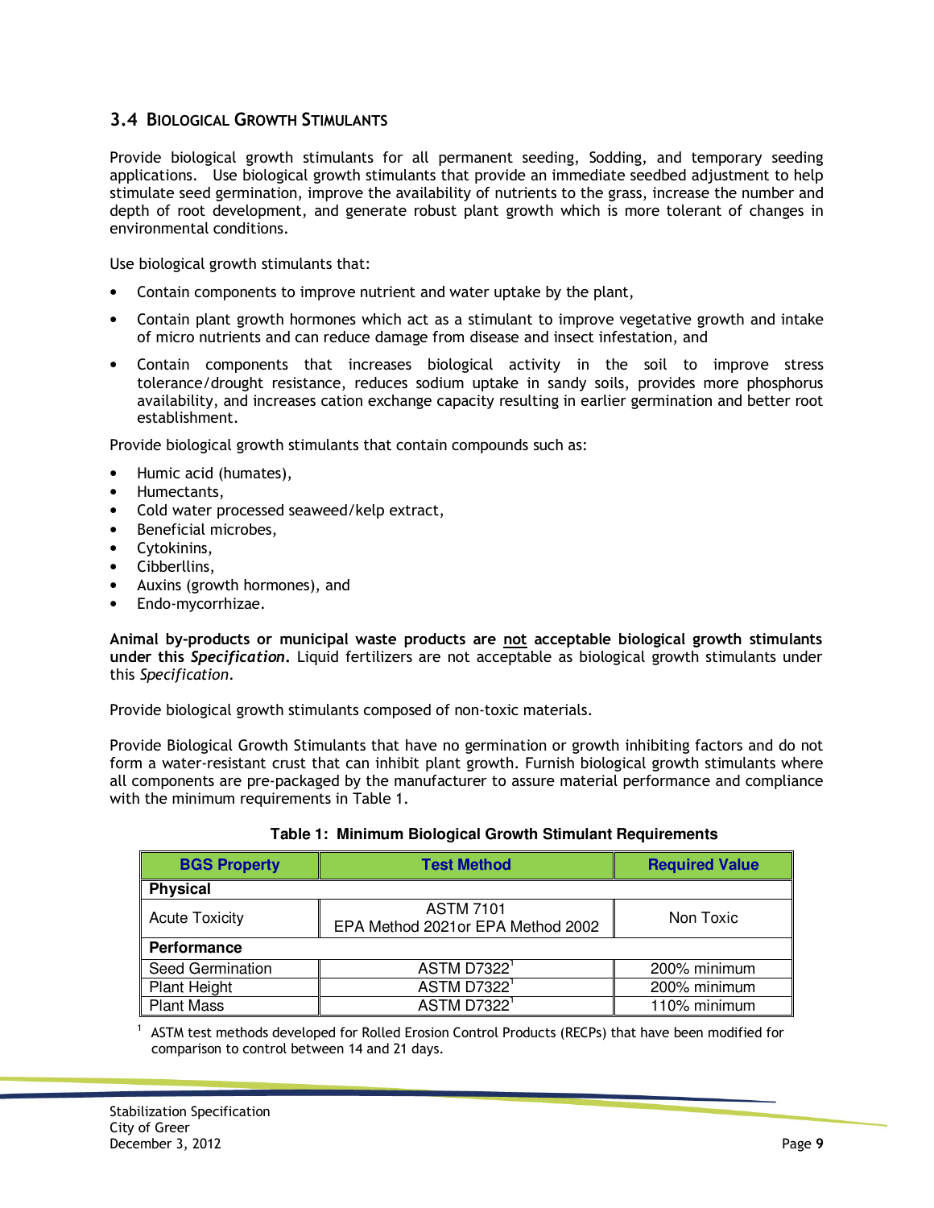### 3.4 Biological Growth Stimulants

Provide biological growth stimulants for all permanent seeding, Sodding, and temporary seeding applications. Use biological growth stimulants that provide an immediate seedbed adjustment to help stimulate seed germination, improve the availability of nutrients to the grass, increase the number and depth of root development, and generate robust plant growth which is more tolerant of changes in environmental conditions.

Use biological growth stimulants that:

- Contain components to improve nutrient and water uptake by the plant,
- Contain plant growth hormones which act as a stimulant to improve vegetative growth and intake of micro nutrients and can reduce damage from disease and insect infestation, and
- Contain components that increases biological activity in the soil to improve stress tolerance/drought resistance, reduces sodium uptake in sandy soils, provides more phosphorus availability, and increases cation exchange capacity resulting in earlier germination and better root establishment.

Provide biological growth stimulants that contain compounds such as:

- Humic acid (humates),
- Humectants,
- Cold water processed seaweed/kelp extract,
- Beneficial microbes,
- Cytokinins,
- Cibberllins,
- Auxins (growth hormones), and
- Endo-mycorrhizae.

**Animal by-products or municipal waste products are not acceptable biological growth stimulants under this *Specification*.** Liquid fertilizers are not acceptable as biological growth stimulants under this *Specification*.

Provide biological growth stimulants composed of non-toxic materials.

Provide Biological Growth Stimulants that have no germination or growth inhibiting factors and do not form a water-resistant crust that can inhibit plant growth. Furnish biological growth stimulants where all components are pre-packaged by the manufacturer to assure material performance and compliance with the minimum requirements in Table 1.

**Table 1: Minimum Biological Growth Stimulant Requirements**

| BGS Property | Test Method | Required Value |
|---|---|---|
| **Physical** | | |
| Acute Toxicity | ASTM 7101<br>EPA Method 2021or EPA Method 2002 | Non Toxic |
| **Performance** | | |
| Seed Germination | ASTM D7322[1] | 200% minimum |
| Plant Height | ASTM D7322[1] | 200% minimum |
| Plant Mass | ASTM D7322[1] | 110% minimum |

[1] ASTM test methods developed for Rolled Erosion Control Products (RECPs) that have been modified for comparison to control between 14 and 21 days.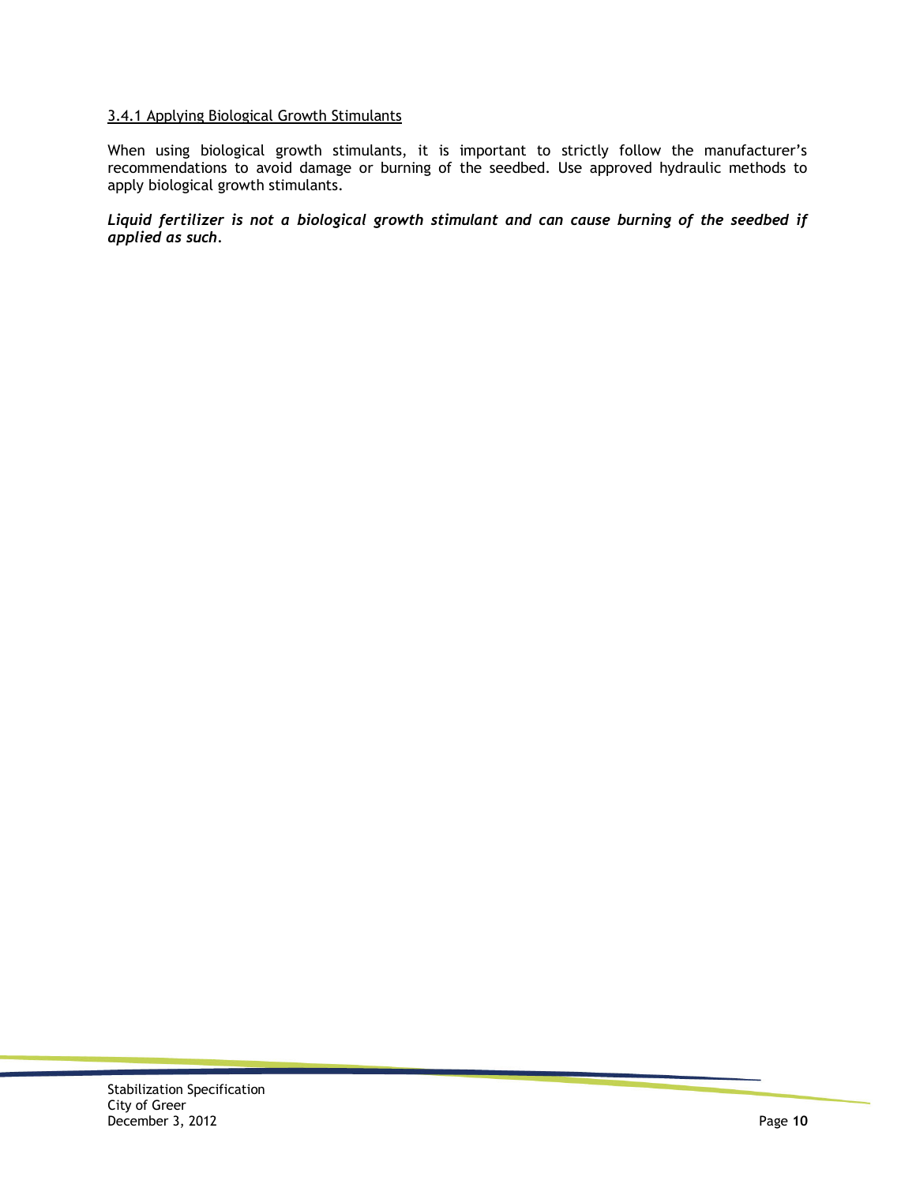#### 3.4.1 Applying Biological Growth Stimulants

When using biological growth stimulants, it is important to strictly follow the manufacturer's recommendations to avoid damage or burning of the seedbed. Use approved hydraulic methods to apply biological growth stimulants.

***Liquid fertilizer is not a biological growth stimulant and can cause burning of the seedbed if applied as such.***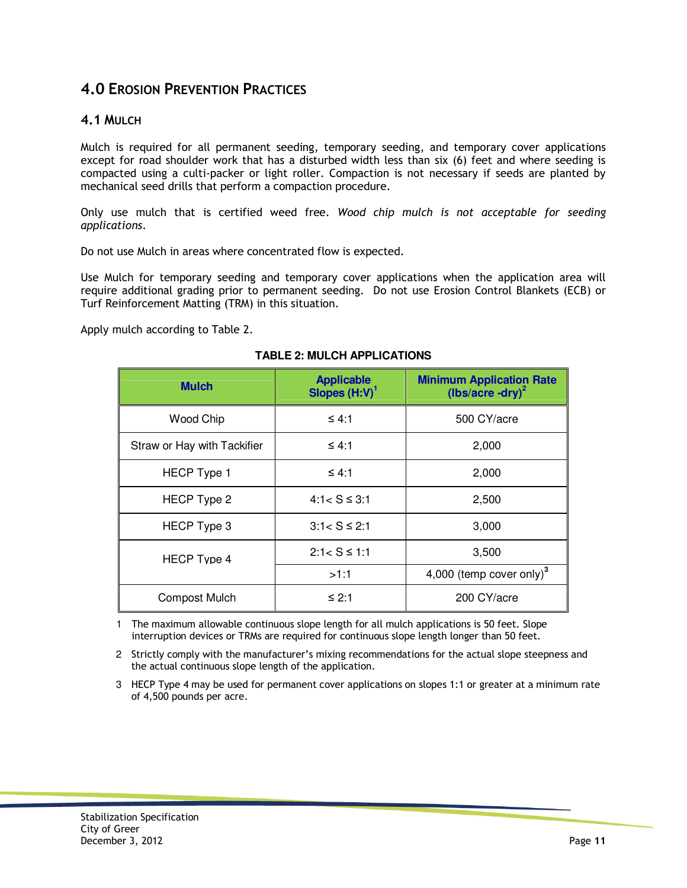# 4.0 Erosion Prevention Practices

## 4.1 Mulch

Mulch is required for all permanent seeding, temporary seeding, and temporary cover applications except for road shoulder work that has a disturbed width less than six (6) feet and where seeding is compacted using a culti-packer or light roller. Compaction is not necessary if seeds are planted by mechanical seed drills that perform a compaction procedure.

Only use mulch that is certified weed free. *Wood chip mulch is not acceptable for seeding applications.*

Do not use Mulch in areas where concentrated flow is expected.

Use Mulch for temporary seeding and temporary cover applications when the application area will require additional grading prior to permanent seeding. Do not use Erosion Control Blankets (ECB) or Turf Reinforcement Matting (TRM) in this situation.

Apply mulch according to Table 2.

**TABLE 2: MULCH APPLICATIONS**

| Mulch | Applicable Slopes (H:V)[1] | Minimum Application Rate (lbs/acre -dry)[2] |
|---|---|---|
| Wood Chip | ≤ 4:1 | 500 CY/acre |
| Straw or Hay with Tackifier | ≤ 4:1 | 2,000 |
| HECP Type 1 | ≤ 4:1 | 2,000 |
| HECP Type 2 | 4:1< S ≤ 3:1 | 2,500 |
| HECP Type 3 | 3:1< S ≤ 2:1 | 3,000 |
| HECP Type 4 | 2:1< S ≤ 1:1 | 3,500 |
| | >1:1 | 4,000 (temp cover only)[3] |
| Compost Mulch | ≤ 2:1 | 200 CY/acre |

1. The maximum allowable continuous slope length for all mulch applications is 50 feet. Slope interruption devices or TRMs are required for continuous slope length longer than 50 feet.
2. Strictly comply with the manufacturer's mixing recommendations for the actual slope steepness and the actual continuous slope length of the application.
3. HECP Type 4 may be used for permanent cover applications on slopes 1:1 or greater at a minimum rate of 4,500 pounds per acre.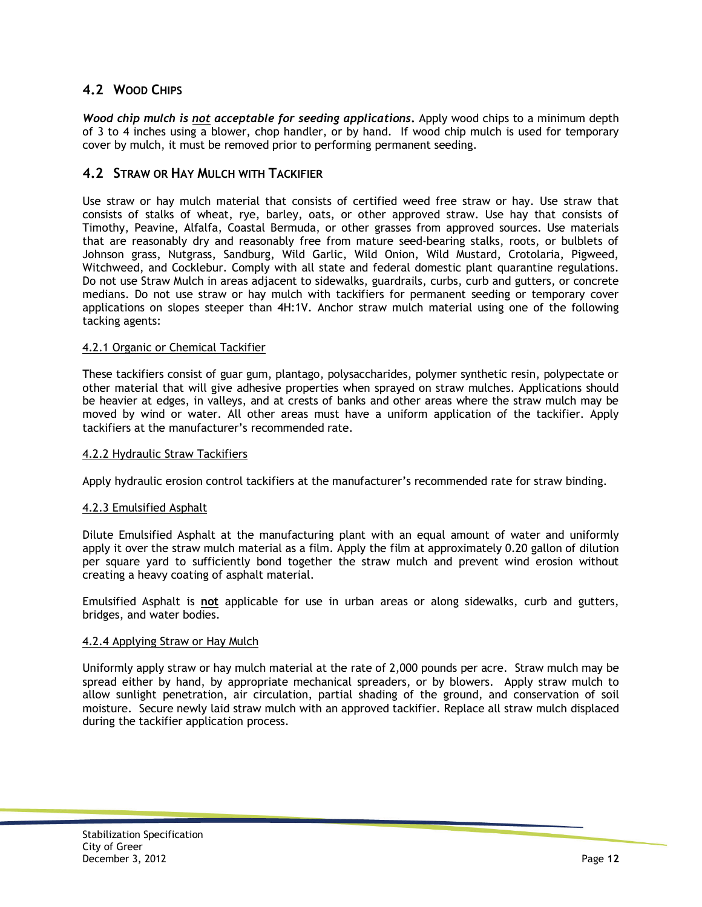## 4.2 WOOD CHIPS

***Wood chip mulch is <u>not</u> acceptable for seeding applications.*** Apply wood chips to a minimum depth of 3 to 4 inches using a blower, chop handler, or by hand. If wood chip mulch is used for temporary cover by mulch, it must be removed prior to performing permanent seeding.

## 4.2 STRAW OR HAY MULCH WITH TACKIFIER

Use straw or hay mulch material that consists of certified weed free straw or hay. Use straw that consists of stalks of wheat, rye, barley, oats, or other approved straw. Use hay that consists of Timothy, Peavine, Alfalfa, Coastal Bermuda, or other grasses from approved sources. Use materials that are reasonably dry and reasonably free from mature seed-bearing stalks, roots, or bulblets of Johnson grass, Nutgrass, Sandburg, Wild Garlic, Wild Onion, Wild Mustard, Crotolaria, Pigweed, Witchweed, and Cocklebur. Comply with all state and federal domestic plant quarantine regulations. Do not use Straw Mulch in areas adjacent to sidewalks, guardrails, curbs, curb and gutters, or concrete medians. Do not use straw or hay mulch with tackifiers for permanent seeding or temporary cover applications on slopes steeper than 4H:1V. Anchor straw mulch material using one of the following tacking agents:

<u>4.2.1 Organic or Chemical Tackifier</u>

These tackifiers consist of guar gum, plantago, polysaccharides, polymer synthetic resin, polypectate or other material that will give adhesive properties when sprayed on straw mulches. Applications should be heavier at edges, in valleys, and at crests of banks and other areas where the straw mulch may be moved by wind or water. All other areas must have a uniform application of the tackifier. Apply tackifiers at the manufacturer's recommended rate.

<u>4.2.2 Hydraulic Straw Tackifiers</u>

Apply hydraulic erosion control tackifiers at the manufacturer's recommended rate for straw binding.

<u>4.2.3 Emulsified Asphalt</u>

Dilute Emulsified Asphalt at the manufacturing plant with an equal amount of water and uniformly apply it over the straw mulch material as a film. Apply the film at approximately 0.20 gallon of dilution per square yard to sufficiently bond together the straw mulch and prevent wind erosion without creating a heavy coating of asphalt material.

Emulsified Asphalt is <u>**not**</u> applicable for use in urban areas or along sidewalks, curb and gutters, bridges, and water bodies.

<u>4.2.4 Applying Straw or Hay Mulch</u>

Uniformly apply straw or hay mulch material at the rate of 2,000 pounds per acre. Straw mulch may be spread either by hand, by appropriate mechanical spreaders, or by blowers. Apply straw mulch to allow sunlight penetration, air circulation, partial shading of the ground, and conservation of soil moisture. Secure newly laid straw mulch with an approved tackifier. Replace all straw mulch displaced during the tackifier application process.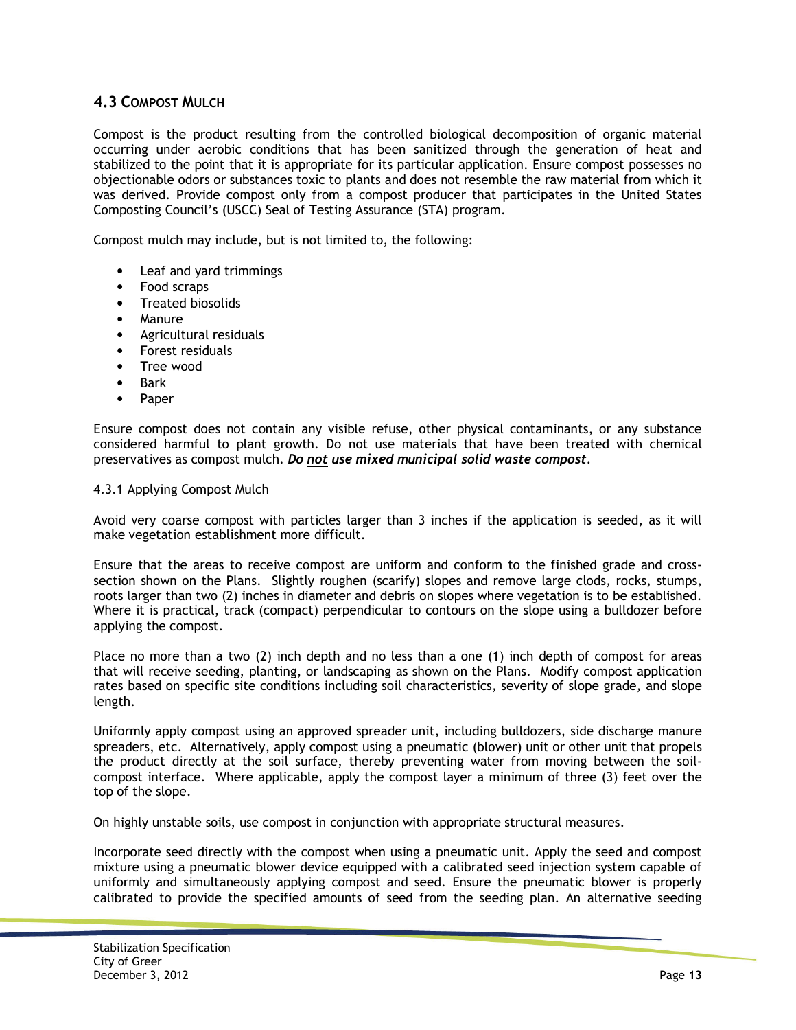## 4.3 Compost Mulch

Compost is the product resulting from the controlled biological decomposition of organic material occurring under aerobic conditions that has been sanitized through the generation of heat and stabilized to the point that it is appropriate for its particular application. Ensure compost possesses no objectionable odors or substances toxic to plants and does not resemble the raw material from which it was derived. Provide compost only from a compost producer that participates in the United States Composting Council's (USCC) Seal of Testing Assurance (STA) program.

Compost mulch may include, but is not limited to, the following:

- Leaf and yard trimmings
- Food scraps
- Treated biosolids
- Manure
- Agricultural residuals
- Forest residuals
- Tree wood
- Bark
- Paper

Ensure compost does not contain any visible refuse, other physical contaminants, or any substance considered harmful to plant growth. Do not use materials that have been treated with chemical preservatives as compost mulch. ***Do not use mixed municipal solid waste compost.***

### 4.3.1 Applying Compost Mulch

Avoid very coarse compost with particles larger than 3 inches if the application is seeded, as it will make vegetation establishment more difficult.

Ensure that the areas to receive compost are uniform and conform to the finished grade and cross-section shown on the Plans. Slightly roughen (scarify) slopes and remove large clods, rocks, stumps, roots larger than two (2) inches in diameter and debris on slopes where vegetation is to be established. Where it is practical, track (compact) perpendicular to contours on the slope using a bulldozer before applying the compost.

Place no more than a two (2) inch depth and no less than a one (1) inch depth of compost for areas that will receive seeding, planting, or landscaping as shown on the Plans. Modify compost application rates based on specific site conditions including soil characteristics, severity of slope grade, and slope length.

Uniformly apply compost using an approved spreader unit, including bulldozers, side discharge manure spreaders, etc. Alternatively, apply compost using a pneumatic (blower) unit or other unit that propels the product directly at the soil surface, thereby preventing water from moving between the soil-compost interface. Where applicable, apply the compost layer a minimum of three (3) feet over the top of the slope.

On highly unstable soils, use compost in conjunction with appropriate structural measures.

Incorporate seed directly with the compost when using a pneumatic unit. Apply the seed and compost mixture using a pneumatic blower device equipped with a calibrated seed injection system capable of uniformly and simultaneously applying compost and seed. Ensure the pneumatic blower is properly calibrated to provide the specified amounts of seed from the seeding plan. An alternative seeding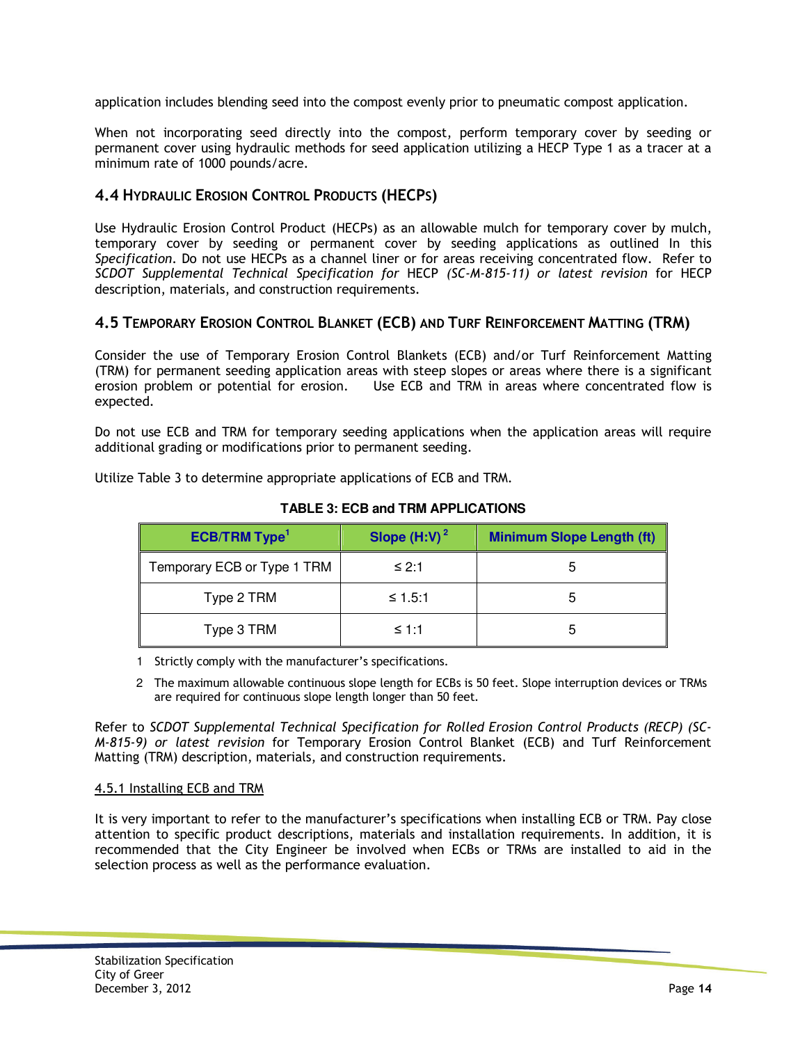application includes blending seed into the compost evenly prior to pneumatic compost application.

When not incorporating seed directly into the compost, perform temporary cover by seeding or permanent cover using hydraulic methods for seed application utilizing a HECP Type 1 as a tracer at a minimum rate of 1000 pounds/acre.

## 4.4 Hydraulic Erosion Control Products (HECPs)

Use Hydraulic Erosion Control Product (HECPs) as an allowable mulch for temporary cover by mulch, temporary cover by seeding or permanent cover by seeding applications as outlined In this *Specification*. Do not use HECPs as a channel liner or for areas receiving concentrated flow. Refer to *SCDOT Supplemental Technical Specification for* HECP *(SC-M-815-11) or latest revision* for HECP description, materials, and construction requirements.

## 4.5 Temporary Erosion Control Blanket (ECB) and Turf Reinforcement Matting (TRM)

Consider the use of Temporary Erosion Control Blankets (ECB) and/or Turf Reinforcement Matting (TRM) for permanent seeding application areas with steep slopes or areas where there is a significant erosion problem or potential for erosion. Use ECB and TRM in areas where concentrated flow is expected.

Do not use ECB and TRM for temporary seeding applications when the application areas will require additional grading or modifications prior to permanent seeding.

Utilize Table 3 to determine appropriate applications of ECB and TRM.

**TABLE 3: ECB and TRM APPLICATIONS**

| ECB/TRM Type[1] | Slope (H:V)[2] | Minimum Slope Length (ft) |
|---|---|---|
| Temporary ECB or Type 1 TRM | ≤ 2:1 | 5 |
| Type 2 TRM | ≤ 1.5:1 | 5 |
| Type 3 TRM | ≤ 1:1 | 5 |

1 Strictly comply with the manufacturer's specifications.

2 The maximum allowable continuous slope length for ECBs is 50 feet. Slope interruption devices or TRMs are required for continuous slope length longer than 50 feet.

Refer to *SCDOT Supplemental Technical Specification for Rolled Erosion Control Products (RECP) (SC-M-815-9) or latest revision* for Temporary Erosion Control Blanket (ECB) and Turf Reinforcement Matting (TRM) description, materials, and construction requirements.

### 4.5.1 Installing ECB and TRM

It is very important to refer to the manufacturer's specifications when installing ECB or TRM. Pay close attention to specific product descriptions, materials and installation requirements. In addition, it is recommended that the City Engineer be involved when ECBs or TRMs are installed to aid in the selection process as well as the performance evaluation.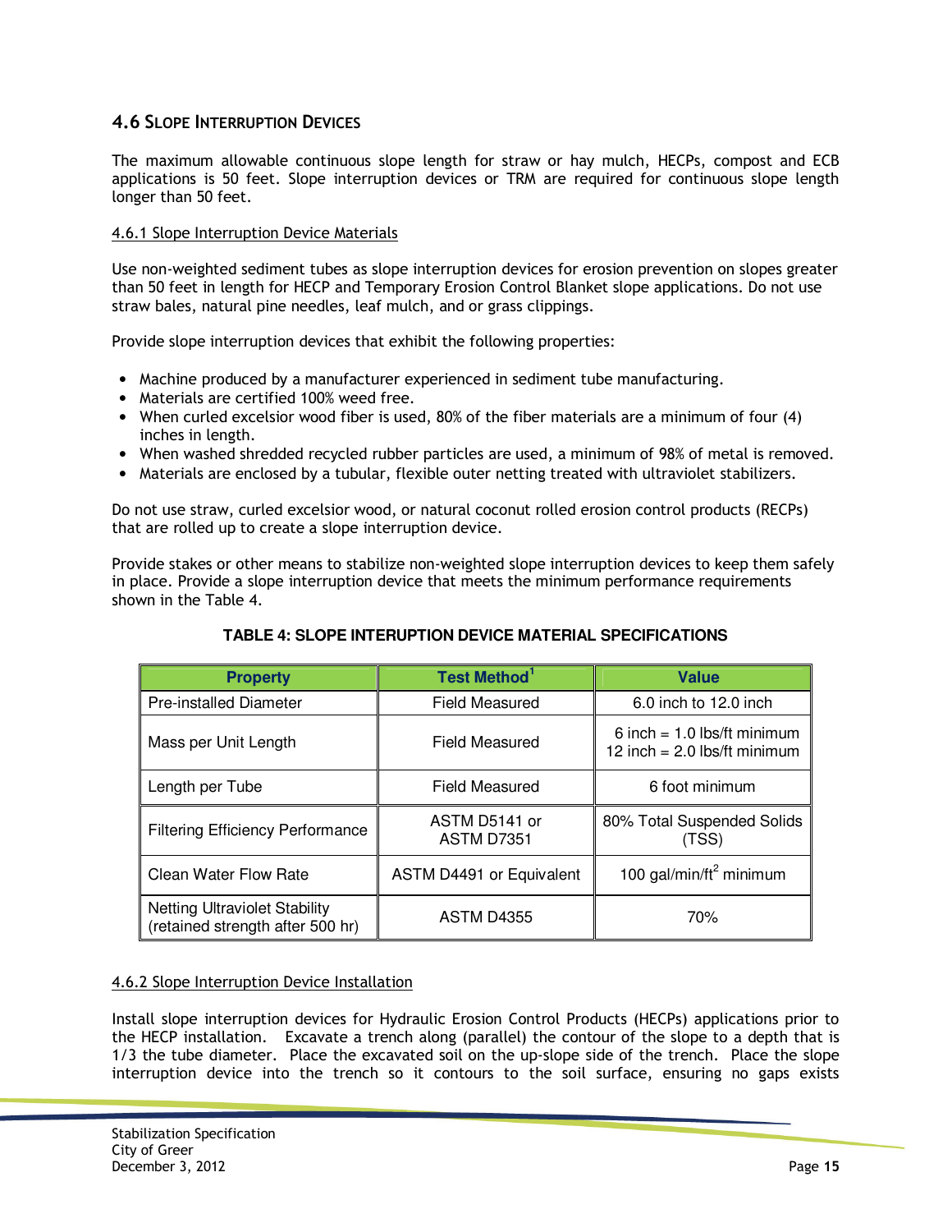## 4.6 Slope Interruption Devices

The maximum allowable continuous slope length for straw or hay mulch, HECPs, compost and ECB applications is 50 feet. Slope interruption devices or TRM are required for continuous slope length longer than 50 feet.

### 4.6.1 Slope Interruption Device Materials

Use non-weighted sediment tubes as slope interruption devices for erosion prevention on slopes greater than 50 feet in length for HECP and Temporary Erosion Control Blanket slope applications. Do not use straw bales, natural pine needles, leaf mulch, and or grass clippings.

Provide slope interruption devices that exhibit the following properties:

- Machine produced by a manufacturer experienced in sediment tube manufacturing.
- Materials are certified 100% weed free.
- When curled excelsior wood fiber is used, 80% of the fiber materials are a minimum of four (4) inches in length.
- When washed shredded recycled rubber particles are used, a minimum of 98% of metal is removed.
- Materials are enclosed by a tubular, flexible outer netting treated with ultraviolet stabilizers.

Do not use straw, curled excelsior wood, or natural coconut rolled erosion control products (RECPs) that are rolled up to create a slope interruption device.

Provide stakes or other means to stabilize non-weighted slope interruption devices to keep them safely in place. Provide a slope interruption device that meets the minimum performance requirements shown in the Table 4.

**TABLE 4: SLOPE INTERUPTION DEVICE MATERIAL SPECIFICATIONS**

| Property | Test Method[1] | Value |
|---|---|---|
| Pre-installed Diameter | Field Measured | 6.0 inch to 12.0 inch |
| Mass per Unit Length | Field Measured | 6 inch = 1.0 lbs/ft minimum<br>12 inch = 2.0 lbs/ft minimum |
| Length per Tube | Field Measured | 6 foot minimum |
| Filtering Efficiency Performance | ASTM D5141 or ASTM D7351 | 80% Total Suspended Solids (TSS) |
| Clean Water Flow Rate | ASTM D4491 or Equivalent | 100 gal/min/ft$^2$ minimum |
| Netting Ultraviolet Stability (retained strength after 500 hr) | ASTM D4355 | 70% |

### 4.6.2 Slope Interruption Device Installation

Install slope interruption devices for Hydraulic Erosion Control Products (HECPs) applications prior to the HECP installation. Excavate a trench along (parallel) the contour of the slope to a depth that is 1/3 the tube diameter. Place the excavated soil on the up-slope side of the trench. Place the slope interruption device into the trench so it contours to the soil surface, ensuring no gaps exists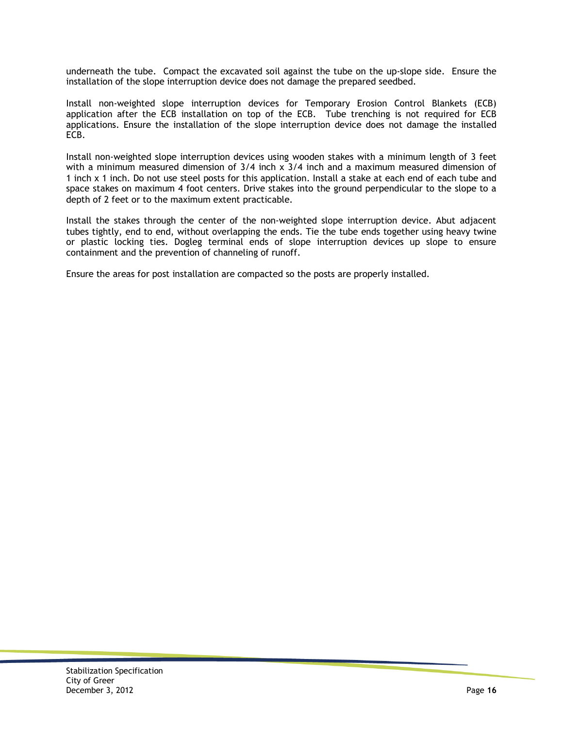underneath the tube. Compact the excavated soil against the tube on the up-slope side. Ensure the installation of the slope interruption device does not damage the prepared seedbed.

Install non-weighted slope interruption devices for Temporary Erosion Control Blankets (ECB) application after the ECB installation on top of the ECB. Tube trenching is not required for ECB applications. Ensure the installation of the slope interruption device does not damage the installed ECB.

Install non-weighted slope interruption devices using wooden stakes with a minimum length of 3 feet with a minimum measured dimension of 3/4 inch x 3/4 inch and a maximum measured dimension of 1 inch x 1 inch. Do not use steel posts for this application. Install a stake at each end of each tube and space stakes on maximum 4 foot centers. Drive stakes into the ground perpendicular to the slope to a depth of 2 feet or to the maximum extent practicable.

Install the stakes through the center of the non-weighted slope interruption device. Abut adjacent tubes tightly, end to end, without overlapping the ends. Tie the tube ends together using heavy twine or plastic locking ties. Dogleg terminal ends of slope interruption devices up slope to ensure containment and the prevention of channeling of runoff.

Ensure the areas for post installation are compacted so the posts are properly installed.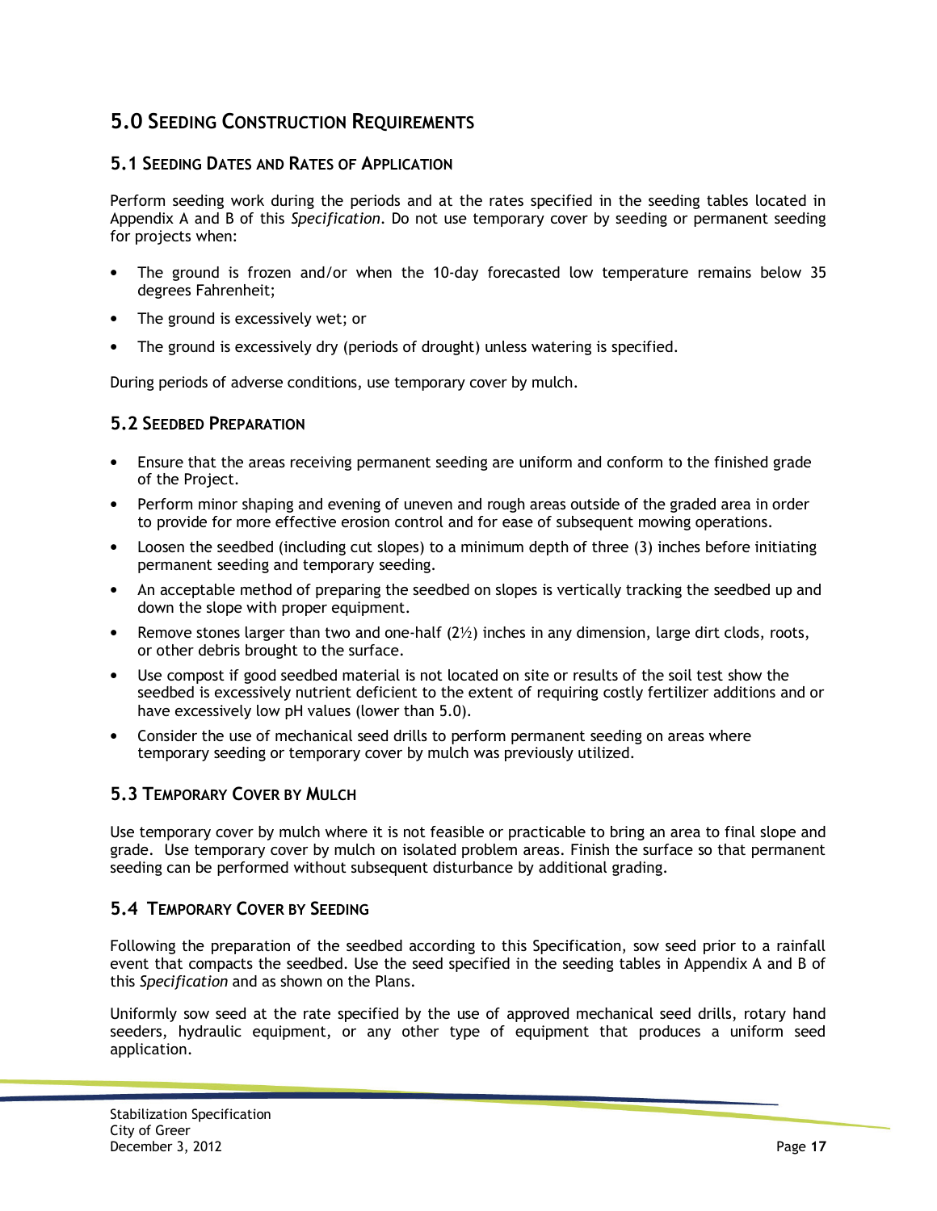# 5.0 Seeding Construction Requirements

## 5.1 Seeding Dates and Rates of Application

Perform seeding work during the periods and at the rates specified in the seeding tables located in Appendix A and B of this *Specification*. Do not use temporary cover by seeding or permanent seeding for projects when:

- The ground is frozen and/or when the 10-day forecasted low temperature remains below 35 degrees Fahrenheit;
- The ground is excessively wet; or
- The ground is excessively dry (periods of drought) unless watering is specified.

During periods of adverse conditions, use temporary cover by mulch.

## 5.2 Seedbed Preparation

- Ensure that the areas receiving permanent seeding are uniform and conform to the finished grade of the Project.
- Perform minor shaping and evening of uneven and rough areas outside of the graded area in order to provide for more effective erosion control and for ease of subsequent mowing operations.
- Loosen the seedbed (including cut slopes) to a minimum depth of three (3) inches before initiating permanent seeding and temporary seeding.
- An acceptable method of preparing the seedbed on slopes is vertically tracking the seedbed up and down the slope with proper equipment.
- Remove stones larger than two and one-half (2½) inches in any dimension, large dirt clods, roots, or other debris brought to the surface.
- Use compost if good seedbed material is not located on site or results of the soil test show the seedbed is excessively nutrient deficient to the extent of requiring costly fertilizer additions and or have excessively low pH values (lower than 5.0).
- Consider the use of mechanical seed drills to perform permanent seeding on areas where temporary seeding or temporary cover by mulch was previously utilized.

## 5.3 Temporary Cover by Mulch

Use temporary cover by mulch where it is not feasible or practicable to bring an area to final slope and grade. Use temporary cover by mulch on isolated problem areas. Finish the surface so that permanent seeding can be performed without subsequent disturbance by additional grading.

## 5.4 Temporary Cover by Seeding

Following the preparation of the seedbed according to this Specification, sow seed prior to a rainfall event that compacts the seedbed. Use the seed specified in the seeding tables in Appendix A and B of this *Specification* and as shown on the Plans.

Uniformly sow seed at the rate specified by the use of approved mechanical seed drills, rotary hand seeders, hydraulic equipment, or any other type of equipment that produces a uniform seed application.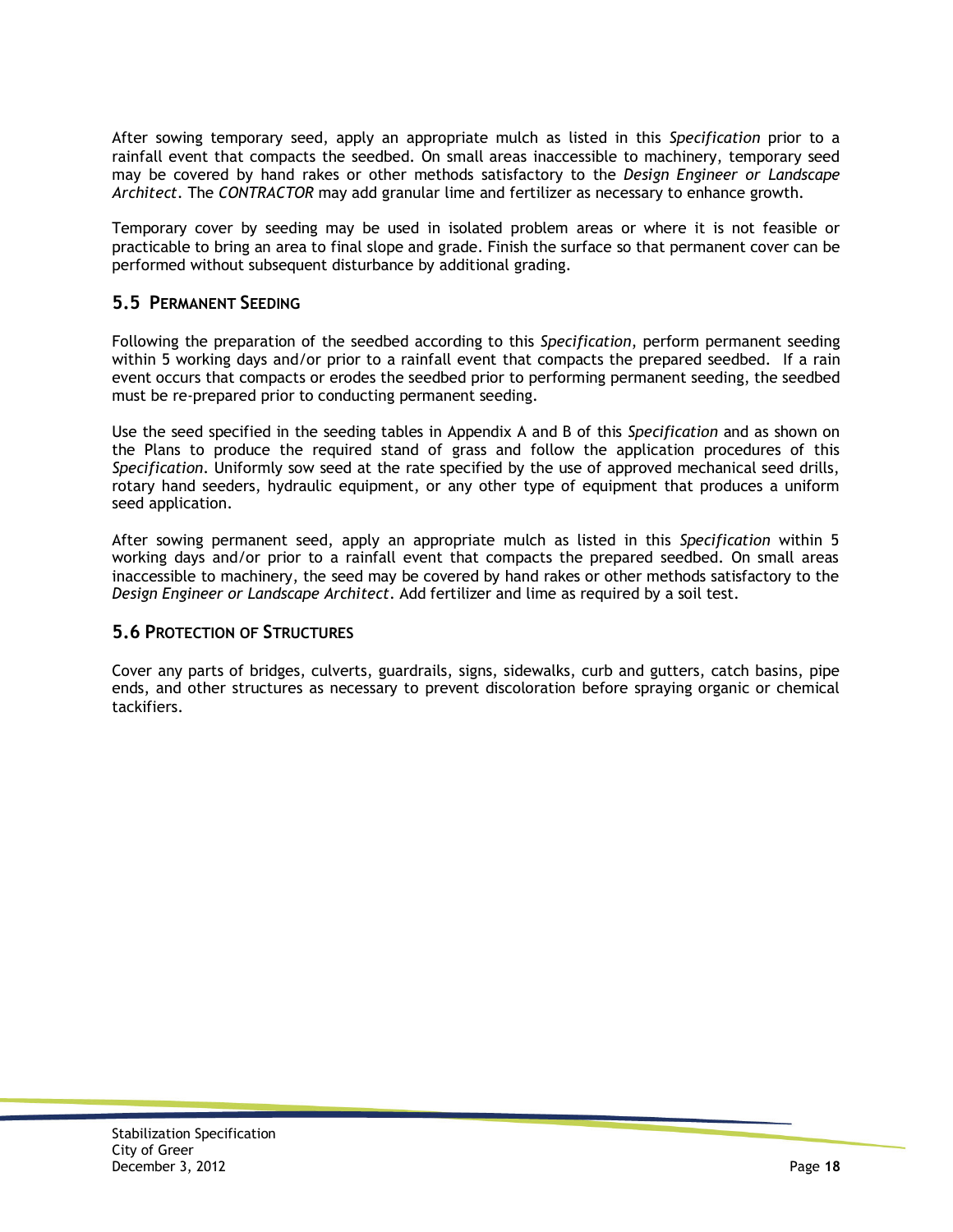After sowing temporary seed, apply an appropriate mulch as listed in this *Specification* prior to a rainfall event that compacts the seedbed. On small areas inaccessible to machinery, temporary seed may be covered by hand rakes or other methods satisfactory to the *Design Engineer or Landscape Architect*. The *CONTRACTOR* may add granular lime and fertilizer as necessary to enhance growth.

Temporary cover by seeding may be used in isolated problem areas or where it is not feasible or practicable to bring an area to final slope and grade. Finish the surface so that permanent cover can be performed without subsequent disturbance by additional grading.

## 5.5 Permanent Seeding

Following the preparation of the seedbed according to this *Specification*, perform permanent seeding within 5 working days and/or prior to a rainfall event that compacts the prepared seedbed. If a rain event occurs that compacts or erodes the seedbed prior to performing permanent seeding, the seedbed must be re-prepared prior to conducting permanent seeding.

Use the seed specified in the seeding tables in Appendix A and B of this *Specification* and as shown on the Plans to produce the required stand of grass and follow the application procedures of this *Specification*. Uniformly sow seed at the rate specified by the use of approved mechanical seed drills, rotary hand seeders, hydraulic equipment, or any other type of equipment that produces a uniform seed application.

After sowing permanent seed, apply an appropriate mulch as listed in this *Specification* within 5 working days and/or prior to a rainfall event that compacts the prepared seedbed. On small areas inaccessible to machinery, the seed may be covered by hand rakes or other methods satisfactory to the *Design Engineer or Landscape Architect*. Add fertilizer and lime as required by a soil test.

## 5.6 Protection of Structures

Cover any parts of bridges, culverts, guardrails, signs, sidewalks, curb and gutters, catch basins, pipe ends, and other structures as necessary to prevent discoloration before spraying organic or chemical tackifiers.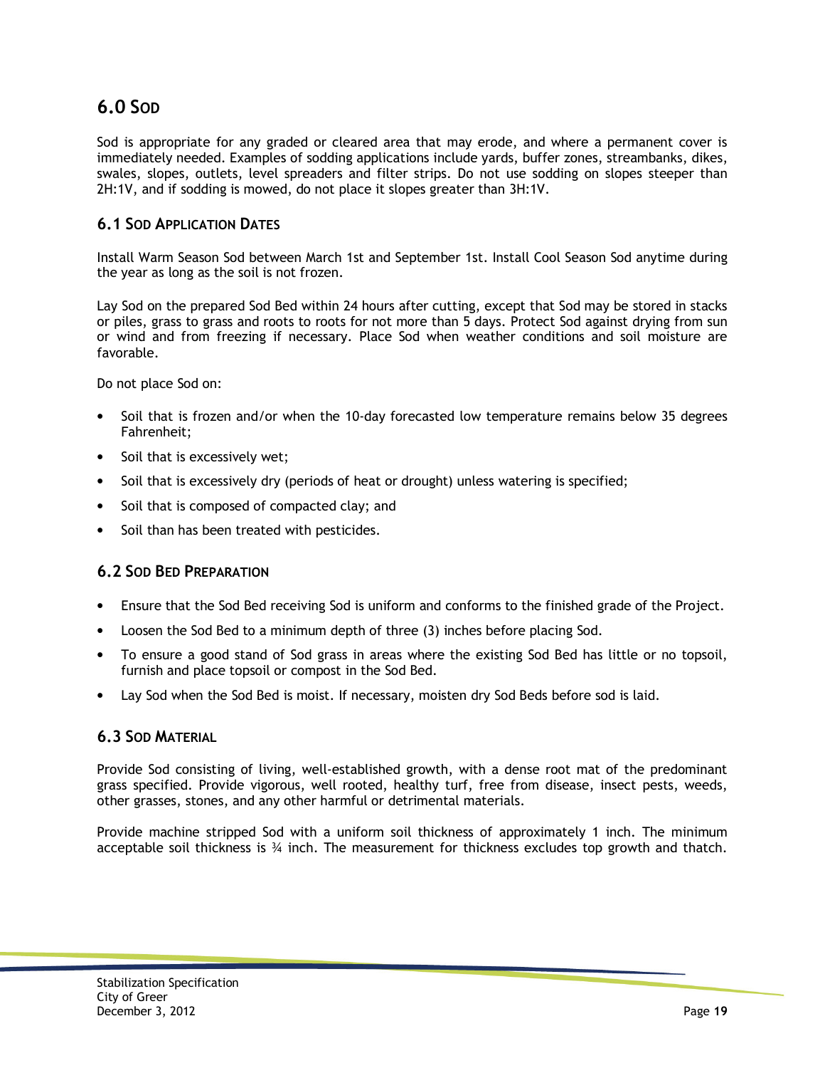## 6.0 Sod

Sod is appropriate for any graded or cleared area that may erode, and where a permanent cover is immediately needed. Examples of sodding applications include yards, buffer zones, streambanks, dikes, swales, slopes, outlets, level spreaders and filter strips. Do not use sodding on slopes steeper than 2H:1V, and if sodding is mowed, do not place it slopes greater than 3H:1V.

### 6.1 Sod Application Dates

Install Warm Season Sod between March 1st and September 1st. Install Cool Season Sod anytime during the year as long as the soil is not frozen.

Lay Sod on the prepared Sod Bed within 24 hours after cutting, except that Sod may be stored in stacks or piles, grass to grass and roots to roots for not more than 5 days. Protect Sod against drying from sun or wind and from freezing if necessary. Place Sod when weather conditions and soil moisture are favorable.

Do not place Sod on:

- Soil that is frozen and/or when the 10-day forecasted low temperature remains below 35 degrees Fahrenheit;
- Soil that is excessively wet;
- Soil that is excessively dry (periods of heat or drought) unless watering is specified;
- Soil that is composed of compacted clay; and
- Soil than has been treated with pesticides.

### 6.2 Sod Bed Preparation

- Ensure that the Sod Bed receiving Sod is uniform and conforms to the finished grade of the Project.
- Loosen the Sod Bed to a minimum depth of three (3) inches before placing Sod.
- To ensure a good stand of Sod grass in areas where the existing Sod Bed has little or no topsoil, furnish and place topsoil or compost in the Sod Bed.
- Lay Sod when the Sod Bed is moist. If necessary, moisten dry Sod Beds before sod is laid.

### 6.3 Sod Material

Provide Sod consisting of living, well-established growth, with a dense root mat of the predominant grass specified. Provide vigorous, well rooted, healthy turf, free from disease, insect pests, weeds, other grasses, stones, and any other harmful or detrimental materials.

Provide machine stripped Sod with a uniform soil thickness of approximately 1 inch. The minimum acceptable soil thickness is ¾ inch. The measurement for thickness excludes top growth and thatch.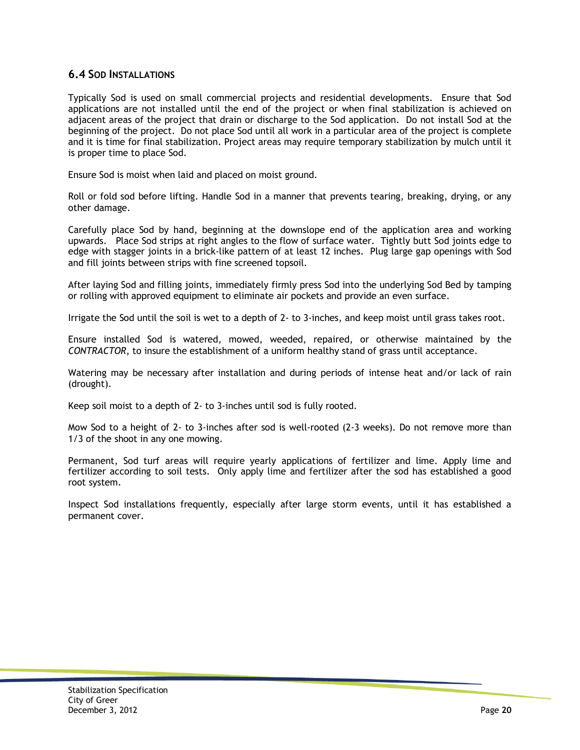### 6.4 Sod Installations

Typically Sod is used on small commercial projects and residential developments. Ensure that Sod applications are not installed until the end of the project or when final stabilization is achieved on adjacent areas of the project that drain or discharge to the Sod application. Do not install Sod at the beginning of the project. Do not place Sod until all work in a particular area of the project is complete and it is time for final stabilization. Project areas may require temporary stabilization by mulch until it is proper time to place Sod.

Ensure Sod is moist when laid and placed on moist ground.

Roll or fold sod before lifting. Handle Sod in a manner that prevents tearing, breaking, drying, or any other damage.

Carefully place Sod by hand, beginning at the downslope end of the application area and working upwards. Place Sod strips at right angles to the flow of surface water. Tightly butt Sod joints edge to edge with stagger joints in a brick-like pattern of at least 12 inches. Plug large gap openings with Sod and fill joints between strips with fine screened topsoil.

After laying Sod and filling joints, immediately firmly press Sod into the underlying Sod Bed by tamping or rolling with approved equipment to eliminate air pockets and provide an even surface.

Irrigate the Sod until the soil is wet to a depth of 2- to 3-inches, and keep moist until grass takes root.

Ensure installed Sod is watered, mowed, weeded, repaired, or otherwise maintained by the *CONTRACTOR*, to insure the establishment of a uniform healthy stand of grass until acceptance.

Watering may be necessary after installation and during periods of intense heat and/or lack of rain (drought).

Keep soil moist to a depth of 2- to 3-inches until sod is fully rooted.

Mow Sod to a height of 2- to 3-inches after sod is well-rooted (2-3 weeks). Do not remove more than 1/3 of the shoot in any one mowing.

Permanent, Sod turf areas will require yearly applications of fertilizer and lime. Apply lime and fertilizer according to soil tests. Only apply lime and fertilizer after the sod has established a good root system.

Inspect Sod installations frequently, especially after large storm events, until it has established a permanent cover.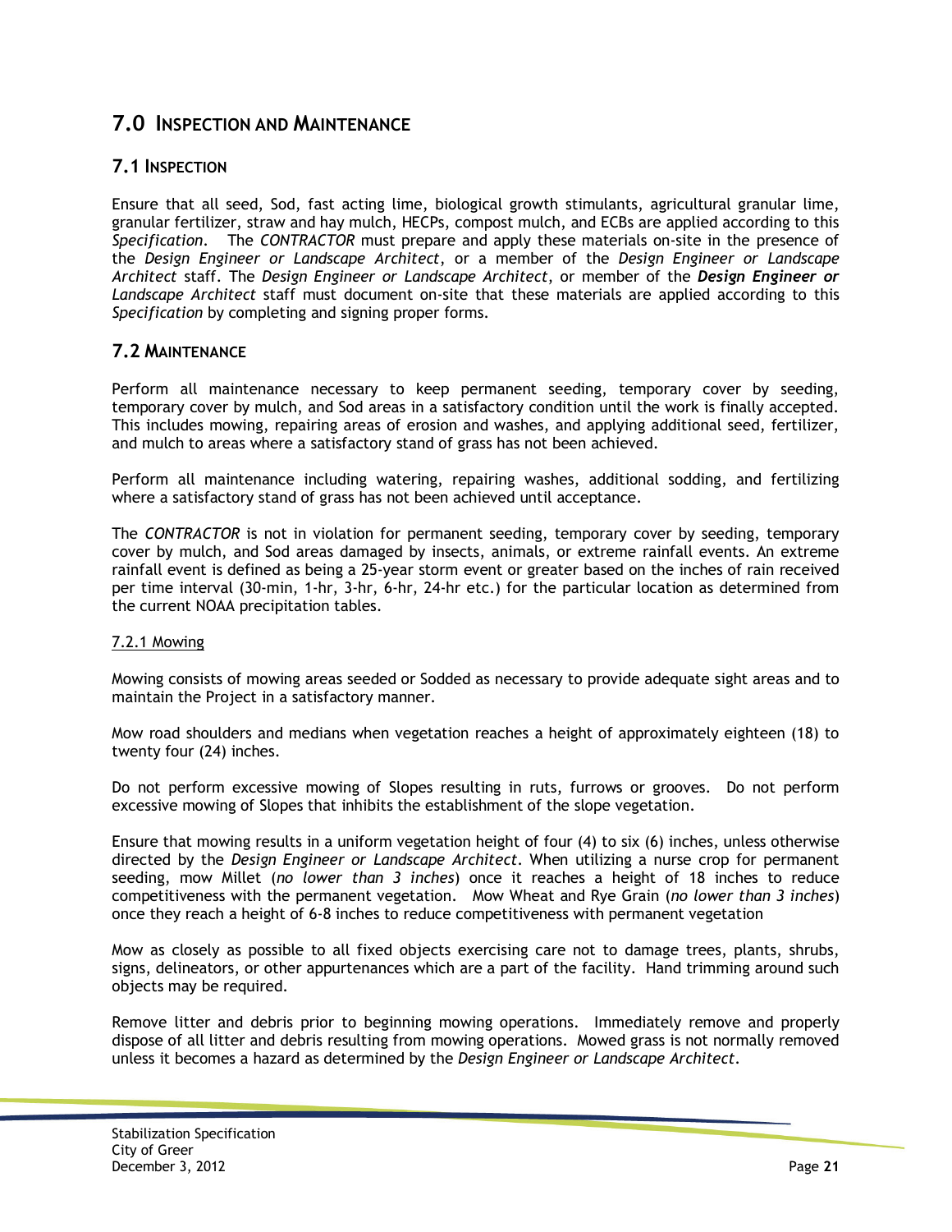## 7.0 INSPECTION AND MAINTENANCE

### 7.1 INSPECTION

Ensure that all seed, Sod, fast acting lime, biological growth stimulants, agricultural granular lime, granular fertilizer, straw and hay mulch, HECPs, compost mulch, and ECBs are applied according to this *Specification*. The *CONTRACTOR* must prepare and apply these materials on-site in the presence of the *Design Engineer or Landscape Architect*, or a member of the *Design Engineer or Landscape Architect* staff. The *Design Engineer or Landscape Architect*, or member of the ***Design Engineer or*** *Landscape Architect* staff must document on-site that these materials are applied according to this *Specification* by completing and signing proper forms.

### 7.2 MAINTENANCE

Perform all maintenance necessary to keep permanent seeding, temporary cover by seeding, temporary cover by mulch, and Sod areas in a satisfactory condition until the work is finally accepted. This includes mowing, repairing areas of erosion and washes, and applying additional seed, fertilizer, and mulch to areas where a satisfactory stand of grass has not been achieved.

Perform all maintenance including watering, repairing washes, additional sodding, and fertilizing where a satisfactory stand of grass has not been achieved until acceptance.

The *CONTRACTOR* is not in violation for permanent seeding, temporary cover by seeding, temporary cover by mulch, and Sod areas damaged by insects, animals, or extreme rainfall events. An extreme rainfall event is defined as being a 25-year storm event or greater based on the inches of rain received per time interval (30-min, 1-hr, 3-hr, 6-hr, 24-hr etc.) for the particular location as determined from the current NOAA precipitation tables.

#### 7.2.1 Mowing

Mowing consists of mowing areas seeded or Sodded as necessary to provide adequate sight areas and to maintain the Project in a satisfactory manner.

Mow road shoulders and medians when vegetation reaches a height of approximately eighteen (18) to twenty four (24) inches.

Do not perform excessive mowing of Slopes resulting in ruts, furrows or grooves. Do not perform excessive mowing of Slopes that inhibits the establishment of the slope vegetation.

Ensure that mowing results in a uniform vegetation height of four (4) to six (6) inches, unless otherwise directed by the *Design Engineer or Landscape Architect*. When utilizing a nurse crop for permanent seeding, mow Millet (*no lower than 3 inches*) once it reaches a height of 18 inches to reduce competitiveness with the permanent vegetation. Mow Wheat and Rye Grain (*no lower than 3 inches*) once they reach a height of 6-8 inches to reduce competitiveness with permanent vegetation

Mow as closely as possible to all fixed objects exercising care not to damage trees, plants, shrubs, signs, delineators, or other appurtenances which are a part of the facility. Hand trimming around such objects may be required.

Remove litter and debris prior to beginning mowing operations. Immediately remove and properly dispose of all litter and debris resulting from mowing operations. Mowed grass is not normally removed unless it becomes a hazard as determined by the *Design Engineer or Landscape Architect*.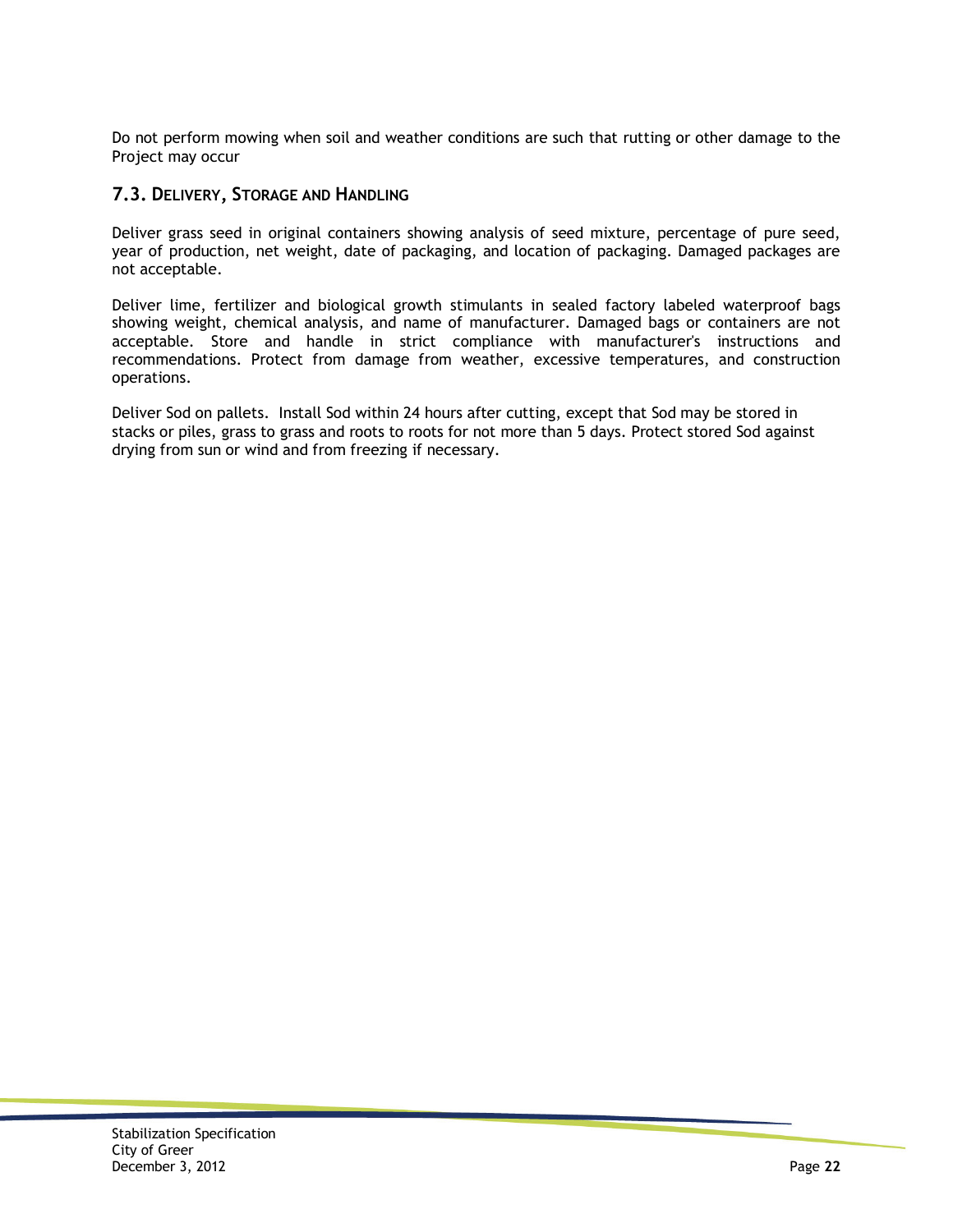Do not perform mowing when soil and weather conditions are such that rutting or other damage to the Project may occur

### 7.3. Delivery, Storage and Handling

Deliver grass seed in original containers showing analysis of seed mixture, percentage of pure seed, year of production, net weight, date of packaging, and location of packaging. Damaged packages are not acceptable.

Deliver lime, fertilizer and biological growth stimulants in sealed factory labeled waterproof bags showing weight, chemical analysis, and name of manufacturer. Damaged bags or containers are not acceptable. Store and handle in strict compliance with manufacturer's instructions and recommendations. Protect from damage from weather, excessive temperatures, and construction operations.

Deliver Sod on pallets. Install Sod within 24 hours after cutting, except that Sod may be stored in stacks or piles, grass to grass and roots to roots for not more than 5 days. Protect stored Sod against drying from sun or wind and from freezing if necessary.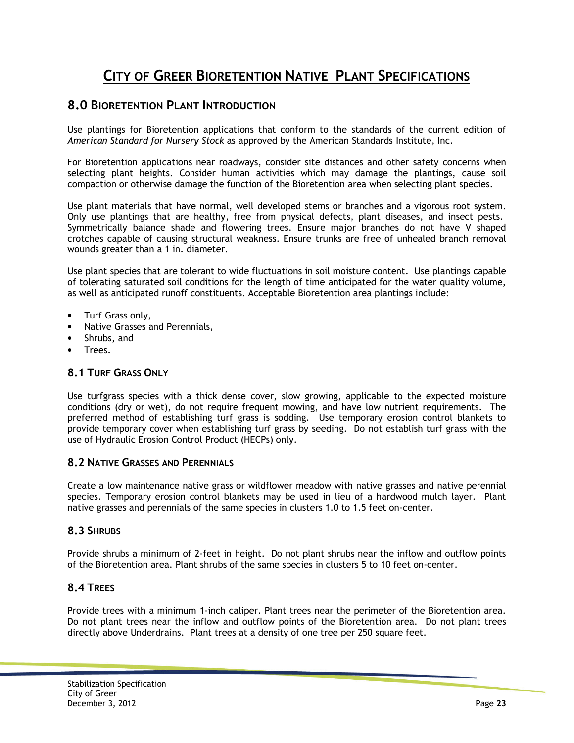# CITY OF GREER BIORETENTION NATIVE PLANT SPECIFICATIONS

## 8.0 BIORETENTION PLANT INTRODUCTION

Use plantings for Bioretention applications that conform to the standards of the current edition of *American Standard for Nursery Stock* as approved by the American Standards Institute, Inc.

For Bioretention applications near roadways, consider site distances and other safety concerns when selecting plant heights. Consider human activities which may damage the plantings, cause soil compaction or otherwise damage the function of the Bioretention area when selecting plant species.

Use plant materials that have normal, well developed stems or branches and a vigorous root system. Only use plantings that are healthy, free from physical defects, plant diseases, and insect pests. Symmetrically balance shade and flowering trees. Ensure major branches do not have V shaped crotches capable of causing structural weakness. Ensure trunks are free of unhealed branch removal wounds greater than a 1 in. diameter.

Use plant species that are tolerant to wide fluctuations in soil moisture content. Use plantings capable of tolerating saturated soil conditions for the length of time anticipated for the water quality volume, as well as anticipated runoff constituents. Acceptable Bioretention area plantings include:

- Turf Grass only,
- Native Grasses and Perennials,
- Shrubs, and
- Trees.

### 8.1 TURF GRASS ONLY

Use turfgrass species with a thick dense cover, slow growing, applicable to the expected moisture conditions (dry or wet), do not require frequent mowing, and have low nutrient requirements. The preferred method of establishing turf grass is sodding. Use temporary erosion control blankets to provide temporary cover when establishing turf grass by seeding. Do not establish turf grass with the use of Hydraulic Erosion Control Product (HECPs) only.

### 8.2 NATIVE GRASSES AND PERENNIALS

Create a low maintenance native grass or wildflower meadow with native grasses and native perennial species. Temporary erosion control blankets may be used in lieu of a hardwood mulch layer. Plant native grasses and perennials of the same species in clusters 1.0 to 1.5 feet on-center.

### 8.3 SHRUBS

Provide shrubs a minimum of 2-feet in height. Do not plant shrubs near the inflow and outflow points of the Bioretention area. Plant shrubs of the same species in clusters 5 to 10 feet on-center.

### 8.4 TREES

Provide trees with a minimum 1-inch caliper. Plant trees near the perimeter of the Bioretention area. Do not plant trees near the inflow and outflow points of the Bioretention area. Do not plant trees directly above Underdrains. Plant trees at a density of one tree per 250 square feet.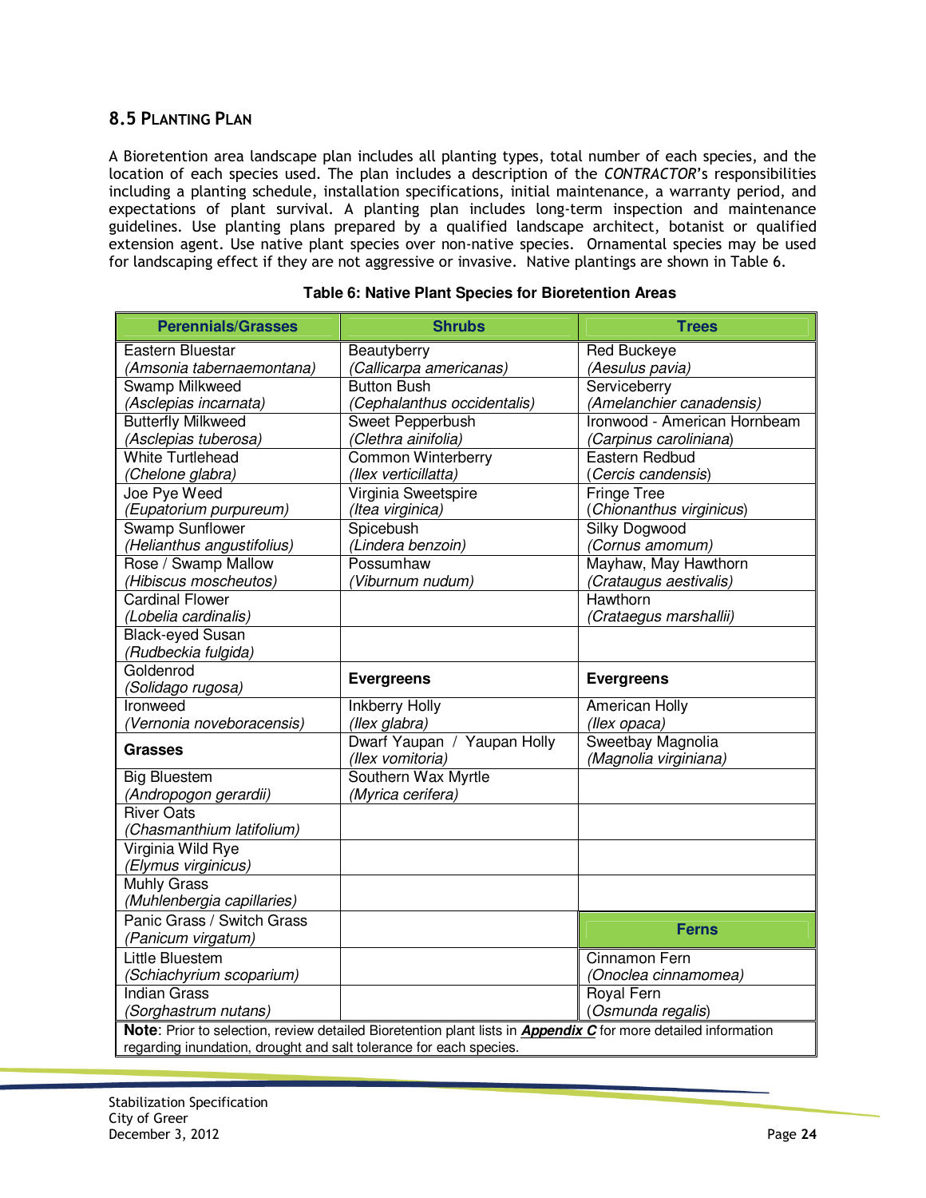## 8.5 Planting Plan

A Bioretention area landscape plan includes all planting types, total number of each species, and the location of each species used. The plan includes a description of the *CONTRACTOR*'s responsibilities including a planting schedule, installation specifications, initial maintenance, a warranty period, and expectations of plant survival. A planting plan includes long-term inspection and maintenance guidelines. Use planting plans prepared by a qualified landscape architect, botanist or qualified extension agent. Use native plant species over non-native species. Ornamental species may be used for landscaping effect if they are not aggressive or invasive. Native plantings are shown in Table 6.

**Table 6: Native Plant Species for Bioretention Areas**

| Perennials/Grasses | Shrubs | Trees |
|---|---|---|
| Eastern Bluestar *(Amsonia tabernaemontana)* | Beautyberry *(Callicarpa americanas)* | Red Buckeye *(Aesulus pavia)* |
| Swamp Milkweed *(Asclepias incarnata)* | Button Bush *(Cephalanthus occidentalis)* | Serviceberry *(Amelanchier canadensis)* |
| Butterfly Milkweed *(Asclepias tuberosa)* | Sweet Pepperbush *(Clethra ainifolia)* | Ironwood - American Hornbeam *(Carpinus caroliniana)* |
| White Turtlehead *(Chelone glabra)* | Common Winterberry *(Ilex verticillatta)* | Eastern Redbud *(Cercis candensis)* |
| Joe Pye Weed *(Eupatorium purpureum)* | Virginia Sweetspire *(Itea virginica)* | Fringe Tree *(Chionanthus virginicus)* |
| Swamp Sunflower *(Helianthus angustifolius)* | Spicebush *(Lindera benzoin)* | Silky Dogwood *(Cornus amomum)* |
| Rose / Swamp Mallow *(Hibiscus moscheutos)* | Possumhaw *(Viburnum nudum)* | Mayhaw, May Hawthorn *(Crataugus aestivalis)* |
| Cardinal Flower *(Lobelia cardinalis)* | | Hawthorn *(Crataegus marshallii)* |
| Black-eyed Susan *(Rudbeckia fulgida)* | | |
| Goldenrod *(Solidago rugosa)* | **Evergreens** | **Evergreens** |
| Ironweed *(Vernonia noveboracensis)* | Inkberry Holly *(Ilex glabra)* | American Holly *(Ilex opaca)* |
| **Grasses** | Dwarf Yaupan / Yaupan Holly *(Ilex vomitoria)* | Sweetbay Magnolia *(Magnolia virginiana)* |
| Big Bluestem *(Andropogon gerardii)* | Southern Wax Myrtle *(Myrica cerifera)* | |
| River Oats *(Chasmanthium latifolium)* | | |
| Virginia Wild Rye *(Elymus virginicus)* | | |
| Muhly Grass *(Muhlenbergia capillaries)* | | |
| Panic Grass / Switch Grass *(Panicum virgatum)* | | **Ferns** |
| Little Bluestem *(Schiachyrium scoparium)* | | Cinnamon Fern *(Onoclea cinnamomea)* |
| Indian Grass *(Sorghastrum nutans)* | | Royal Fern *(Osmunda regalis)* |

**Note**: Prior to selection, review detailed Bioretention plant lists in ***Appendix C*** for more detailed information regarding inundation, drought and salt tolerance for each species.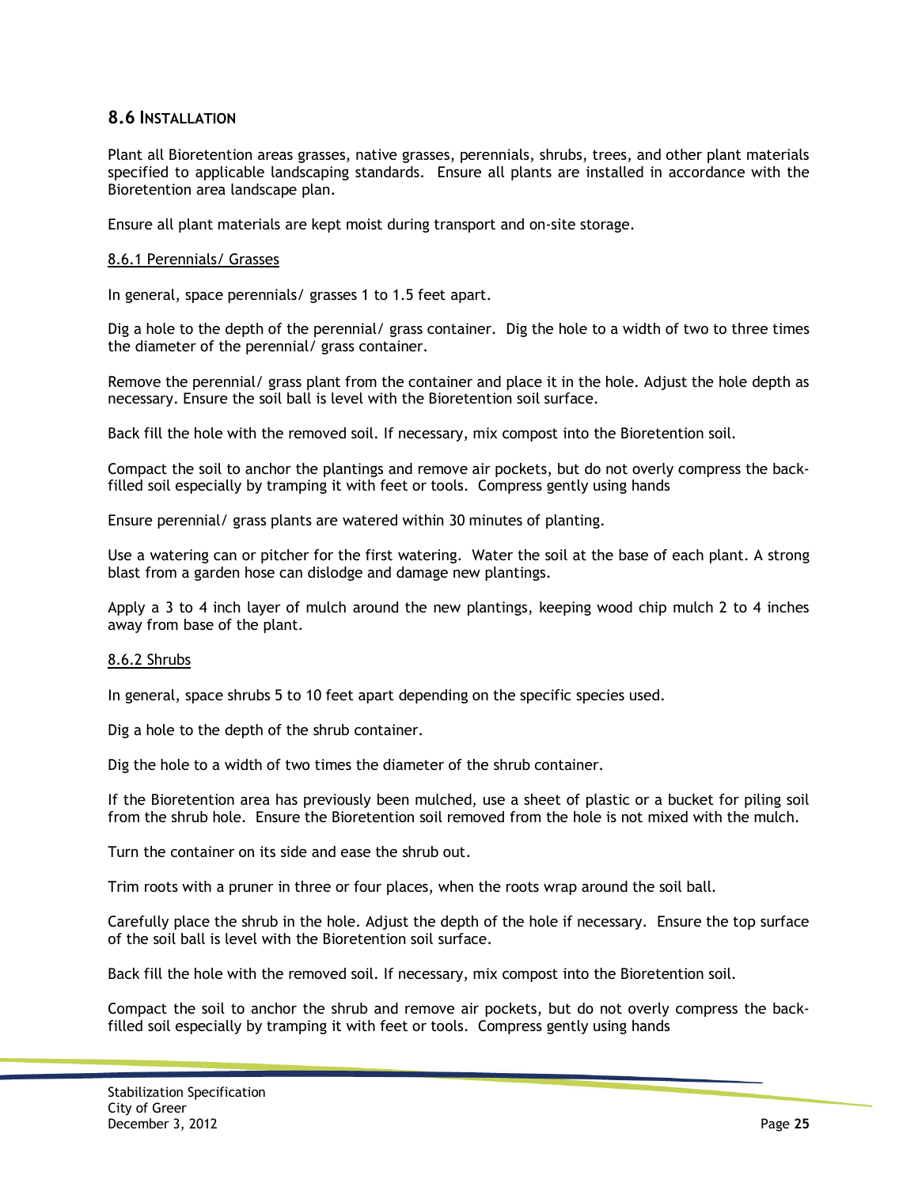## 8.6 Installation

Plant all Bioretention areas grasses, native grasses, perennials, shrubs, trees, and other plant materials specified to applicable landscaping standards. Ensure all plants are installed in accordance with the Bioretention area landscape plan.

Ensure all plant materials are kept moist during transport and on-site storage.

### 8.6.1 Perennials/ Grasses

In general, space perennials/ grasses 1 to 1.5 feet apart.

Dig a hole to the depth of the perennial/ grass container. Dig the hole to a width of two to three times the diameter of the perennial/ grass container.

Remove the perennial/ grass plant from the container and place it in the hole. Adjust the hole depth as necessary. Ensure the soil ball is level with the Bioretention soil surface.

Back fill the hole with the removed soil. If necessary, mix compost into the Bioretention soil.

Compact the soil to anchor the plantings and remove air pockets, but do not overly compress the back-filled soil especially by tramping it with feet or tools. Compress gently using hands

Ensure perennial/ grass plants are watered within 30 minutes of planting.

Use a watering can or pitcher for the first watering. Water the soil at the base of each plant. A strong blast from a garden hose can dislodge and damage new plantings.

Apply a 3 to 4 inch layer of mulch around the new plantings, keeping wood chip mulch 2 to 4 inches away from base of the plant.

### 8.6.2 Shrubs

In general, space shrubs 5 to 10 feet apart depending on the specific species used.

Dig a hole to the depth of the shrub container.

Dig the hole to a width of two times the diameter of the shrub container.

If the Bioretention area has previously been mulched, use a sheet of plastic or a bucket for piling soil from the shrub hole. Ensure the Bioretention soil removed from the hole is not mixed with the mulch.

Turn the container on its side and ease the shrub out.

Trim roots with a pruner in three or four places, when the roots wrap around the soil ball.

Carefully place the shrub in the hole. Adjust the depth of the hole if necessary. Ensure the top surface of the soil ball is level with the Bioretention soil surface.

Back fill the hole with the removed soil. If necessary, mix compost into the Bioretention soil.

Compact the soil to anchor the shrub and remove air pockets, but do not overly compress the back-filled soil especially by tramping it with feet or tools. Compress gently using hands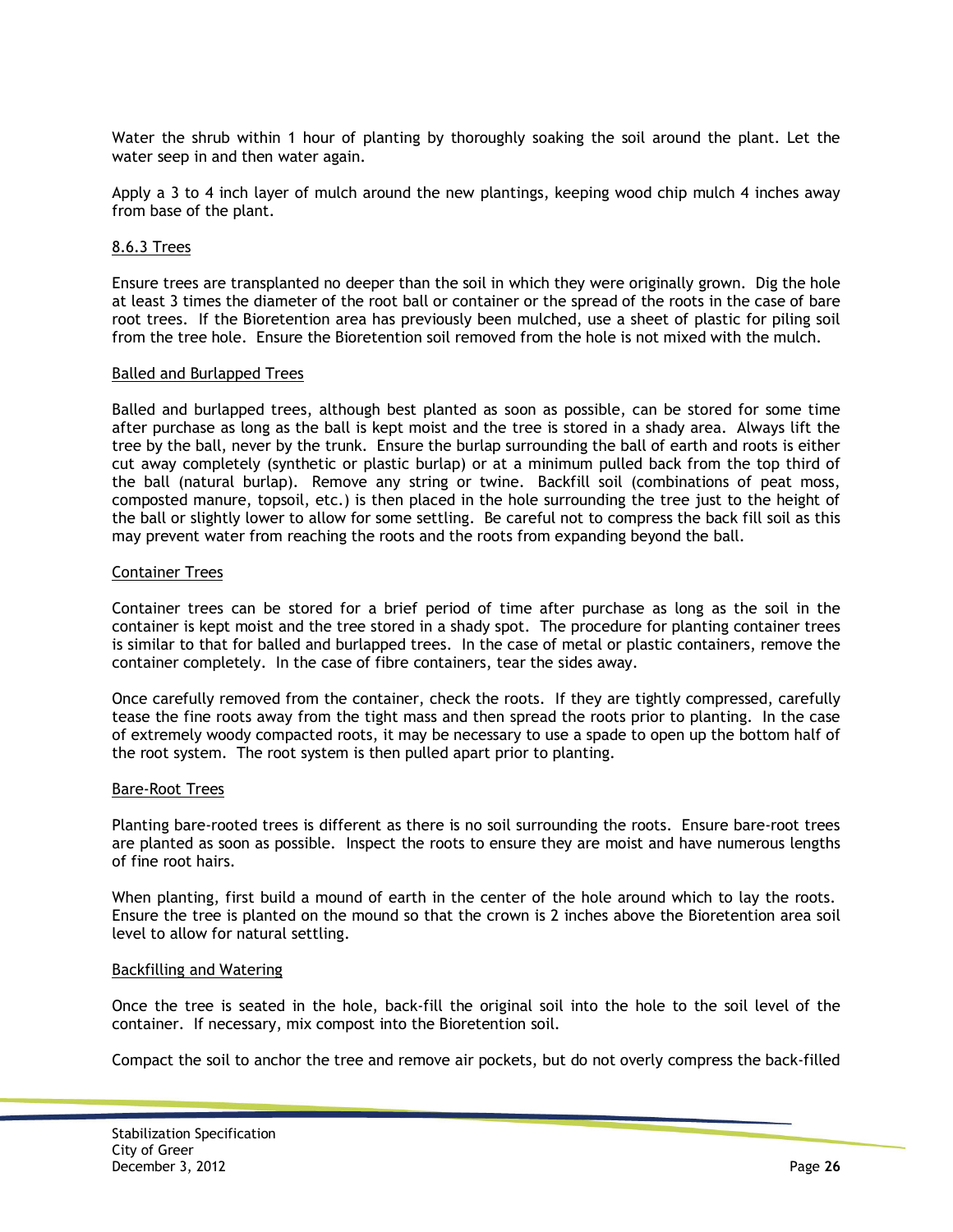Water the shrub within 1 hour of planting by thoroughly soaking the soil around the plant. Let the water seep in and then water again.

Apply a 3 to 4 inch layer of mulch around the new plantings, keeping wood chip mulch 4 inches away from base of the plant.

### 8.6.3 Trees

Ensure trees are transplanted no deeper than the soil in which they were originally grown. Dig the hole at least 3 times the diameter of the root ball or container or the spread of the roots in the case of bare root trees. If the Bioretention area has previously been mulched, use a sheet of plastic for piling soil from the tree hole. Ensure the Bioretention soil removed from the hole is not mixed with the mulch.

#### Balled and Burlapped Trees

Balled and burlapped trees, although best planted as soon as possible, can be stored for some time after purchase as long as the ball is kept moist and the tree is stored in a shady area. Always lift the tree by the ball, never by the trunk. Ensure the burlap surrounding the ball of earth and roots is either cut away completely (synthetic or plastic burlap) or at a minimum pulled back from the top third of the ball (natural burlap). Remove any string or twine. Backfill soil (combinations of peat moss, composted manure, topsoil, etc.) is then placed in the hole surrounding the tree just to the height of the ball or slightly lower to allow for some settling. Be careful not to compress the back fill soil as this may prevent water from reaching the roots and the roots from expanding beyond the ball.

#### Container Trees

Container trees can be stored for a brief period of time after purchase as long as the soil in the container is kept moist and the tree stored in a shady spot. The procedure for planting container trees is similar to that for balled and burlapped trees. In the case of metal or plastic containers, remove the container completely. In the case of fibre containers, tear the sides away.

Once carefully removed from the container, check the roots. If they are tightly compressed, carefully tease the fine roots away from the tight mass and then spread the roots prior to planting. In the case of extremely woody compacted roots, it may be necessary to use a spade to open up the bottom half of the root system. The root system is then pulled apart prior to planting.

#### Bare-Root Trees

Planting bare-rooted trees is different as there is no soil surrounding the roots. Ensure bare-root trees are planted as soon as possible. Inspect the roots to ensure they are moist and have numerous lengths of fine root hairs.

When planting, first build a mound of earth in the center of the hole around which to lay the roots. Ensure the tree is planted on the mound so that the crown is 2 inches above the Bioretention area soil level to allow for natural settling.

#### Backfilling and Watering

Once the tree is seated in the hole, back-fill the original soil into the hole to the soil level of the container. If necessary, mix compost into the Bioretention soil.

Compact the soil to anchor the tree and remove air pockets, but do not overly compress the back-filled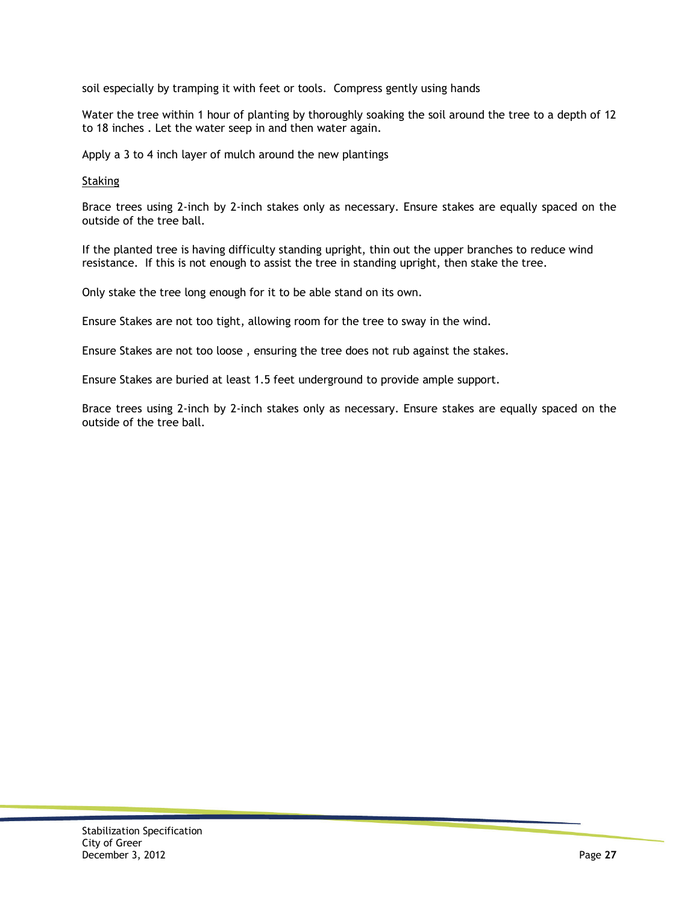soil especially by tramping it with feet or tools. Compress gently using hands

Water the tree within 1 hour of planting by thoroughly soaking the soil around the tree to a depth of 12 to 18 inches . Let the water seep in and then water again.

Apply a 3 to 4 inch layer of mulch around the new plantings

<u>Staking</u>

Brace trees using 2-inch by 2-inch stakes only as necessary. Ensure stakes are equally spaced on the outside of the tree ball.

If the planted tree is having difficulty standing upright, thin out the upper branches to reduce wind resistance. If this is not enough to assist the tree in standing upright, then stake the tree.

Only stake the tree long enough for it to be able stand on its own.

Ensure Stakes are not too tight, allowing room for the tree to sway in the wind.

Ensure Stakes are not too loose , ensuring the tree does not rub against the stakes.

Ensure Stakes are buried at least 1.5 feet underground to provide ample support.

Brace trees using 2-inch by 2-inch stakes only as necessary. Ensure stakes are equally spaced on the outside of the tree ball.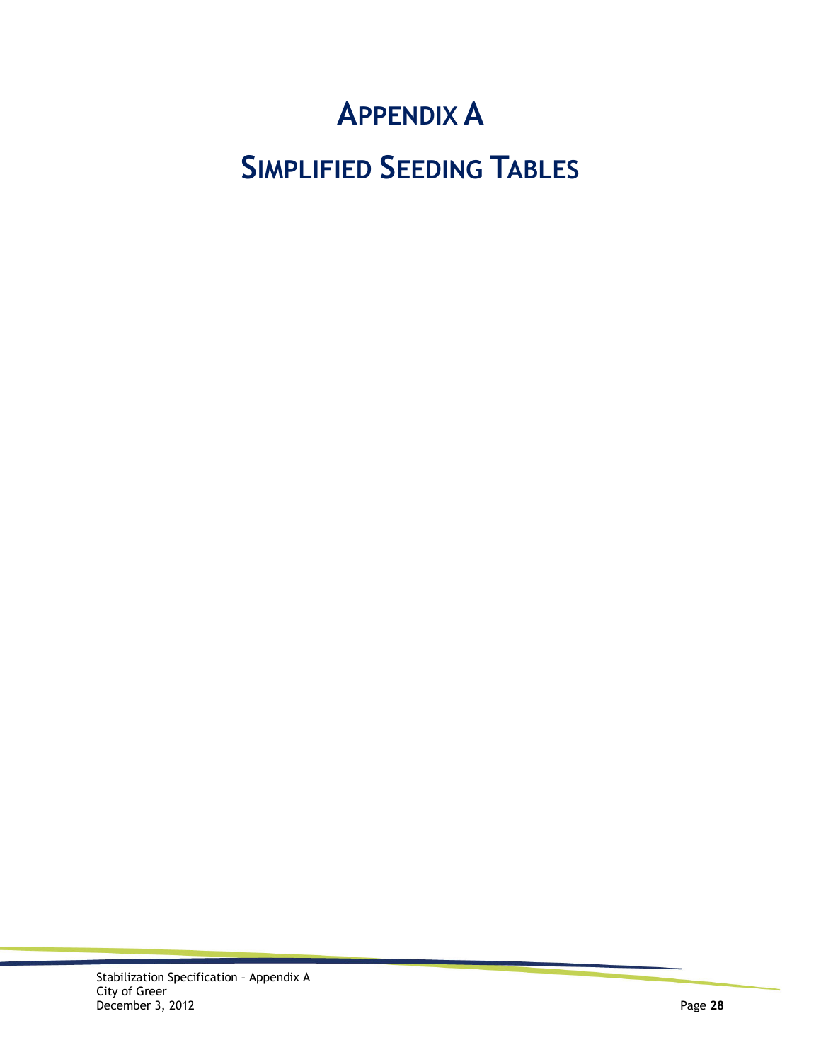# APPENDIX A

# SIMPLIFIED SEEDING TABLES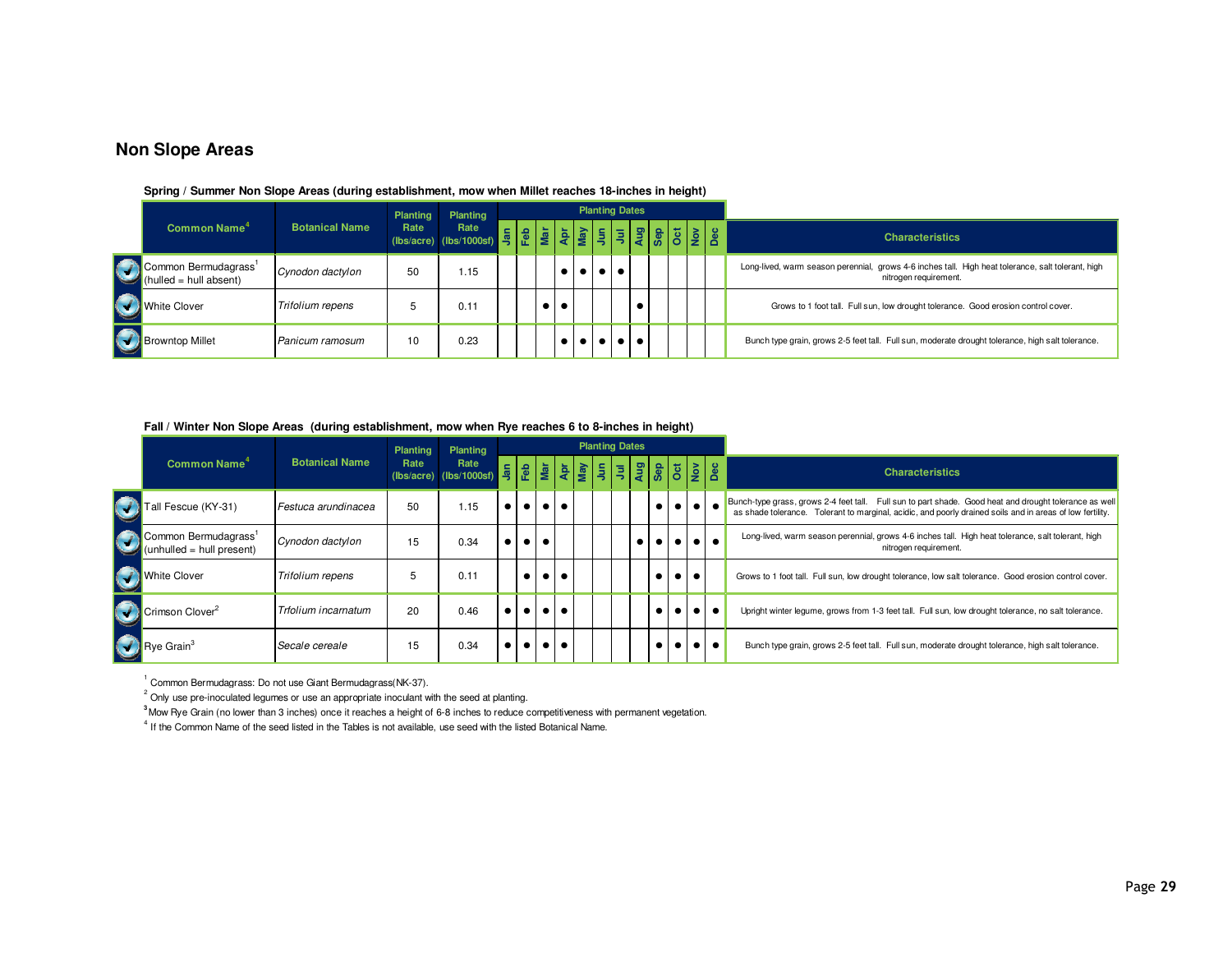# Non Slope Areas

**Spring / Summer Non Slope Areas (during establishment, mow when Millet reaches 18-inches in height)**

| Common Name[4] | Botanical Name | Planting Rate (lbs/acre) | Planting Rate (lbs/1000sf) | Jan | Feb | Mar | Apr | May | Jun | Jul | Aug | Sep | Oct | Nov | Dec | Characteristics |
|---|---|---|---|---|---|---|---|---|---|---|---|---|---|---|---|---|
| Common Bermudagrass[1] (hulled = hull absent) | *Cynodon dactylon* | 50 | 1.15 | | | | ● | ● | ● | ● | | | | | | Long-lived, warm season perennial, grows 4-6 inches tall. High heat tolerance, salt tolerant, high nitrogen requirement. |
| White Clover | *Trifolium repens* | 5 | 0.11 | | | ● | ● | | | | ● | | | | | Grows to 1 foot tall. Full sun, low drought tolerance. Good erosion control cover. |
| Browntop Millet | *Panicum ramosum* | 10 | 0.23 | | | | ● | ● | ● | ● | ● | | | | | Bunch type grain, grows 2-5 feet tall. Full sun, moderate drought tolerance, high salt tolerance. |

**Fall / Winter Non Slope Areas (during establishment, mow when Rye reaches 6 to 8-inches in height)**

| Common Name[4] | Botanical Name | Planting Rate (lbs/acre) | Planting Rate (lbs/1000sf) | Jan | Feb | Mar | Apr | May | Jun | Jul | Aug | Sep | Oct | Nov | Dec | Characteristics |
|---|---|---|---|---|---|---|---|---|---|---|---|---|---|---|---|---|
| Tall Fescue (KY-31) | *Festuca arundinacea* | 50 | 1.15 | ● | ● | ● | ● | | | | | ● | ● | ● | ● | Bunch-type grass, grows 2-4 feet tall. Full sun to part shade. Good heat and drought tolerance as well as shade tolerance. Tolerant to marginal, acidic, and poorly drained soils and in areas of low fertility. |
| Common Bermudagrass[1] (unhulled = hull present) | *Cynodon dactylon* | 15 | 0.34 | ● | ● | ● | | | | | ● | ● | ● | ● | ● | Long-lived, warm season perennial, grows 4-6 inches tall. High heat tolerance, salt tolerant, high nitrogen requirement. |
| White Clover | *Trifolium repens* | 5 | 0.11 | | ● | ● | ● | | | | | ● | ● | ● | | Grows to 1 foot tall. Full sun, low drought tolerance, low salt tolerance. Good erosion control cover. |
| Crimson Clover[2] | *Trfolium incarnatum* | 20 | 0.46 | ● | ● | ● | ● | | | | | ● | ● | ● | ● | Upright winter legume, grows from 1-3 feet tall. Full sun, low drought tolerance, no salt tolerance. |
| Rye Grain[3] | *Secale cereale* | 15 | 0.34 | ● | ● | ● | ● | | | | | ● | ● | ● | ● | Bunch type grain, grows 2-5 feet tall. Full sun, moderate drought tolerance, high salt tolerance. |

[1] Common Bermudagrass: Do not use Giant Bermudagrass(NK-37).
[2] Only use pre-inoculated legumes or use an appropriate inoculant with the seed at planting.
[3] Mow Rye Grain (no lower than 3 inches) once it reaches a height of 6-8 inches to reduce competitiveness with permanent vegetation.
[4] If the Common Name of the seed listed in the Tables is not available, use seed with the listed Botanical Name.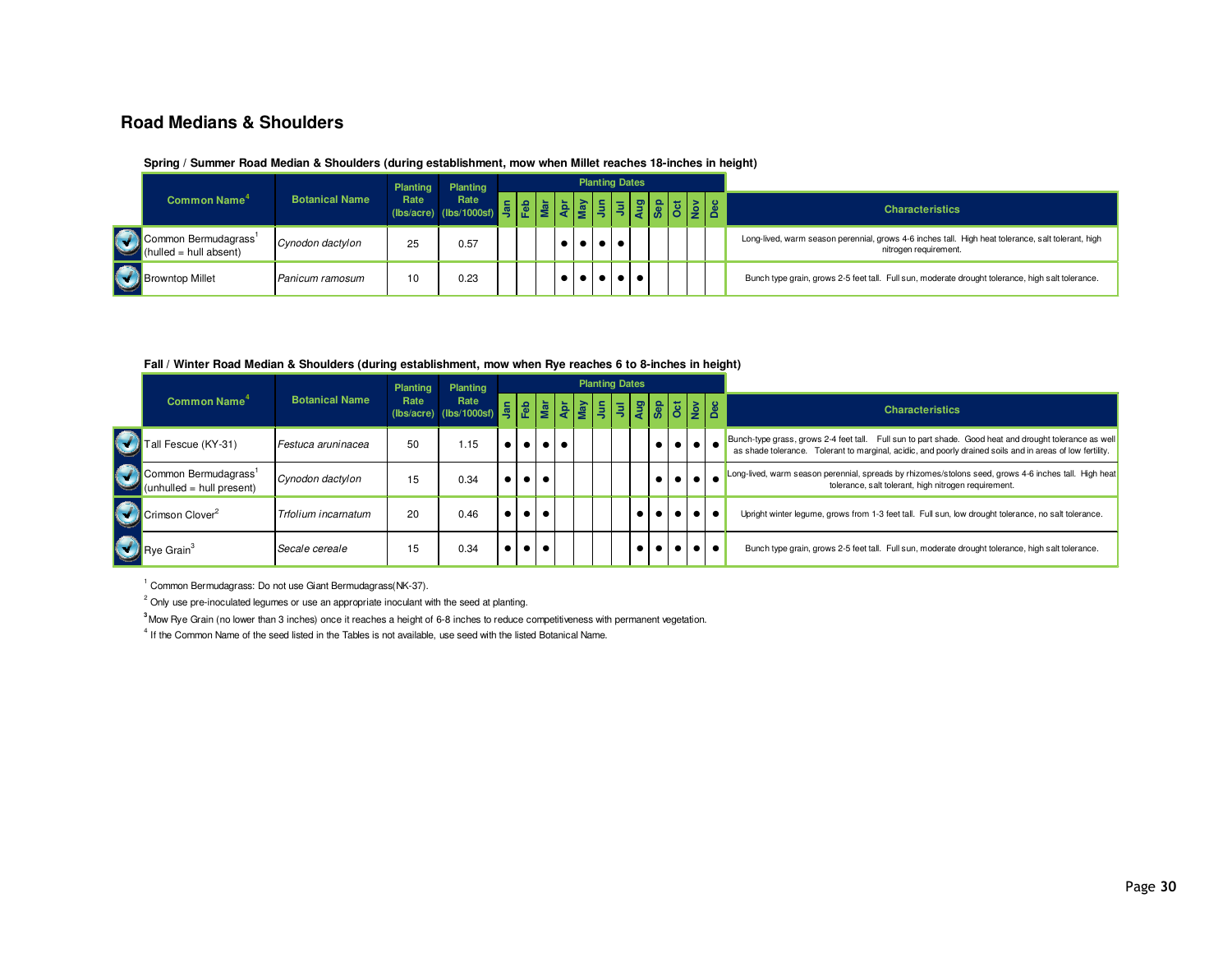# Road Medians & Shoulders

### Spring / Summer Road Median & Shoulders (during establishment, mow when Millet reaches 18-inches in height)

| Common Name[4] | Botanical Name | Planting Rate (lbs/acre) | Planting Rate (lbs/1000sf) | Planting Dates | | | | | | | | | | | | Characteristics |
|---|---|---|---|---|---|---|---|---|---|---|---|---|---|---|---|---|
| | | | | Jan | Feb | Mar | Apr | May | Jun | Jul | Aug | Sep | Oct | Nov | Dec | |
| Common Bermudagrass[1] (hulled = hull absent) | *Cynodon dactylon* | 25 | 0.57 | | | | ● | ● | ● | ● | | | | | | Long-lived, warm season perennial, grows 4-6 inches tall. High heat tolerance, salt tolerant, high nitrogen requirement. |
| Browntop Millet | *Panicum ramosum* | 10 | 0.23 | | | | ● | ● | ● | ● | ● | | | | | Bunch type grain, grows 2-5 feet tall. Full sun, moderate drought tolerance, high salt tolerance. |

### Fall / Winter Road Median & Shoulders (during establishment, mow when Rye reaches 6 to 8-inches in height)

| Common Name[4] | Botanical Name | Planting Rate (lbs/acre) | Planting Rate (lbs/1000sf) | Planting Dates | | | | | | | | | | | | Characteristics |
|---|---|---|---|---|---|---|---|---|---|---|---|---|---|---|---|---|
| | | | | Jan | Feb | Mar | Apr | May | Jun | Jul | Aug | Sep | Oct | Nov | Dec | |
| Tall Fescue (KY-31) | *Festuca aruninacea* | 50 | 1.15 | ● | ● | ● | ● | | | | | ● | ● | ● | ● | Bunch-type grass, grows 2-4 feet tall. Full sun to part shade. Good heat and drought tolerance as well as shade tolerance. Tolerant to marginal, acidic, and poorly drained soils and in areas of low fertility. |
| Common Bermudagrass[1] (unhulled = hull present) | *Cynodon dactylon* | 15 | 0.34 | ● | ● | ● | | | | | | ● | ● | ● | ● | Long-lived, warm season perennial, spreads by rhizomes/stolons seed, grows 4-6 inches tall. High heat tolerance, salt tolerant, high nitrogen requirement. |
| Crimson Clover[2] | *Trfolium incarnatum* | 20 | 0.46 | ● | ● | ● | | | | | ● | ● | ● | ● | ● | Upright winter legume, grows from 1-3 feet tall. Full sun, low drought tolerance, no salt tolerance. |
| Rye Grain[3] | *Secale cereale* | 15 | 0.34 | ● | ● | ● | | | | | ● | ● | ● | ● | ● | Bunch type grain, grows 2-5 feet tall. Full sun, moderate drought tolerance, high salt tolerance. |

[1] Common Bermudagrass: Do not use Giant Bermudagrass(NK-37).

[2] Only use pre-inoculated legumes or use an appropriate inoculant with the seed at planting.

[3] Mow Rye Grain (no lower than 3 inches) once it reaches a height of 6-8 inches to reduce competitiveness with permanent vegetation.

[4] If the Common Name of the seed listed in the Tables is not available, use seed with the listed Botanical Name.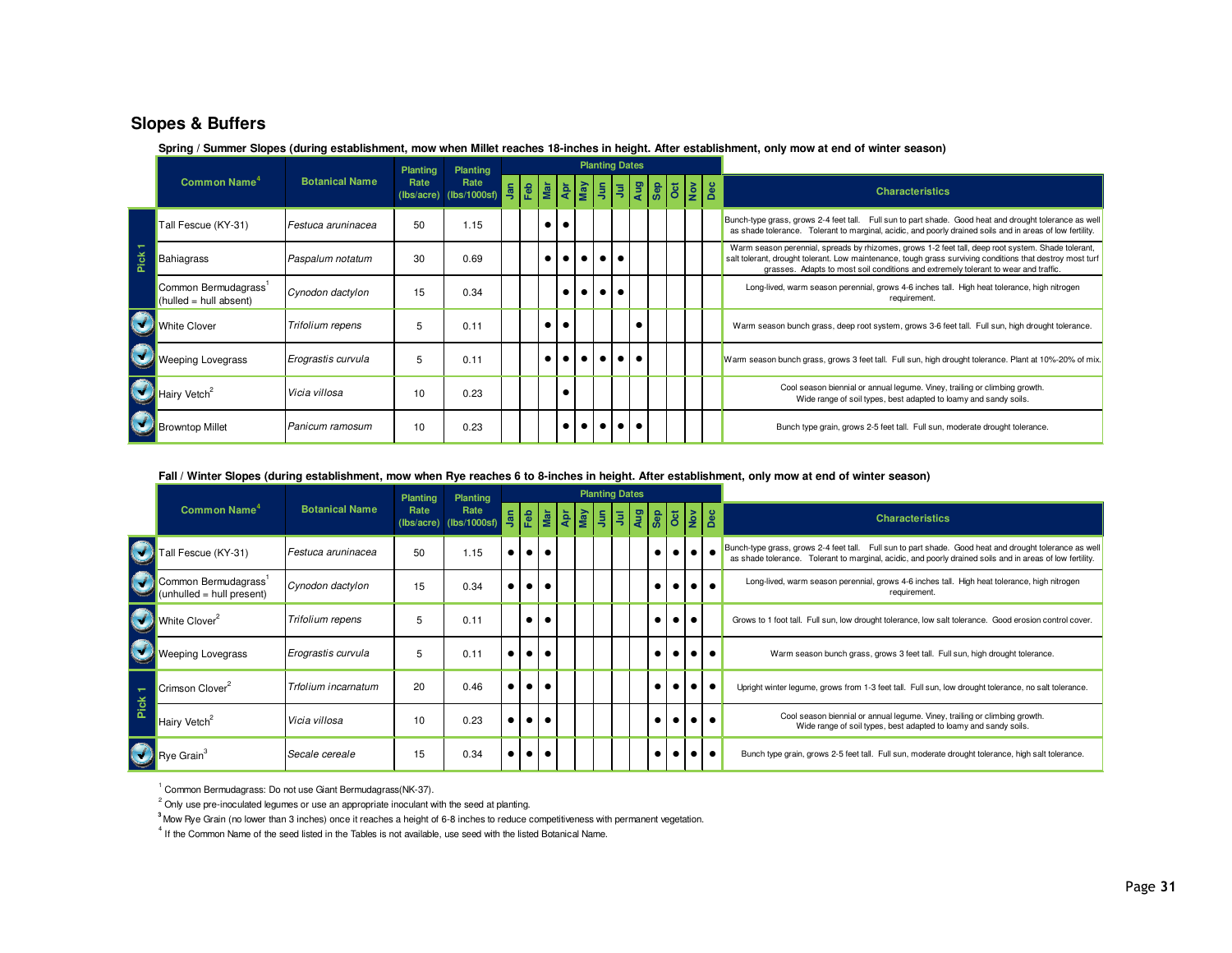## Slopes & Buffers

### Spring / Summer Slopes (during establishment, mow when Millet reaches 18-inches in height. After establishment, only mow at end of winter season)

| | Common Name[4] | Botanical Name | Planting Rate (lbs/acre) | Planting Rate (lbs/1000sf) | Planting Dates | | | | | | | | | | | | Characteristics |
|---|---|---|---|---|---|---|---|---|---|---|---|---|---|---|---|---|---|
| | | | | | Jan | Feb | Mar | Apr | May | Jun | Jul | Aug | Sep | Oct | Nov | Dec | |
| Pick 1 | Tall Fescue (KY-31) | *Festuca aruninacea* | 50 | 1.15 | | | ● | ● | | | | | | | | | Bunch-type grass, grows 2-4 feet tall. Full sun to part shade. Good heat and drought tolerance as well as shade tolerance. Tolerant to marginal, acidic, and poorly drained soils and in areas of low fertility. |
| Pick 1 | Bahiagrass | *Paspalum notatum* | 30 | 0.69 | | | ● | ● | ● | ● | ● | | | | | | Warm season perennial, spreads by rhizomes, grows 1-2 feet tall, deep root system. Shade tolerant, salt tolerant, drought tolerant. Low maintenance, tough grass surviving conditions that destroy most turf grasses. Adapts to most soil conditions and extremely tolerant to wear and traffic. |
| Pick 1 | Common Bermudagrass[1] (hulled = hull absent) | *Cynodon dactylon* | 15 | 0.34 | | | | ● | ● | ● | ● | | | | | | Long-lived, warm season perennial, grows 4-6 inches tall. High heat tolerance, high nitrogen requirement. |
| ✓ | White Clover | *Trifolium repens* | 5 | 0.11 | | | ● | ● | | | | ● | | | | | Warm season bunch grass, deep root system, grows 3-6 feet tall. Full sun, high drought tolerance. |
| ✓ | Weeping Lovegrass | *Erograstis curvula* | 5 | 0.11 | | | ● | ● | ● | ● | ● | ● | | | | | Warm season bunch grass, grows 3 feet tall. Full sun, high drought tolerance. Plant at 10%-20% of mix. |
| ✓ | Hairy Vetch[2] | *Vicia villosa* | 10 | 0.23 | | | | ● | | | | | | | | | Cool season biennial or annual legume. Viney, trailing or climbing growth. Wide range of soil types, best adapted to loamy and sandy soils. |
| ✓ | Browntop Millet | *Panicum ramosum* | 10 | 0.23 | | | | ● | ● | ● | ● | ● | | | | | Bunch type grain, grows 2-5 feet tall. Full sun, moderate drought tolerance. |

### Fall / Winter Slopes (during establishment, mow when Rye reaches 6 to 8-inches in height. After establishment, only mow at end of winter season)

| | Common Name[4] | Botanical Name | Planting Rate (lbs/acre) | Planting Rate (lbs/1000sf) | Planting Dates | | | | | | | | | | | | Characteristics |
|---|---|---|---|---|---|---|---|---|---|---|---|---|---|---|---|---|---|
| | | | | | Jan | Feb | Mar | Apr | May | Jun | Jul | Aug | Sep | Oct | Nov | Dec | |
| ✓ | Tall Fescue (KY-31) | *Festuca aruninacea* | 50 | 1.15 | ● | ● | ● | | | | | | ● | ● | ● | ● | Bunch-type grass, grows 2-4 feet tall. Full sun to part shade. Good heat and drought tolerance as well as shade tolerance. Tolerant to marginal, acidic, and poorly drained soils and in areas of low fertility. |
| ✓ | Common Bermudagrass[1] (unhulled = hull present) | *Cynodon dactylon* | 15 | 0.34 | ● | ● | ● | | | | | | ● | ● | ● | ● | Long-lived, warm season perennial, grows 4-6 inches tall. High heat tolerance, high nitrogen requirement. |
| ✓ | White Clover[2] | *Trifolium repens* | 5 | 0.11 | | ● | ● | | | | | | ● | ● | ● | | Grows to 1 foot tall. Full sun, low drought tolerance, low salt tolerance. Good erosion control cover. |
| ✓ | Weeping Lovegrass | *Erograstis curvula* | 5 | 0.11 | ● | ● | ● | | | | | | ● | ● | ● | ● | Warm season bunch grass, grows 3 feet tall. Full sun, high drought tolerance. |
| Pick 1 | Crimson Clover[2] | *Trfolium incarnatum* | 20 | 0.46 | ● | ● | ● | | | | | | ● | ● | ● | ● | Upright winter legume, grows from 1-3 feet tall. Full sun, low drought tolerance, no salt tolerance. |
| Pick 1 | Hairy Vetch[2] | *Vicia villosa* | 10 | 0.23 | ● | ● | ● | | | | | | ● | ● | ● | ● | Cool season biennial or annual legume. Viney, trailing or climbing growth. Wide range of soil types, best adapted to loamy and sandy soils. |
| ✓ | Rye Grain[3] | *Secale cereale* | 15 | 0.34 | ● | ● | ● | | | | | | ● | ● | ● | ● | Bunch type grain, grows 2-5 feet tall. Full sun, moderate drought tolerance, high salt tolerance. |

[1] Common Bermudagrass: Do not use Giant Bermudagrass(NK-37).

[2] Only use pre-inoculated legumes or use an appropriate inoculant with the seed at planting.

[3] Mow Rye Grain (no lower than 3 inches) once it reaches a height of 6-8 inches to reduce competitiveness with permanent vegetation.

[4] If the Common Name of the seed listed in the Tables is not available, use seed with the listed Botanical Name.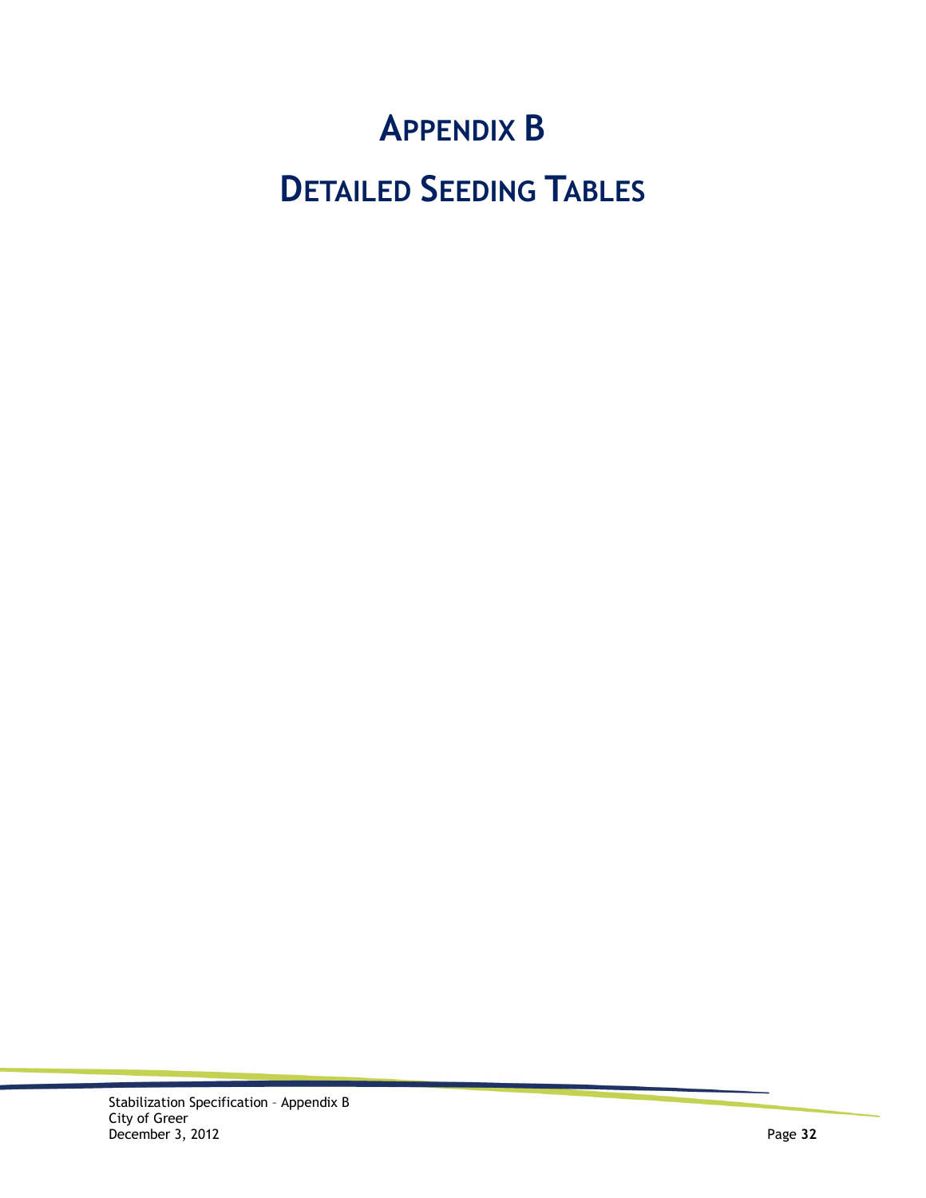# Appendix B

# Detailed Seeding Tables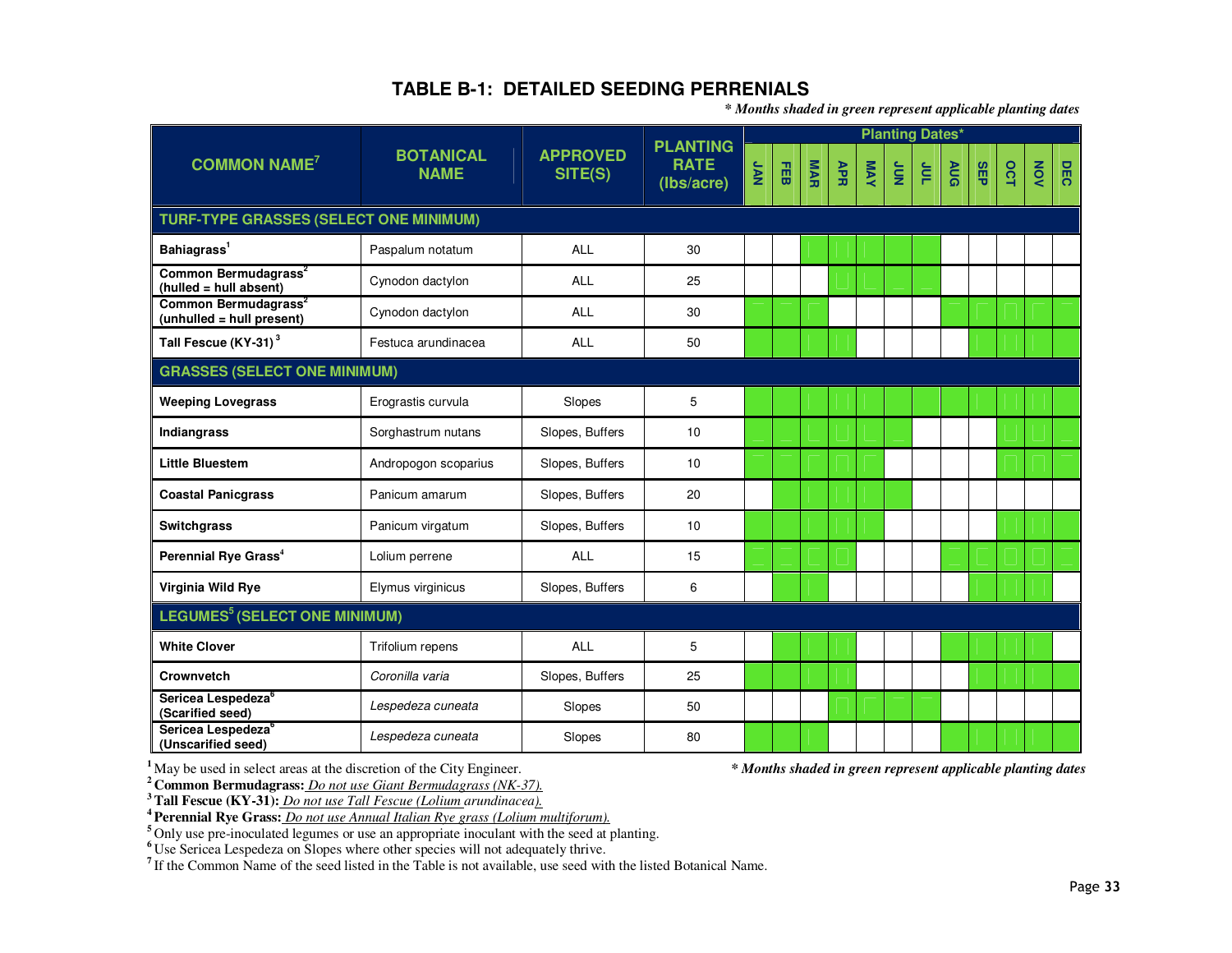# TABLE B-1: DETAILED SEEDING PERRENIALS

*\* Months shaded in green represent applicable planting dates*

| COMMON NAME[7] | BOTANICAL NAME | APPROVED SITE(S) | PLANTING RATE (lbs/acre) | Planting Dates* | | | | | | | | | | | |
|---|---|---|---|---|---|---|---|---|---|---|---|---|---|---|---|
| | | | | JAN | FEB | MAR | APR | MAY | JUN | JUL | AUG | SEP | OCT | NOV | DEC |
| **TURF-TYPE GRASSES (SELECT ONE MINIMUM)** | | | | | | | | | | | | | | | |
| **Bahiagrass[1]** | Paspalum notatum | ALL | 30 | | | X | X | X | X | X | | | | | |
| **Common Bermudagrass[2] (hulled = hull absent)** | Cynodon dactylon | ALL | 25 | | | | X | X | X | X | | | | | |
| **Common Bermudagrass[2] (unhulled = hull present)** | Cynodon dactylon | ALL | 30 | X | X | X | | | | | X | X | X | X | X |
| **Tall Fescue (KY-31)[3]** | Festuca arundinacea | ALL | 50 | X | X | X | X | | | | | X | X | X | X |
| **GRASSES (SELECT ONE MINIMUM)** | | | | | | | | | | | | | | | |
| **Weeping Lovegrass** | Erograstis curvula | Slopes | 5 | X | X | X | X | X | X | X | X | X | X | X | X |
| **Indiangrass** | Sorghastrum nutans | Slopes, Buffers | 10 | X | X | X | X | X | X | | | | X | X | X |
| **Little Bluestem** | Andropogon scoparius | Slopes, Buffers | 10 | X | X | X | X | X | | | | | X | X | X |
| **Coastal Panicgrass** | Panicum amarum | Slopes, Buffers | 20 | | X | X | X | X | X | | | | | | |
| **Switchgrass** | Panicum virgatum | Slopes, Buffers | 10 | X | X | X | X | X | | | | | X | X | X |
| **Perennial Rye Grass[4]** | Lolium perrene | ALL | 15 | X | X | X | X | | | | X | X | X | X | X |
| **Virginia Wild Rye** | Elymus virginicus | Slopes, Buffers | 6 | | X | X | | | | | | X | X | X | |
| **LEGUMES[5] (SELECT ONE MINIMUM)** | | | | | | | | | | | | | | | |
| **White Clover** | Trifolium repens | ALL | 5 | | X | X | X | | | | X | X | X | X | |
| **Crownvetch** | *Coronilla varia* | Slopes, Buffers | 25 | X | X | X | X | | | | | X | X | X | X |
| **Sericea Lespedeza[6] (Scarified seed)** | *Lespedeza cuneata* | Slopes | 50 | | | | X | X | X | X | | | | | |
| **Sericea Lespedeza[6] (Unscarified seed)** | *Lespedeza cuneata* | Slopes | 80 | X | X | X | | | | | X | X | X | X | X |

[1] May be used in select areas at the discretion of the City Engineer.

[2] **Common Bermudagrass:** *Do not use Giant Bermudagrass (NK-37).*

[3] **Tall Fescue (KY-31):** *Do not use Tall Fescue (Lolium arundinacea).*

[4] **Perennial Rye Grass:** *Do not use Annual Italian Rye grass (Lolium multiforum).*

[5] Only use pre-inoculated legumes or use an appropriate inoculant with the seed at planting.

[6] Use Sericea Lespedeza on Slopes where other species will not adequately thrive.

[7] If the Common Name of the seed listed in the Table is not available, use seed with the listed Botanical Name.

*\* Months shaded in green represent applicable planting dates*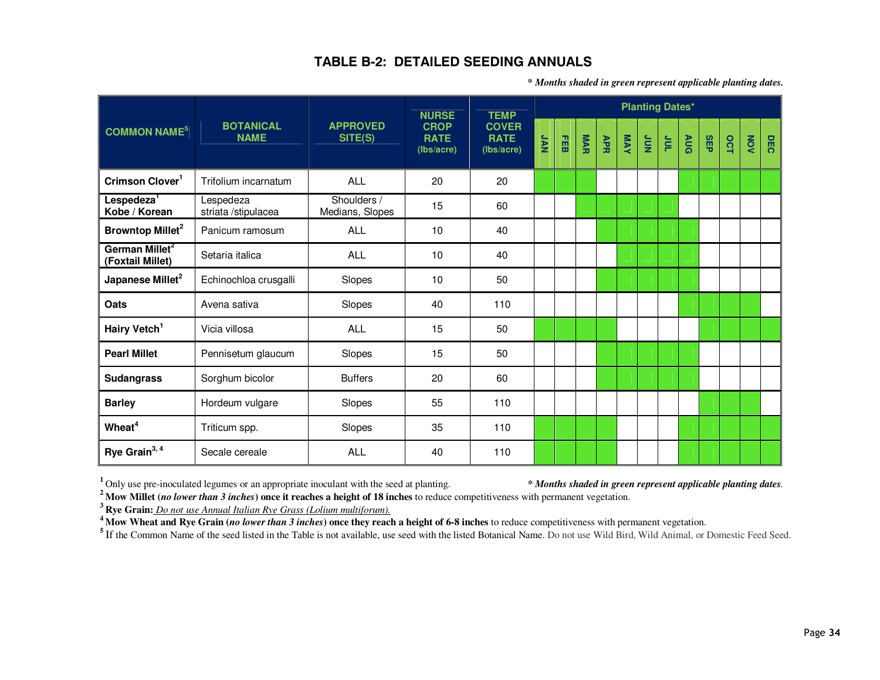## TABLE B-2: DETAILED SEEDING ANNUALS

***\* Months shaded in green represent applicable planting dates.***

(Shaded months are marked with X.)

| COMMON NAME[5] | BOTANICAL NAME | APPROVED SITE(S) | NURSE CROP RATE (lbs/acre) | TEMP COVER RATE (lbs/acre) | Planting Dates* | | | | | | | | | | | |
|---|---|---|---|---|---|---|---|---|---|---|---|---|---|---|---|---|
| | | | | | JAN | FEB | MAR | APR | MAY | JUN | JUL | AUG | SEP | OCT | NOV | DEC |
| **Crimson Clover[1]** | Trifolium incarnatum | ALL | 20 | 20 | X | X | X | | | | | X | X | X | X | X |
| **Lespedeza[1] Kobe** / **Korean** | Lespedeza striata /stipulacea | Shoulders / Medians, Slopes | 15 | 60 | | | X | X | X | X | X | | | | | |
| **Browntop Millet[2]** | Panicum ramosum | ALL | 10 | 40 | | | | X | X | X | X | X | | | | |
| **German Millet[2] (Foxtail Millet)** | Setaria italica | ALL | 10 | 40 | | | | | X | X | X | X | | | | |
| **Japanese Millet[2]** | Echinochloa crusgalli | Slopes | 10 | 50 | | | | X | X | X | X | X | | | | |
| **Oats** | Avena sativa | Slopes | 40 | 110 | | | | | | | | X | X | X | X | |
| **Hairy Vetch[1]** | Vicia villosa | ALL | 15 | 50 | X | X | X | X | | | | | X | X | X | X |
| **Pearl Millet** | Pennisetum glaucum | Slopes | 15 | 50 | | | | X | X | X | X | X | | | | |
| **Sudangrass** | Sorghum bicolor | Buffers | 20 | 60 | | | | X | X | X | X | X | | | | |
| **Barley** | Hordeum vulgare | Slopes | 55 | 110 | | | | | | | | | X | X | X | |
| **Wheat[4]** | Triticum spp. | Slopes | 35 | 110 | X | X | X | X | | | | X | X | X | X | X |
| **Rye Grain[3, 4]** | Secale cereale | ALL | 40 | 110 | X | X | X | X | | | | X | X | X | X | X |

[1] Only use pre-inoculated legumes or an appropriate inoculant with the seed at planting.

***\* Months shaded in green represent applicable planting dates.***

[2] **Mow Millet (*no lower than 3 inches*) once it reaches a height of 18 inches** to reduce competitiveness with permanent vegetation.

[3] **Rye Grain:** *Do not use Annual Italian Rye Grass (Lolium multiforum).*

[4] **Mow Wheat and Rye Grain (*no lower than 3 inches*) once they reach a height of 6-8 inches** to reduce competitiveness with permanent vegetation.

[5] If the Common Name of the seed listed in the Table is not available, use seed with the listed Botanical Name. Do not use Wild Bird, Wild Animal, or Domestic Feed Seed.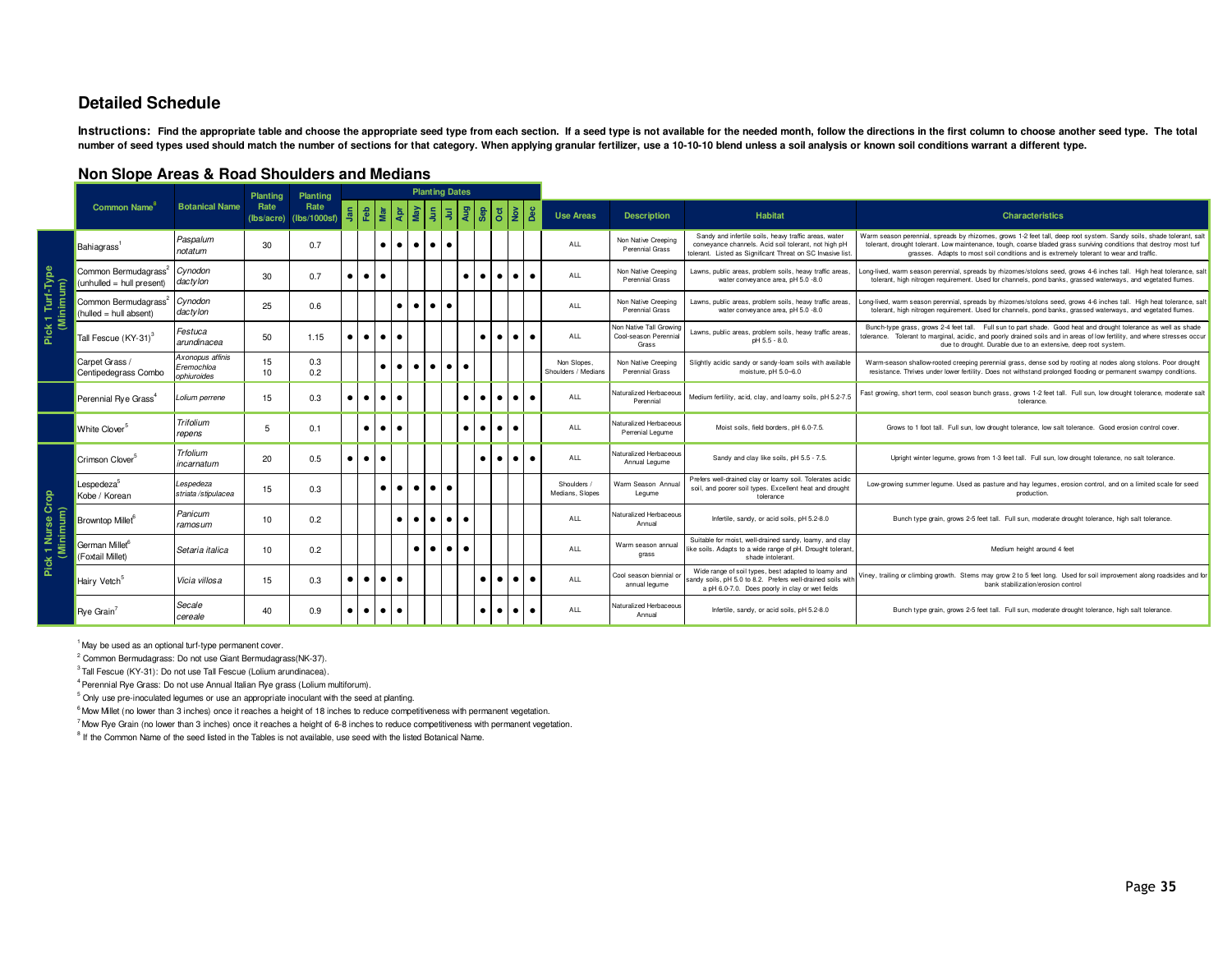## Detailed Schedule

**Instructions: Find the appropriate table and choose the appropriate seed type from each section. If a seed type is not available for the needed month, follow the directions in the first column to choose another seed type. The total number of seed types used should match the number of sections for that category. When applying granular fertilizer, use a 10-10-10 blend unless a soil analysis or known soil conditions warrant a different type.**

### Non Slope Areas & Road Shoulders and Medians

| | Common Name[8] | Botanical Name | Planting Rate (lbs/acre) | Planting Rate (lbs/1000sf) | Planting Dates | | | | | | | | | | | | Use Areas | Description | Habitat | Characteristics |
|---|---|---|---|---|---|---|---|---|---|---|---|---|---|---|---|---|---|---|---|---|
| | | | | | Jan | Feb | Mar | Apr | May | Jun | Jul | Aug | Sep | Oct | Nov | Dec | | | | |
| Pick 1 Turf-Type (Minimum) | Bahiagrass[1] | *Paspalum notatum* | 30 | 0.7 | | | ● | ● | ● | ● | ● | | | | | | ALL | Non Native Creeping Perennial Grass | Sandy and infertile soils, heavy traffic areas, water conveyance channels. Acid soil tolerant, not high pH tolerant. Listed as Significant Threat on SC Invasive list. | Warm season perennial, spreads by rhizomes, grows 1-2 feet tall, deep root system. Sandy soils, shade tolerant, salt tolerant, drought tolerant. Low maintenance, tough, coarse bladed grass surviving conditions that destroy most turf grasses. Adapts to most soil conditions and is extremely tolerant to wear and traffic. |
| | Common Bermudagrass[2] (unhulled = hull present) | *Cynodon dactylon* | 30 | 0.7 | ● | ● | ● | | | | | ● | ● | ● | ● | ● | ALL | Non Native Creeping Perennial Grass | Lawns, public areas, problem soils, heavy traffic areas, water conveyance area, pH 5.0 -8.0 | Long-lived, warm season perennial, spreads by rhizomes/stolons seed, grows 4-6 inches tall. High heat tolerance, salt tolerant, high nitrogen requirement. Used for channels, pond banks, grassed waterways, and vegetated flumes. |
| | Common Bermudagrass[2] (hulled = hull absent) | *Cynodon dactylon* | 25 | 0.6 | | | | ● | ● | ● | ● | | | | | | ALL | Non Native Creeping Perennial Grass | Lawns, public areas, problem soils, heavy traffic areas, water conveyance area, pH 5.0 -8.0 | Long-lived, warm season perennial, spreads by rhizomes/stolons seed, grows 4-6 inches tall. High heat tolerance, salt tolerant, high nitrogen requirement. Used for channels, pond banks, grassed waterways, and vegetated flumes. |
| | Tall Fescue (KY-31)[3] | *Festuca arundinacea* | 50 | 1.15 | ● | ● | ● | ● | | | | | ● | ● | ● | ● | ALL | Non Native Tall Growing Cool-season Perennial Grass | Lawns, public areas, problem soils, heavy traffic areas, pH 5.5 - 8.0. | Bunch-type grass, grows 2-4 feet tall. Full sun to part shade. Good heat and drought tolerance as well as shade tolerance. Tolerant to marginal, acidic, and poorly drained soils and in areas of low fertility, and where stresses occur due to drought. Durable due to an extensive, deep root system. |
| | Carpet Grass / Centipedegrass Combo | *Axonopus affinis* *Eremochloa ophiuroides* | 15 10 | 0.3 0.2 | | | ● | ● | ● | ● | ● | ● | | | | | Non Slopes, Shoulders / Medians | Non Native Creeping Perennial Grass | Slightly acidic sandy or sandy-loam soils with available moisture, pH 5.0–6.0 | Warm-season shallow-rooted creeping perennial grass, dense sod by rooting at nodes along stolons. Poor drought resistance. Thrives under lower fertility. Does not withstand prolonged flooding or permanent swampy conditions. |
| | Perennial Rye Grass[4] | *Lolium perrene* | 15 | 0.3 | ● | ● | ● | ● | | | | ● | ● | ● | ● | ● | ALL | Naturalized Herbaceous Perennial | Medium fertility, acid, clay, and loamy soils, pH 5.2-7.5 | Fast growing, short term, cool season bunch grass, grows 1-2 feet tall. Full sun, low drought tolerance, moderate salt tolerance. |
| | White Clover[5] | *Trifolium repens* | 5 | 0.1 | | ● | ● | ● | | | | ● | ● | ● | ● | | ALL | Naturalized Herbaceous Perrenial Legume | Moist soils, field borders, pH 6.0-7.5. | Grows to 1 foot tall. Full sun, low drought tolerance, low salt tolerance. Good erosion control cover. |
| Pick 1 Nurse Crop (Minimum) | Crimson Clover[5] | *Trfolium incarnatum* | 20 | 0.5 | ● | ● | ● | | | | | | ● | ● | ● | ● | ALL | Naturalized Herbaceous Annual Legume | Sandy and clay like soils, pH 5.5 - 7.5. | Upright winter legume, grows from 1-3 feet tall. Full sun, low drought tolerance, no salt tolerance. |
| | Lespedeza[5] Kobe / Korean | *Lespedeza striata /stipulacea* | 15 | 0.3 | | | ● | ● | ● | ● | ● | | | | | | Shoulders / Medians, Slopes | Warm Season Annual Legume | Prefers well-drained clay or loamy soil. Tolerates acidic soil, and poorer soil types. Excellent heat and drought tolerance | Low-growing summer legume. Used as pasture and hay legumes, erosion control, and on a limited scale for seed production. |
| | Browntop Millet[6] | *Panicum ramosum* | 10 | 0.2 | | | | ● | ● | ● | ● | ● | | | | | ALL | Naturalized Herbaceous Annual | Infertile, sandy, or acid soils, pH 5.2-8.0 | Bunch type grain, grows 2-5 feet tall. Full sun, moderate drought tolerance, high salt tolerance. |
| | German Millet[6] (Foxtail Millet) | *Setaria italica* | 10 | 0.2 | | | | | ● | ● | ● | ● | | | | | ALL | Warm season annual grass | Suitable for moist, well-drained sandy, loamy, and clay like soils. Adapts to a wide range of pH. Drought tolerant, shade intolerant. | Medium height around 4 feet |
| | Hairy Vetch[5] | *Vicia villosa* | 15 | 0.3 | ● | ● | ● | ● | | | | | ● | ● | ● | ● | ALL | Cool season biennial or annual legume | Wide range of soil types, best adapted to loamy and sandy soils, pH 5.0 to 8.2. Prefers well-drained soils with a pH 6.0-7.0. Does poorly in clay or wet fields | Viney, trailing or climbing growth. Stems may grow 2 to 5 feet long. Used for soil improvement along roadsides and for bank stabilization/erosion control |
| | Rye Grain[7] | *Secale cereale* | 40 | 0.9 | ● | ● | ● | ● | | | | | ● | ● | ● | ● | ALL | Naturalized Herbaceous Annual | Infertile, sandy, or acid soils, pH 5.2-8.0 | Bunch type grain, grows 2-5 feet tall. Full sun, moderate drought tolerance, high salt tolerance. |

[1] May be used as an optional turf-type permanent cover.

[2] Common Bermudagrass: Do not use Giant Bermudagrass(NK-37).

[3] Tall Fescue (KY-31): Do not use Tall Fescue (Lolium arundinacea).

[4] Perennial Rye Grass: Do not use Annual Italian Rye grass (Lolium multiforum).

[5] Only use pre-inoculated legumes or use an appropriate inoculant with the seed at planting.

[6] Mow Millet (no lower than 3 inches) once it reaches a height of 18 inches to reduce competitiveness with permanent vegetation.

[7] Mow Rye Grain (no lower than 3 inches) once it reaches a height of 6-8 inches to reduce competitiveness with permanent vegetation.

[8] If the Common Name of the seed listed in the Tables is not available, use seed with the listed Botanical Name.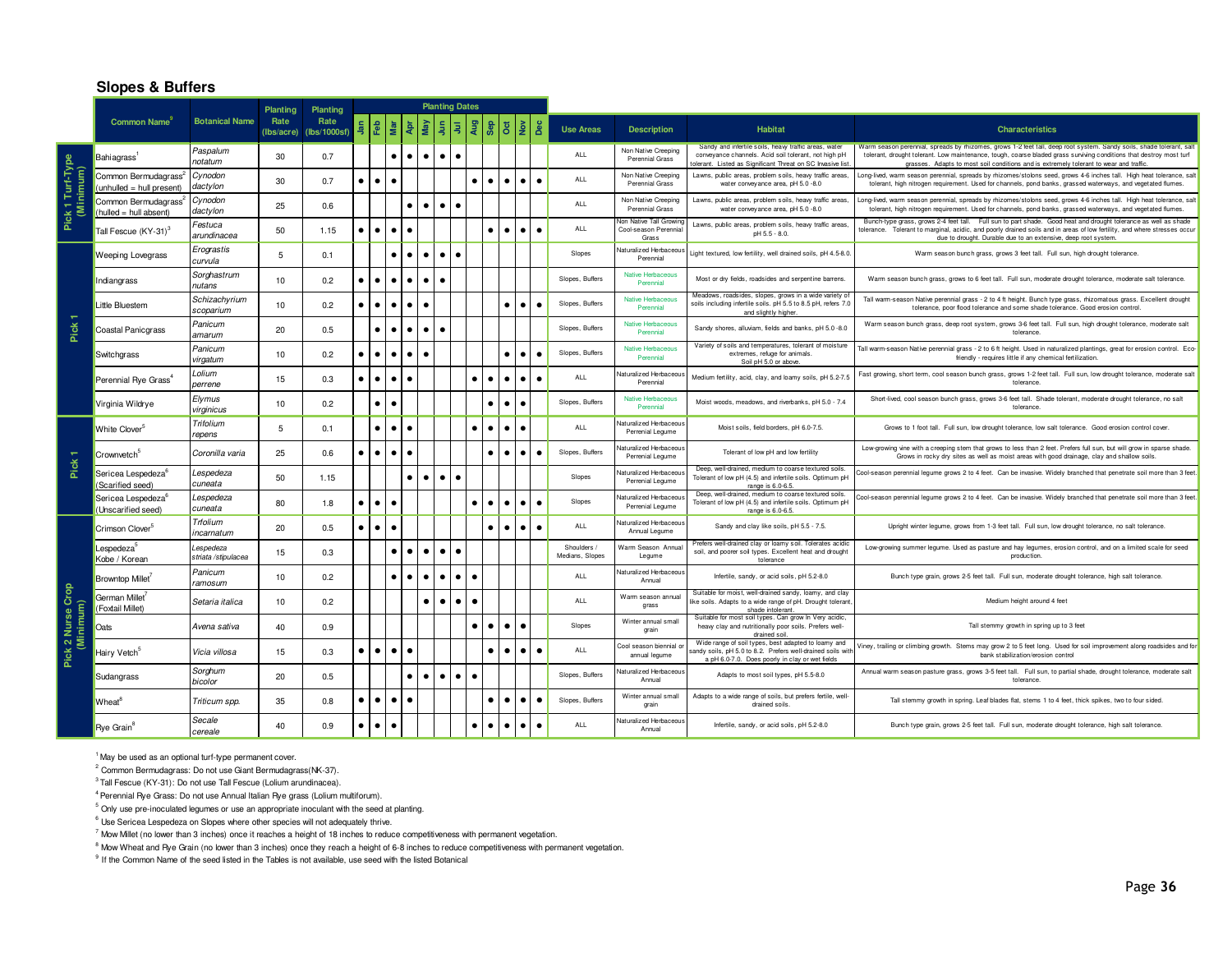## Slopes & Buffers

| Group | Common Name[9] | Botanical Name | Planting Rate (lbs/acre) | Planting Rate (lbs/1000sf) | Jan | Feb | Mar | Apr | May | Jun | Jul | Aug | Sep | Oct | Nov | Dec | Use Areas | Description | Habitat | Characteristics |
|---|---|---|---|---|---|---|---|---|---|---|---|---|---|---|---|---|---|---|---|---|
| | | | | | Planting Dates | | | | | | | | | | | | | | | |
| Pick 1 Turf-Type (Minimum) | Bahiagrass[1] | *Paspalum notatum* | 30 | 0.7 | | | ● | ● | ● | ● | ● | | | | | | ALL | Non Native Creeping Perennial Grass | Sandy and infertile soils, heavy traffic areas, water conveyance channels. Acid soil tolerant, not high pH tolerant. Listed as Significant Threat on SC Invasive list. | Warm season perennial, spreads by rhizomes, grows 1-2 feet tall, deep root system. Sandy soils, shade tolerant, salt tolerant, drought tolerant. Low maintenance, tough, coarse bladed grass surviving conditions that destroy most turf grasses. Adapts to most soil conditions and is extremely tolerant to wear and traffic. |
| Pick 1 Turf-Type (Minimum) | Common Bermudagrass[2] (unhulled = hull present) | *Cynodon dactylon* | 30 | 0.7 | ● | ● | ● | | | | | ● | ● | ● | ● | ● | ALL | Non Native Creeping Perennial Grass | Lawns, public areas, problem soils, heavy traffic areas, water conveyance area, pH 5.0 -8.0 | Long-lived, warm season perennial, spreads by rhizomes/stolons seed, grows 4-6 inches tall. High heat tolerance, salt tolerant, high nitrogen requirement. Used for channels, pond banks, grassed waterways, and vegetated flumes. |
| Pick 1 Turf-Type (Minimum) | Common Bermudagrass[2] (hulled = hull absent) | *Cynodon dactylon* | 25 | 0.6 | | | | ● | ● | ● | ● | | | | | | ALL | Non Native Creeping Perennial Grass | Lawns, public areas, problem soils, heavy traffic areas, water conveyance area, pH 5.0 -8.0 | Long-lived, warm season perennial, spreads by rhizomes/stolons seed, grows 4-6 inches tall. High heat tolerance, salt tolerant, high nitrogen requirement. Used for channels, pond banks, grassed waterways, and vegetated flumes. |
| Pick 1 Turf-Type (Minimum) | Tall Fescue (KY-31)[3] | *Festuca arundinacea* | 50 | 1.15 | ● | ● | ● | ● | | | | | ● | ● | ● | ● | ALL | Non Native Tall Growing Cool-season Perennial Grass | Lawns, public areas, problem soils, heavy traffic areas, pH 5.5 - 8.0. | Bunch-type grass, grows 2-4 feet tall. Full sun to part shade. Good heat and drought tolerance as well as shade tolerance. Tolerant to marginal, acidic, and poorly drained soils and in areas of low fertility, and where stresses occur due to drought. Durable due to an extensive, deep root system. |
| Pick 1 | Weeping Lovegrass | *Erograstis curvula* | 5 | 0.1 | | | ● | ● | ● | ● | ● | | | | | | Slopes | Naturalized Herbaceous Perennial | Light textured, low fertility, well drained soils, pH 4.5-8.0. | Warm season bunch grass, grows 3 feet tall. Full sun, high drought tolerance. |
| Pick 1 | Indiangrass | *Sorghastrum nutans* | 10 | 0.2 | ● | ● | ● | ● | ● | ● | | | | | | | Slopes, Buffers | Native Herbaceous Perennial | Most or dry fields, roadsides and serpentine barrens. | Warm season bunch grass, grows to 6 feet tall. Full sun, moderate drought tolerance, moderate salt tolerance. |
| Pick 1 | Little Bluestem | *Schizachyrium scoparium* | 10 | 0.2 | ● | ● | ● | ● | ● | | | | | ● | ● | ● | Slopes, Buffers | Native Herbaceous Perennial | Meadows, roadsides, slopes, grows in a wide variety of soils including infertile soils. pH 5.5 to 8.5 pH, refers 7.0 and slightly higher. | Tall warm-season Native perennial grass - 2 to 4 ft height. Bunch type grass, rhizomatous grass. Excellent drought tolerance, poor flood tolerance and some shade tolerance. Good erosion control. |
| Pick 1 | Coastal Panicgrass | *Panicum amarum* | 20 | 0.5 | | ● | ● | ● | ● | ● | | | | | | | Slopes, Buffers | Native Herbaceous Perennial | Sandy shores, alluvium, fields and banks, pH 5.0 -8.0 | Warm season bunch grass, deep root system, grows 3-6 feet tall. Full sun, high drought tolerance, moderate salt tolerance. |
| Pick 1 | Switchgrass | *Panicum virgatum* | 10 | 0.2 | ● | ● | ● | ● | ● | | | | | ● | ● | ● | Slopes, Buffers | Native Herbaceous Perennial | Variety of soils and temperatures, tolerant of moisture extremes, refuge for animals. Soil pH 5.0 or above. | Tall warm-season Native perennial grass - 2 to 6 ft height. Used in naturalized plantings, great for erosion control. Eco-friendly - requires little if any chemical fertilization. |
| Pick 1 | Perennial Rye Grass[4] | *Lolium perrene* | 15 | 0.3 | ● | ● | ● | ● | | | | ● | ● | ● | ● | ● | ALL | Naturalized Herbaceous Perennial | Medium fertility, acid, clay, and loamy soils, pH 5.2-7.5 | Fast growing, short term, cool season bunch grass, grows 1-2 feet tall. Full sun, low drought tolerance, moderate salt tolerance. |
| Pick 1 | Virginia Wildrye | *Elymus virginicus* | 10 | 0.2 | | ● | ● | | | | | | ● | ● | ● | | Slopes, Buffers | Native Herbaceous Perennial | Moist woods, meadows, and riverbanks, pH 5.0 - 7.4 | Short-lived, cool season bunch grass, grows 3-6 feet tall. Shade tolerant, moderate drought tolerance, no salt tolerance. |
| Pick 1 | White Clover[5] | *Trifolium repens* | 5 | 0.1 | | ● | ● | ● | | | | ● | ● | ● | ● | | ALL | Naturalized Herbaceous Perennial Legume | Moist soils, field borders, pH 6.0-7.5. | Grows to 1 foot tall. Full sun, low drought tolerance, low salt tolerance. Good erosion control cover. |
| Pick 1 | Crownvetch[5] | *Coronilla varia* | 25 | 0.6 | ● | ● | ● | ● | | | | | ● | ● | ● | ● | Slopes, Buffers | Naturalized Herbaceous Perennial Legume | Tolerant of low pH and low fertility | Low-growing vine with a creeping stem that grows to less than 2 feet. Prefers full sun, but will grow in sparse shade. Grows in rocky dry sites as well as moist areas with good drainage, clay and shallow soils. |
| Pick 1 | Sericea Lespedeza[6] (Scarified seed) | *Lespedeza cuneata* | 50 | 1.15 | | | | ● | ● | ● | ● | | | | | | Slopes | Naturalized Herbaceous Perennial Legume | Deep, well-drained, medium to coarse textured soils. Tolerant of low pH (4.5) and infertile soils. Optimum pH range is 6.0-6.5. | Cool-season perennial legume grows 2 to 4 feet. Can be invasive. Widely branched that penetrate soil more than 3 feet. |
| Pick 1 | Sericea Lespedeza[6] (Unscarified seed) | *Lespedeza cuneata* | 80 | 1.8 | ● | ● | ● | | | | | ● | ● | ● | ● | ● | Slopes | Naturalized Herbaceous Perennial Legume | Deep, well-drained, medium to coarse textured soils. Tolerant of low pH (4.5) and infertile soils. Optimum pH range is 6.0-6.5. | Cool-season perennial legume grows 2 to 4 feet. Can be invasive. Widely branched that penetrate soil more than 3 feet. |
| Pick 2 Nurse Crop (Minimum) | Crimson Clover[5] | *Trfolium incarnatum* | 20 | 0.5 | ● | ● | ● | | | | | | ● | ● | ● | ● | ALL | Naturalized Herbaceous Annual Legume | Sandy and clay like soils, pH 5.5 - 7.5. | Upright winter legume, grows from 1-3 feet tall. Full sun, low drought tolerance, no salt tolerance. |
| Pick 2 Nurse Crop (Minimum) | Lespedeza[5] Kobe / Korean | *Lespedeza striata /stipulacea* | 15 | 0.3 | | | ● | ● | ● | ● | ● | | | | | | Shoulders / Medians, Slopes | Warm Season Annual Legume | Prefers well-drained clay or loamy soil. Tolerates acidic soil, and poorer soil types. Excellent heat and drought tolerance | Low-growing summer legume. Used as pasture and hay legumes, erosion control, and on a limited scale for seed production. |
| Pick 2 Nurse Crop (Minimum) | Browntop Millet[7] | *Panicum ramosum* | 10 | 0.2 | | | ● | ● | ● | ● | ● | ● | | | | | ALL | Naturalized Herbaceous Annual | Infertile, sandy, or acid soils, pH 5.2-8.0 | Bunch type grain, grows 2-5 feet tall. Full sun, moderate drought tolerance, high salt tolerance. |
| Pick 2 Nurse Crop (Minimum) | German Millet[7] (Foxtail Millet) | *Setaria italica* | 10 | 0.2 | | | | | ● | ● | ● | ● | | | | | ALL | Warm season annual grass | Suitable for moist, well-drained sandy, loamy, and clay like soils. Adapts to a wide range of pH. Drought tolerant, shade intolerant. | Medium height around 4 feet |
| Pick 2 Nurse Crop (Minimum) | Oats | *Avena sativa* | 40 | 0.9 | | | | | | | | ● | ● | ● | ● | | Slopes | Winter annual small grain | Suitable for most soil types. Can grow In Very acidic, heavy clay and nutritionally poor soils. Prefers well-drained soil. | Tall stemmy growth in spring up to 3 feet |
| Pick 2 Nurse Crop (Minimum) | Hairy Vetch[5] | *Vicia villosa* | 15 | 0.3 | ● | ● | ● | ● | | | | | ● | ● | ● | ● | ALL | Cool season biennial or annual legume | Wide range of soil types, best adapted to loamy and sandy soils, pH 5.0 to 8.2. Prefers well-drained soils with a pH 6.0-7.0. Does poorly in clay or wet fields | Viney, trailing or climbing growth. Stems may grow 2 to 5 feet long. Used for soil improvement along roadsides and for bank stabilization/erosion control |
| Pick 2 Nurse Crop (Minimum) | Sudangrass | *Sorghum bicolor* | 20 | 0.5 | | | | ● | ● | ● | ● | ● | | | | | Slopes, Buffers | Naturalized Herbaceous Annual | Adapts to most soil types, pH 5.5-8.0 | Annual warm season pasture grass, grows 3-5 feet tall. Full sun, to partial shade, drought tolerance, moderate salt tolerance. |
| Pick 2 Nurse Crop (Minimum) | Wheat[8] | *Triticum spp.* | 35 | 0.8 | ● | ● | ● | ● | | | | | ● | ● | ● | ● | Slopes, Buffers | Winter annual small grain | Adapts to a wide range of soils, but prefers fertile, well-drained soils. | Tall stemmy growth in spring. Leaf blades flat, stems 1 to 4 feet, thick spikes, two to four sided. |
| Pick 2 Nurse Crop (Minimum) | Rye Grain[8] | *Secale cereale* | 40 | 0.9 | ● | ● | ● | | | | | ● | ● | ● | ● | ● | ALL | Naturalized Herbaceous Annual | Infertile, sandy, or acid soils, pH 5.2-8.0 | Bunch type grain, grows 2-5 feet tall. Full sun, moderate drought tolerance, high salt tolerance. |

[1] May be used as an optional turf-type permanent cover.

[2] Common Bermudagrass: Do not use Giant Bermudagrass(NK-37).

[3] Tall Fescue (KY-31): Do not use Tall Fescue (Lolium arundinacea).

[4] Perennial Rye Grass: Do not use Annual Italian Rye grass (Lolium multiforum).

[5] Only use pre-inoculated legumes or use an appropriate inoculant with the seed at planting.

[6] Use Sericea Lespedeza on Slopes where other species will not adequately thrive.

[7] Mow Millet (no lower than 3 inches) once it reaches a height of 18 inches to reduce competitiveness with permanent vegetation.

[8] Mow Wheat and Rye Grain (no lower than 3 inches) once they reach a height of 6-8 inches to reduce competitiveness with permanent vegetation.

[9] If the Common Name of the seed listed in the Tables is not available, use seed with the listed Botanical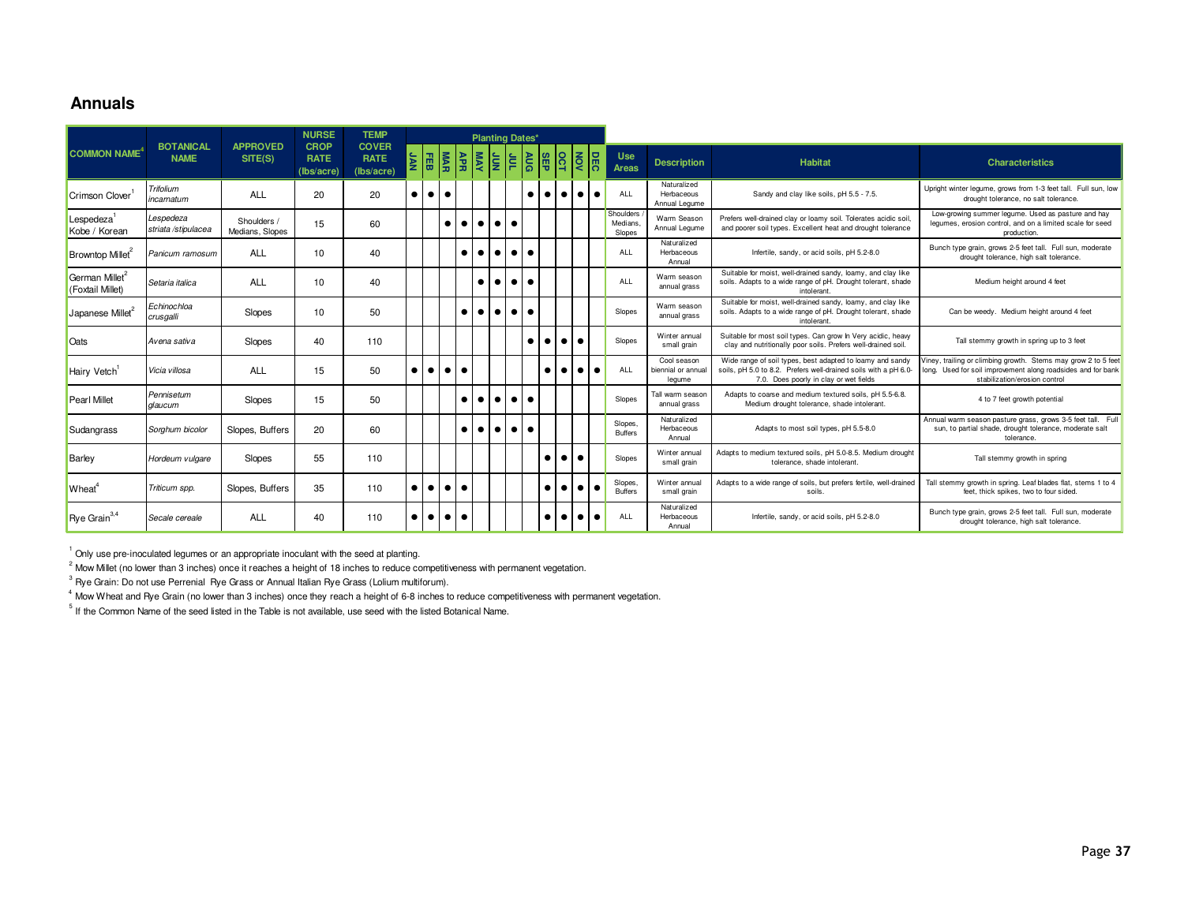## Annuals

| COMMON NAME[5] | BOTANICAL NAME | APPROVED SITE(S) | NURSE CROP RATE (lbs/acre) | TEMP COVER RATE (lbs/acre) | Planting Dates* | | | | | | | | | | | | Use Areas | Description | Habitat | Characteristics |
|---|---|---|---|---|---|---|---|---|---|---|---|---|---|---|---|---|---|---|---|---|
| | | | | | JAN | FEB | MAR | APR | MAY | JUN | JUL | AUG | SEP | OCT | NOV | DEC | | | | |
| Crimson Clover[1] | *Trifolium incarnatum* | ALL | 20 | 20 | ● | ● | ● | | | | | ● | ● | ● | ● | ● | ALL | Naturalized Herbaceous Annual Legume | Sandy and clay like soils, pH 5.5 - 7.5. | Upright winter legume, grows from 1-3 feet tall. Full sun, low drought tolerance, no salt tolerance. |
| Lespedeza[1] Kobe / Korean | *Lespedeza striata /stipulacea* | Shoulders / Medians, Slopes | 15 | 60 | | | ● | ● | ● | ● | ● | | | | | | Shoulders / Medians, Slopes | Warm Season Annual Legume | Prefers well-drained clay or loamy soil. Tolerates acidic soil, and poorer soil types. Excellent heat and drought tolerance | Low-growing summer legume. Used as pasture and hay legumes, erosion control, and on a limited scale for seed production. |
| Browntop Millet[2] | *Panicum ramosum* | ALL | 10 | 40 | | | | ● | ● | ● | ● | ● | | | | | ALL | Naturalized Herbaceous Annual | Infertile, sandy, or acid soils, pH 5.2-8.0 | Bunch type grain, grows 2-5 feet tall. Full sun, moderate drought tolerance, high salt tolerance. |
| German Millet[2] (Foxtail Millet) | *Setaria italica* | ALL | 10 | 40 | | | | | ● | ● | ● | ● | | | | | ALL | Warm season annual grass | Suitable for moist, well-drained sandy, loamy, and clay like soils. Adapts to a wide range of pH. Drought tolerant, shade intolerant. | Medium height around 4 feet |
| Japanese Millet[2] | *Echinochloa crusgalli* | Slopes | 10 | 50 | | | | ● | ● | ● | ● | ● | | | | | Slopes | Warm season annual grass | Suitable for moist, well-drained sandy, loamy, and clay like soils. Adapts to a wide range of pH. Drought tolerant, shade intolerant. | Can be weedy. Medium height around 4 feet |
| Oats | *Avena sativa* | Slopes | 40 | 110 | | | | | | | | ● | ● | ● | ● | | Slopes | Winter annual small grain | Suitable for most soil types. Can grow In Very acidic, heavy clay and nutritionally poor soils. Prefers well-drained soil. | Tall stemmy growth in spring up to 3 feet |
| Hairy Vetch[1] | *Vicia villosa* | ALL | 15 | 50 | ● | ● | ● | ● | | | | | ● | ● | ● | ● | ALL | Cool season biennial or annual legume | Wide range of soil types, best adapted to loamy and sandy soils, pH 5.0 to 8.2. Prefers well-drained soils with a pH 6.0-7.0. Does poorly in clay or wet fields | Viney, trailing or climbing growth. Stems may grow 2 to 5 feet long. Used for soil improvement along roadsides and for bank stabilization/erosion control |
| Pearl Millet | *Pennisetum glaucum* | Slopes | 15 | 50 | | | | ● | ● | ● | ● | ● | | | | | Slopes | Tall warm season annual grass | Adapts to coarse and medium textured soils, pH 5.5-6.8. Medium drought tolerance, shade intolerant. | 4 to 7 feet growth potential |
| Sudangrass | *Sorghum bicolor* | Slopes, Buffers | 20 | 60 | | | | ● | ● | ● | ● | ● | | | | | Slopes, Buffers | Naturalized Herbaceous Annual | Adapts to most soil types, pH 5.5-8.0 | Annual warm season pasture grass, grows 3-5 feet tall. Full sun, to partial shade, drought tolerance, moderate salt tolerance. |
| Barley | *Hordeum vulgare* | Slopes | 55 | 110 | | | | | | | | | ● | ● | ● | | Slopes | Winter annual small grain | Adapts to medium textured soils, pH 5.0-8.5. Medium drought tolerance, shade intolerant. | Tall stemmy growth in spring |
| Wheat[4] | *Triticum spp.* | Slopes, Buffers | 35 | 110 | ● | ● | ● | ● | | | | | ● | ● | ● | ● | Slopes, Buffers | Winter annual small grain | Adapts to a wide range of soils, but prefers fertile, well-drained soils. | Tall stemmy growth in spring. Leaf blades flat, stems 1 to 4 feet, thick spikes, two to four sided. |
| Rye Grain[3,4] | *Secale cereale* | ALL | 40 | 110 | ● | ● | ● | ● | | | | | ● | ● | ● | ● | ALL | Naturalized Herbaceous Annual | Infertile, sandy, or acid soils, pH 5.2-8.0 | Bunch type grain, grows 2-5 feet tall. Full sun, moderate drought tolerance, high salt tolerance. |

[1] Only use pre-inoculated legumes or an appropriate inoculant with the seed at planting.

[2] Mow Millet (no lower than 3 inches) once it reaches a height of 18 inches to reduce competitiveness with permanent vegetation.

[3] Rye Grain: Do not use Perrenial Rye Grass or Annual Italian Rye Grass (Lolium multiforum).

[4] Mow Wheat and Rye Grain (no lower than 3 inches) once they reach a height of 6-8 inches to reduce competitiveness with permanent vegetation.

[5] If the Common Name of the seed listed in the Table is not available, use seed with the listed Botanical Name.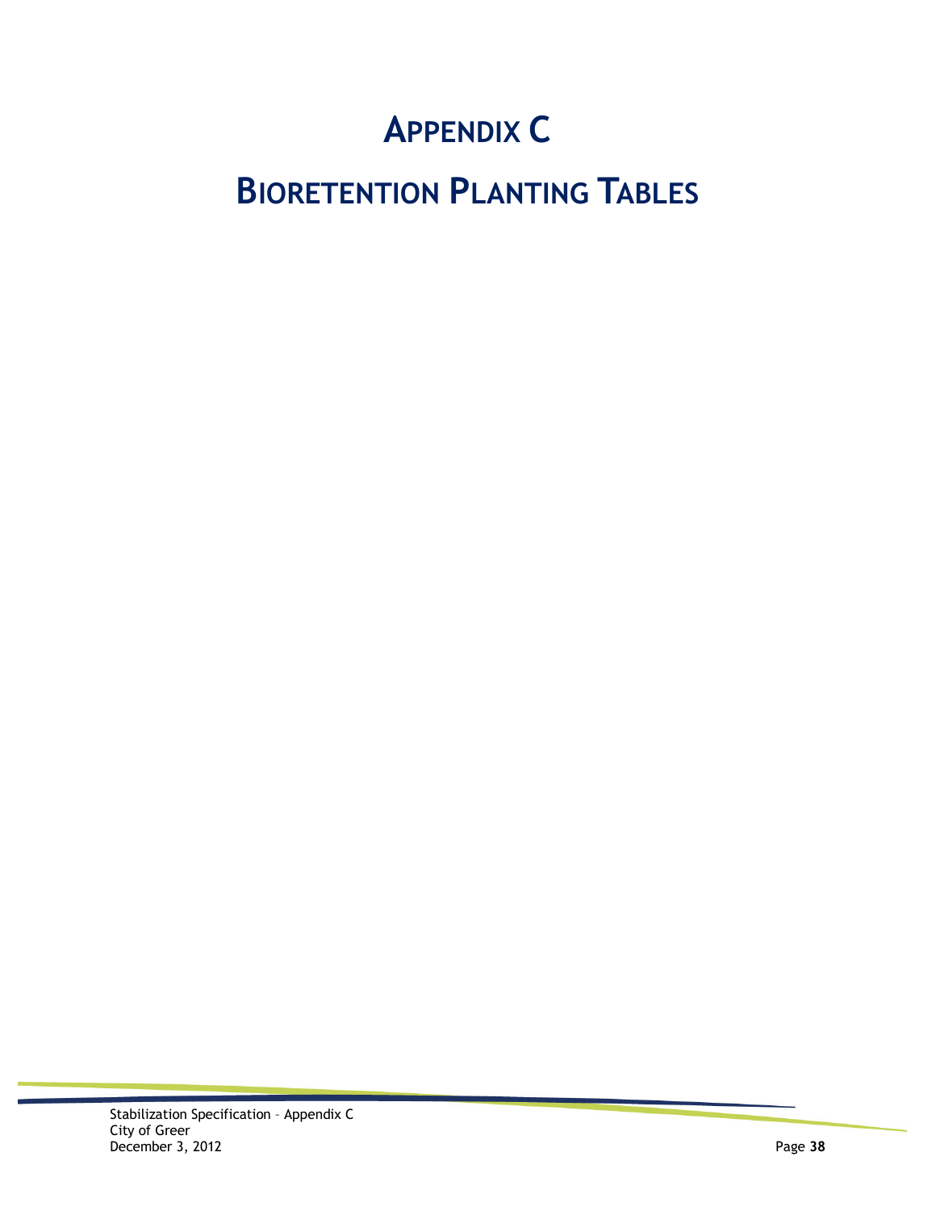# APPENDIX C

# BIORETENTION PLANTING TABLES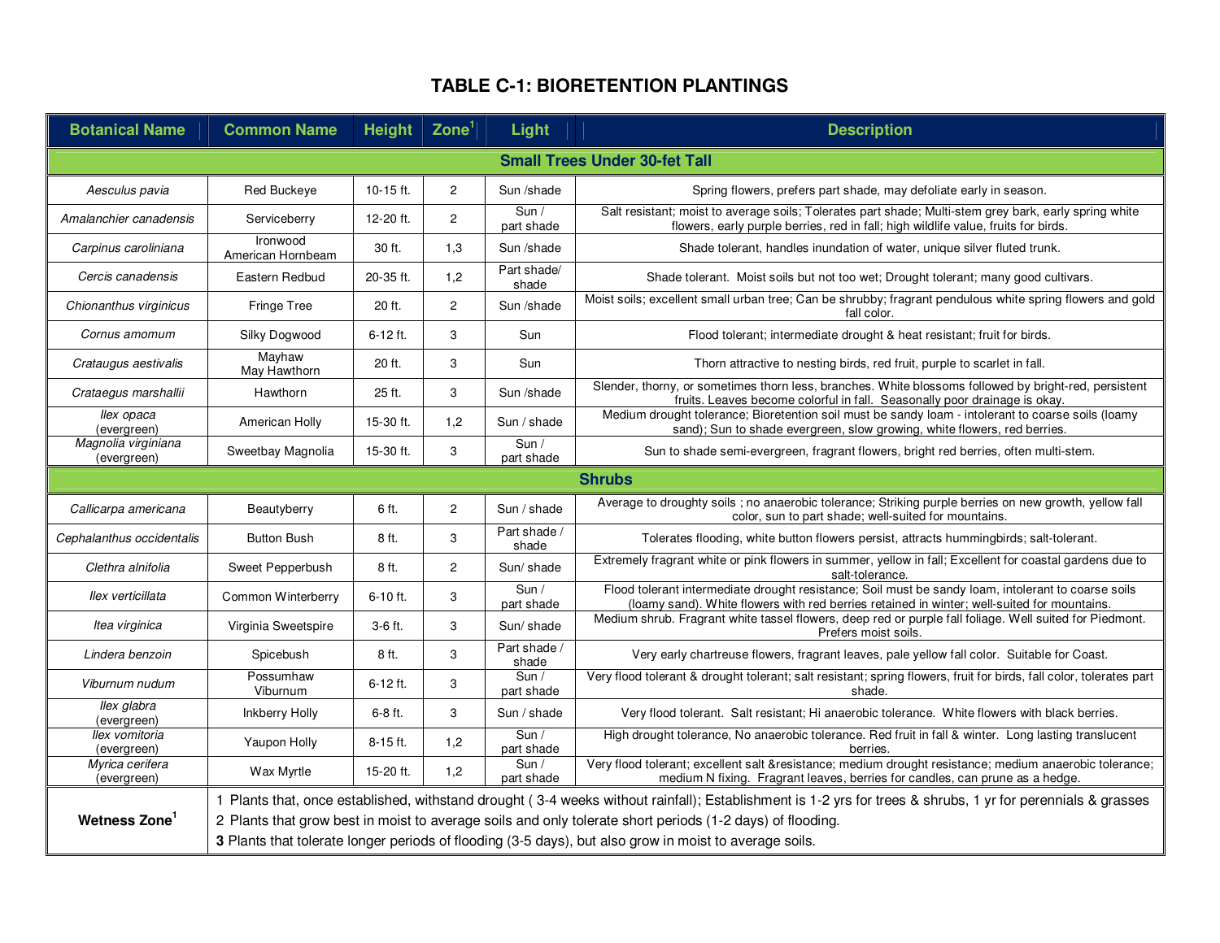# TABLE C-1: BIORETENTION PLANTINGS

| Botanical Name | Common Name | Height | Zone[1] | Light | Description |
|---|---|---|---|---|---|
| **Small Trees Under 30-fet Tall** | | | | | |
| *Aesculus pavia* | Red Buckeye | 10-15 ft. | 2 | Sun /shade | Spring flowers, prefers part shade, may defoliate early in season. |
| *Amalanchier canadensis* | Serviceberry | 12-20 ft. | 2 | Sun / part shade | Salt resistant; moist to average soils; Tolerates part shade; Multi-stem grey bark, early spring white flowers, early purple berries, red in fall; high wildlife value, fruits for birds. |
| *Carpinus caroliniana* | Ironwood American Hornbeam | 30 ft. | 1,3 | Sun /shade | Shade tolerant, handles inundation of water, unique silver fluted trunk. |
| *Cercis canadensis* | Eastern Redbud | 20-35 ft. | 1,2 | Part shade/ shade | Shade tolerant. Moist soils but not too wet; Drought tolerant; many good cultivars. |
| *Chionanthus virginicus* | Fringe Tree | 20 ft. | 2 | Sun /shade | Moist soils; excellent small urban tree; Can be shrubby; fragrant pendulous white spring flowers and gold fall color. |
| *Cornus amomum* | Silky Dogwood | 6-12 ft. | 3 | Sun | Flood tolerant; intermediate drought & heat resistant; fruit for birds. |
| *Crataugus aestivalis* | Mayhaw May Hawthorn | 20 ft. | 3 | Sun | Thorn attractive to nesting birds, red fruit, purple to scarlet in fall. |
| *Crataegus marshallii* | Hawthorn | 25 ft. | 3 | Sun /shade | Slender, thorny, or sometimes thorn less, branches. White blossoms followed by bright-red, persistent fruits. Leaves become colorful in fall. Seasonally poor drainage is okay. |
| *Ilex opaca* (evergreen) | American Holly | 15-30 ft. | 1,2 | Sun / shade | Medium drought tolerance; Bioretention soil must be sandy loam - intolerant to coarse soils (loamy sand); Sun to shade evergreen, slow growing, white flowers, red berries. |
| *Magnolia virginiana* (evergreen) | Sweetbay Magnolia | 15-30 ft. | 3 | Sun / part shade | Sun to shade semi-evergreen, fragrant flowers, bright red berries, often multi-stem. |
| **Shrubs** | | | | | |
| *Callicarpa americana* | Beautyberry | 6 ft. | 2 | Sun / shade | Average to droughty soils ; no anaerobic tolerance; Striking purple berries on new growth, yellow fall color, sun to part shade; well-suited for mountains. |
| *Cephalanthus occidentalis* | Button Bush | 8 ft. | 3 | Part shade / shade | Tolerates flooding, white button flowers persist, attracts hummingbirds; salt-tolerant. |
| *Clethra alnifolia* | Sweet Pepperbush | 8 ft. | 2 | Sun/ shade | Extremely fragrant white or pink flowers in summer, yellow in fall; Excellent for coastal gardens due to salt-tolerance. |
| *Ilex verticillata* | Common Winterberry | 6-10 ft. | 3 | Sun / part shade | Flood tolerant intermediate drought resistance; Soil must be sandy loam, intolerant to coarse soils (loamy sand). White flowers with red berries retained in winter; well-suited for mountains. |
| *Itea virginica* | Virginia Sweetspire | 3-6 ft. | 3 | Sun/ shade | Medium shrub. Fragrant white tassel flowers, deep red or purple fall foliage. Well suited for Piedmont. Prefers moist soils. |
| *Lindera benzoin* | Spicebush | 8 ft. | 3 | Part shade / shade | Very early chartreuse flowers, fragrant leaves, pale yellow fall color. Suitable for Coast. |
| *Viburnum nudum* | Possumhaw Viburnum | 6-12 ft. | 3 | Sun / part shade | Very flood tolerant & drought tolerant; salt resistant; spring flowers, fruit for birds, fall color, tolerates part shade. |
| *Ilex glabra* (evergreen) | Inkberry Holly | 6-8 ft. | 3 | Sun / shade | Very flood tolerant. Salt resistant; Hi anaerobic tolerance. White flowers with black berries. |
| *Ilex vomitoria* (evergreen) | Yaupon Holly | 8-15 ft. | 1,2 | Sun / part shade | High drought tolerance, No anaerobic tolerance. Red fruit in fall & winter. Long lasting translucent berries. |
| *Myrica cerifera* (evergreen) | Wax Myrtle | 15-20 ft. | 1,2 | Sun / part shade | Very flood tolerant; excellent salt &resistance; medium drought resistance; medium anaerobic tolerance; medium N fixing. Fragrant leaves, berries for candles, can prune as a hedge. |
| **Wetness Zone[1]** | 1 Plants that, once established, withstand drought ( 3-4 weeks without rainfall); Establishment is 1-2 yrs for trees & shrubs, 1 yr for perennials & grasses<br>2 Plants that grow best in moist to average soils and only tolerate short periods (1-2 days) of flooding.<br>**3** Plants that tolerate longer periods of flooding (3-5 days), but also grow in moist to average soils. | | | | |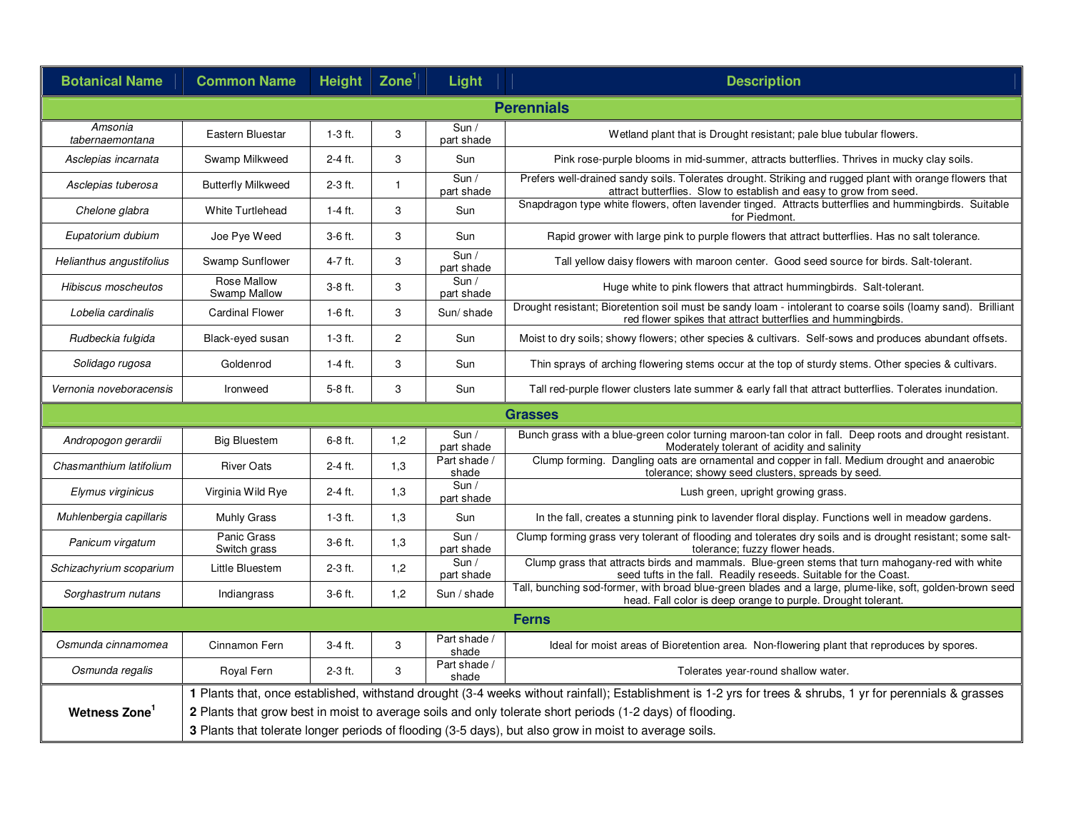| Botanical Name | Common Name | Height | Zone[1] | Light | Description |
|---|---|---|---|---|---|
| **Perennials** | | | | | |
| *Amsonia tabernaemontana* | Eastern Bluestar | 1-3 ft. | 3 | Sun / part shade | Wetland plant that is Drought resistant; pale blue tubular flowers. |
| *Asclepias incarnata* | Swamp Milkweed | 2-4 ft. | 3 | Sun | Pink rose-purple blooms in mid-summer, attracts butterflies. Thrives in mucky clay soils. |
| *Asclepias tuberosa* | Butterfly Milkweed | 2-3 ft. | 1 | Sun / part shade | Prefers well-drained sandy soils. Tolerates drought. Striking and rugged plant with orange flowers that attract butterflies. Slow to establish and easy to grow from seed. |
| *Chelone glabra* | White Turtlehead | 1-4 ft. | 3 | Sun | Snapdragon type white flowers, often lavender tinged. Attracts butterflies and hummingbirds. Suitable for Piedmont. |
| *Eupatorium dubium* | Joe Pye Weed | 3-6 ft. | 3 | Sun | Rapid grower with large pink to purple flowers that attract butterflies. Has no salt tolerance. |
| *Helianthus angustifolius* | Swamp Sunflower | 4-7 ft. | 3 | Sun / part shade | Tall yellow daisy flowers with maroon center. Good seed source for birds. Salt-tolerant. |
| *Hibiscus moscheutos* | Rose Mallow Swamp Mallow | 3-8 ft. | 3 | Sun / part shade | Huge white to pink flowers that attract hummingbirds. Salt-tolerant. |
| *Lobelia cardinalis* | Cardinal Flower | 1-6 ft. | 3 | Sun/ shade | Drought resistant; Bioretention soil must be sandy loam - intolerant to coarse soils (loamy sand). Brilliant red flower spikes that attract butterflies and hummingbirds. |
| *Rudbeckia fulgida* | Black-eyed susan | 1-3 ft. | 2 | Sun | Moist to dry soils; showy flowers; other species & cultivars. Self-sows and produces abundant offsets. |
| *Solidago rugosa* | Goldenrod | 1-4 ft. | 3 | Sun | Thin sprays of arching flowering stems occur at the top of sturdy stems. Other species & cultivars. |
| *Vernonia noveboracensis* | Ironweed | 5-8 ft. | 3 | Sun | Tall red-purple flower clusters late summer & early fall that attract butterflies. Tolerates inundation. |
| **Grasses** | | | | | |
| *Andropogon gerardii* | Big Bluestem | 6-8 ft. | 1,2 | Sun / part shade | Bunch grass with a blue-green color turning maroon-tan color in fall. Deep roots and drought resistant. Moderately tolerant of acidity and salinity |
| *Chasmanthium latifolium* | River Oats | 2-4 ft. | 1,3 | Part shade / shade | Clump forming. Dangling oats are ornamental and copper in fall. Medium drought and anaerobic tolerance; showy seed clusters, spreads by seed. |
| *Elymus virginicus* | Virginia Wild Rye | 2-4 ft. | 1,3 | Sun / part shade | Lush green, upright growing grass. |
| *Muhlenbergia capillaris* | Muhly Grass | 1-3 ft. | 1,3 | Sun | In the fall, creates a stunning pink to lavender floral display. Functions well in meadow gardens. |
| *Panicum virgatum* | Panic Grass Switch grass | 3-6 ft. | 1,3 | Sun / part shade | Clump forming grass very tolerant of flooding and tolerates dry soils and is drought resistant; some salt-tolerance; fuzzy flower heads. |
| *Schizachyrium scoparium* | Little Bluestem | 2-3 ft. | 1,2 | Sun / part shade | Clump grass that attracts birds and mammals. Blue-green stems that turn mahogany-red with white seed tufts in the fall. Readily reseeds. Suitable for the Coast. |
| *Sorghastrum nutans* | Indiangrass | 3-6 ft. | 1,2 | Sun / shade | Tall, bunching sod-former, with broad blue-green blades and a large, plume-like, soft, golden-brown seed head. Fall color is deep orange to purple. Drought tolerant. |
| **Ferns** | | | | | |
| *Osmunda cinnamomea* | Cinnamon Fern | 3-4 ft. | 3 | Part shade / shade | Ideal for moist areas of Bioretention area. Non-flowering plant that reproduces by spores. |
| *Osmunda regalis* | Royal Fern | 2-3 ft. | 3 | Part shade / shade | Tolerates year-round shallow water. |

**Wetness Zone[1]**

**1** Plants that, once established, withstand drought (3-4 weeks without rainfall); Establishment is 1-2 yrs for trees & shrubs, 1 yr for perennials & grasses

**2** Plants that grow best in moist to average soils and only tolerate short periods (1-2 days) of flooding.

**3** Plants that tolerate longer periods of flooding (3-5 days), but also grow in moist to average soils.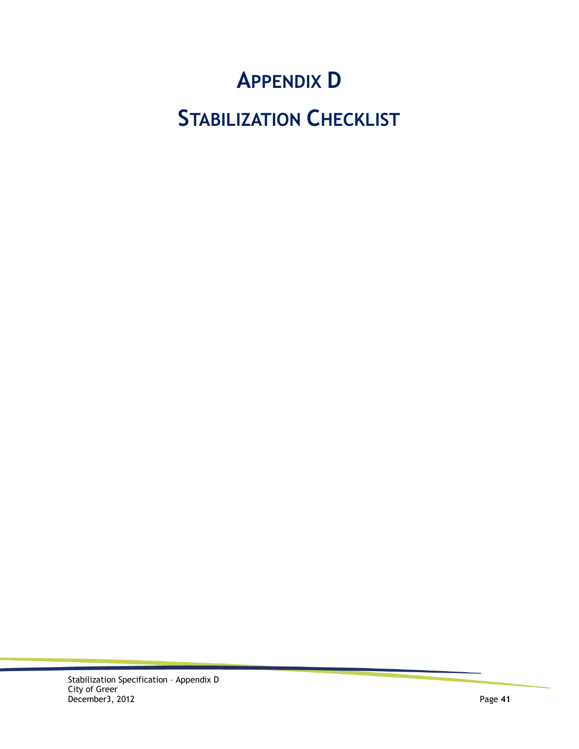# APPENDIX D

# STABILIZATION CHECKLIST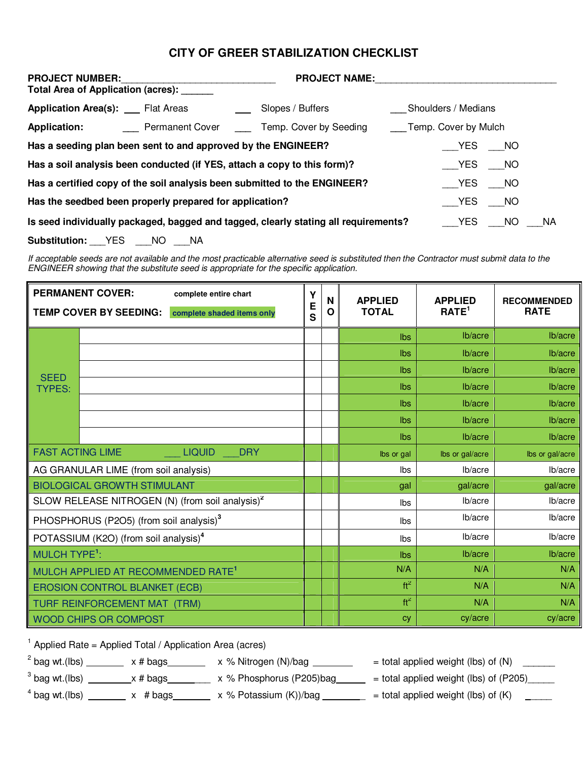# CITY OF GREER STABILIZATION CHECKLIST

**PROJECT NUMBER:**_____________________________ **PROJECT NAME:**___________________________________

**Total Area of Application (acres):** ______

**Application Area(s):** ___ Flat Areas ___ Slopes / Buffers ___Shoulders / Medians

**Application:** ___ Permanent Cover ___ Temp. Cover by Seeding ___Temp. Cover by Mulch

**Has a seeding plan been sent to and approved by the ENGINEER?** ___YES ___NO

**Has a soil analysis been conducted (if YES, attach a copy to this form)?** ___YES ___NO

**Has a certified copy of the soil analysis been submitted to the ENGINEER?** ___YES ___NO

**Has the seedbed been properly prepared for application?** ___YES ___NO

**Is seed individually packaged, bagged and tagged, clearly stating all requirements?** ___YES ___NO ___NA

**Substitution:** ___YES ___NO ___NA

*If acceptable seeds are not available and the most practicable alternative seed is substituted then the Contractor must submit data to the ENGINEER showing that the substitute seed is appropriate for the specific application.*

| **PERMANENT COVER:** complete entire chart<br>**TEMP COVER BY SEEDING:** complete shaded items only | | YES | NO | APPLIED TOTAL | APPLIED RATE[1] | RECOMMENDED RATE |
|---|---|---|---|---|---|---|
| SEED TYPES: | | | | lbs | lb/acre | lb/acre |
| | | | | lbs | lb/acre | lb/acre |
| | | | | lbs | lb/acre | lb/acre |
| | | | | lbs | lb/acre | lb/acre |
| | | | | lbs | lb/acre | lb/acre |
| | | | | lbs | lb/acre | lb/acre |
| | | | | lbs | lb/acre | lb/acre |
| FAST ACTING LIME ___ LIQUID ___DRY | | | | lbs or gal | lbs or gal/acre | lbs or gal/acre |
| AG GRANULAR LIME (from soil analysis) | | | | lbs | lb/acre | lb/acre |
| BIOLOGICAL GROWTH STIMULANT | | | | gal | gal/acre | gal/acre |
| SLOW RELEASE NITROGEN (N) (from soil analysis)[2] | | | | lbs | lb/acre | lb/acre |
| PHOSPHORUS (P2O5) (from soil analysis)[3] | | | | lbs | lb/acre | lb/acre |
| POTASSIUM (K2O) (from soil analysis)[4] | | | | lbs | lb/acre | lb/acre |
| MULCH TYPE[1]: | | | | lbs | lb/acre | lb/acre |
| MULCH APPLIED AT RECOMMENDED RATE[1] | | | | N/A | N/A | N/A |
| EROSION CONTROL BLANKET (ECB) | | | | $ft^2$ | N/A | N/A |
| TURF REINFORCEMENT MAT (TRM) | | | | $ft^2$ | N/A | N/A |
| WOOD CHIPS OR COMPOST | | | | cy | cy/acre | cy/acre |

[1] Applied Rate = Applied Total / Application Area (acres)

[2] bag wt.(lbs) _______ x # bags_______ x % Nitrogen (N)/bag ________ = total applied weight (lbs) of (N) ______

[3] bag wt.(lbs) ________x # bags________ x % Phosphorus (P205)bag______ = total applied weight (lbs) of (P205)_____

[4] bag wt.(lbs) _______ x # bags_______ x % Potassium (K))/bag ________ = total applied weight (lbs) of (K) _____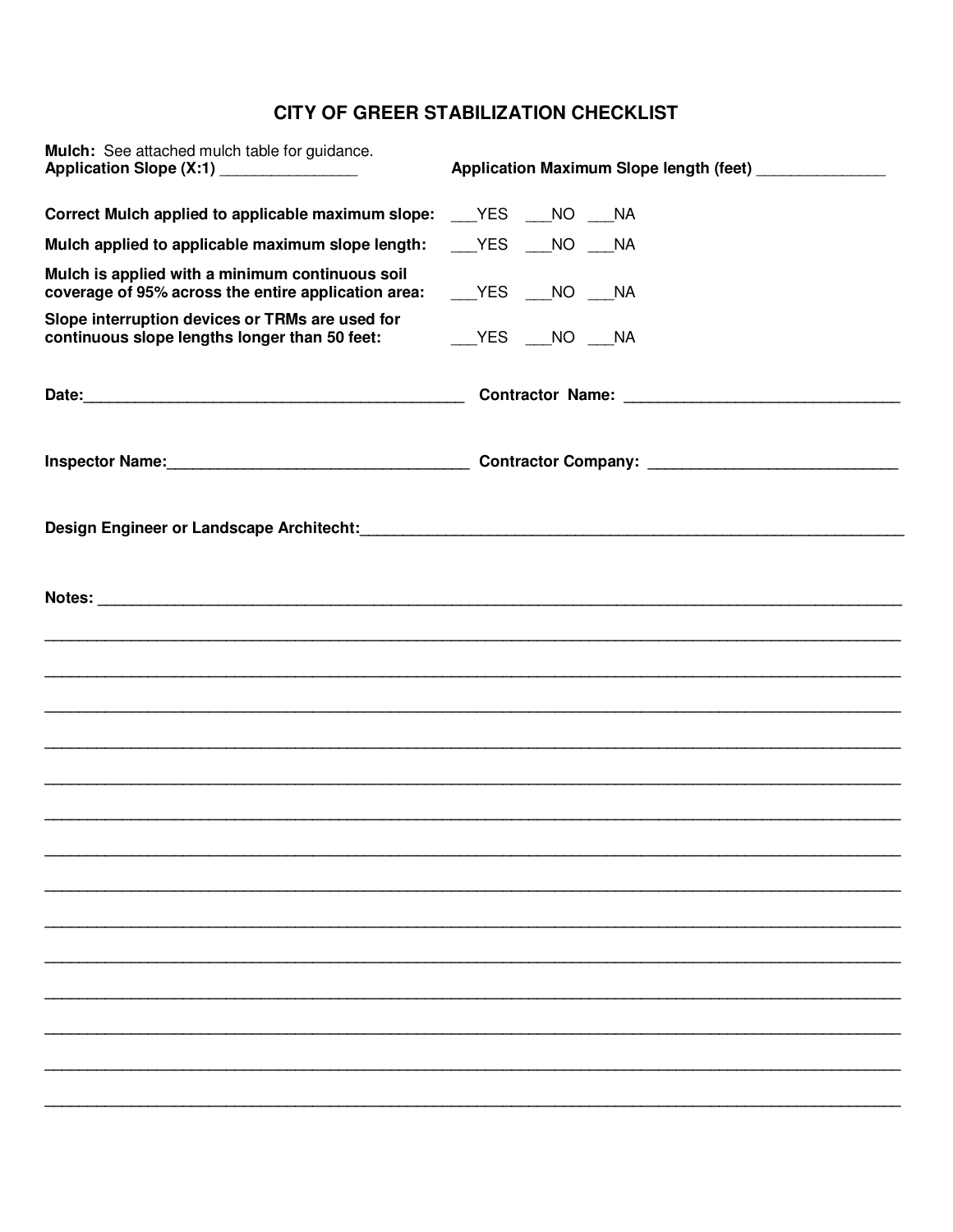# CITY OF GREER STABILIZATION CHECKLIST

**Mulch:** See attached mulch table for guidance.
**Application Slope (X:1)** ________________ **Application Maximum Slope length (feet)** _______________

**Correct Mulch applied to applicable maximum slope:** ___YES ___NO ___NA

**Mulch applied to applicable maximum slope length:** ___YES ___NO ___NA

**Mulch is applied with a minimum continuous soil coverage of 95% across the entire application area:** ___YES ___NO ___NA

**Slope interruption devices or TRMs are used for continuous slope lengths longer than 50 feet:** ___YES ___NO ___NA

**Date:**_____________________________________________ **Contractor Name:** _______________________________

**Inspector Name:**__________________________________ **Contractor Company:** ____________________________

**Design Engineer or Landscape Architecht:**______________________________________________________________

**Notes:** _________________________________________________________________________________________

______________________________________________________________________________________________

______________________________________________________________________________________________

______________________________________________________________________________________________

______________________________________________________________________________________________

______________________________________________________________________________________________

______________________________________________________________________________________________

______________________________________________________________________________________________

______________________________________________________________________________________________

______________________________________________________________________________________________

______________________________________________________________________________________________

______________________________________________________________________________________________

______________________________________________________________________________________________

______________________________________________________________________________________________

______________________________________________________________________________________________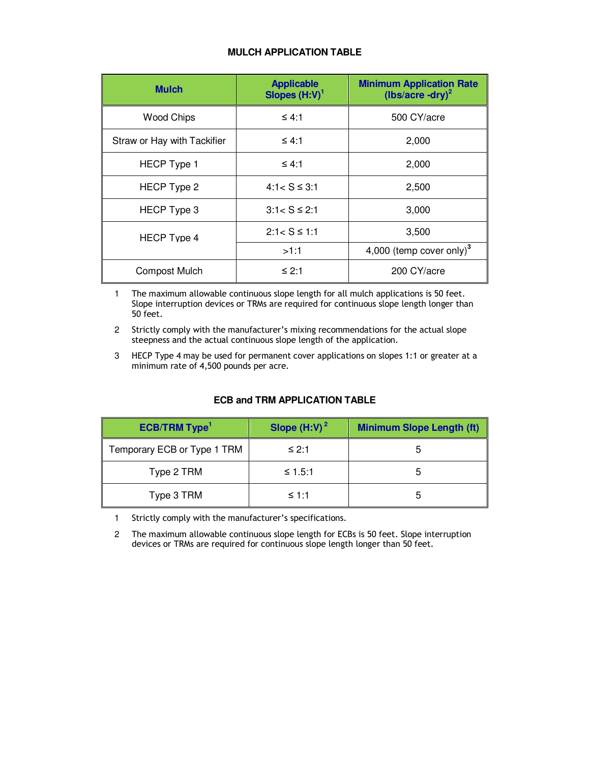### MULCH APPLICATION TABLE

| Mulch | Applicable Slopes (H:V)[1] | Minimum Application Rate (lbs/acre -dry)[2] |
|---|---|---|
| Wood Chips | ≤ 4:1 | 500 CY/acre |
| Straw or Hay with Tackifier | ≤ 4:1 | 2,000 |
| HECP Type 1 | ≤ 4:1 | 2,000 |
| HECP Type 2 | 4:1< S ≤ 3:1 | 2,500 |
| HECP Type 3 | 3:1< S ≤ 2:1 | 3,000 |
| HECP Type 4 | 2:1< S ≤ 1:1 | 3,500 |
| | >1:1 | 4,000 (temp cover only)[3] |
| Compost Mulch | ≤ 2:1 | 200 CY/acre |

1. The maximum allowable continuous slope length for all mulch applications is 50 feet. Slope interruption devices or TRMs are required for continuous slope length longer than 50 feet.
2. Strictly comply with the manufacturer's mixing recommendations for the actual slope steepness and the actual continuous slope length of the application.
3. HECP Type 4 may be used for permanent cover applications on slopes 1:1 or greater at a minimum rate of 4,500 pounds per acre.

### ECB and TRM APPLICATION TABLE

| ECB/TRM Type[1] | Slope (H:V)[2] | Minimum Slope Length (ft) |
|---|---|---|
| Temporary ECB or Type 1 TRM | ≤ 2:1 | 5 |
| Type 2 TRM | ≤ 1.5:1 | 5 |
| Type 3 TRM | ≤ 1:1 | 5 |

1. Strictly comply with the manufacturer's specifications.
2. The maximum allowable continuous slope length for ECBs is 50 feet. Slope interruption devices or TRMs are required for continuous slope length longer than 50 feet.